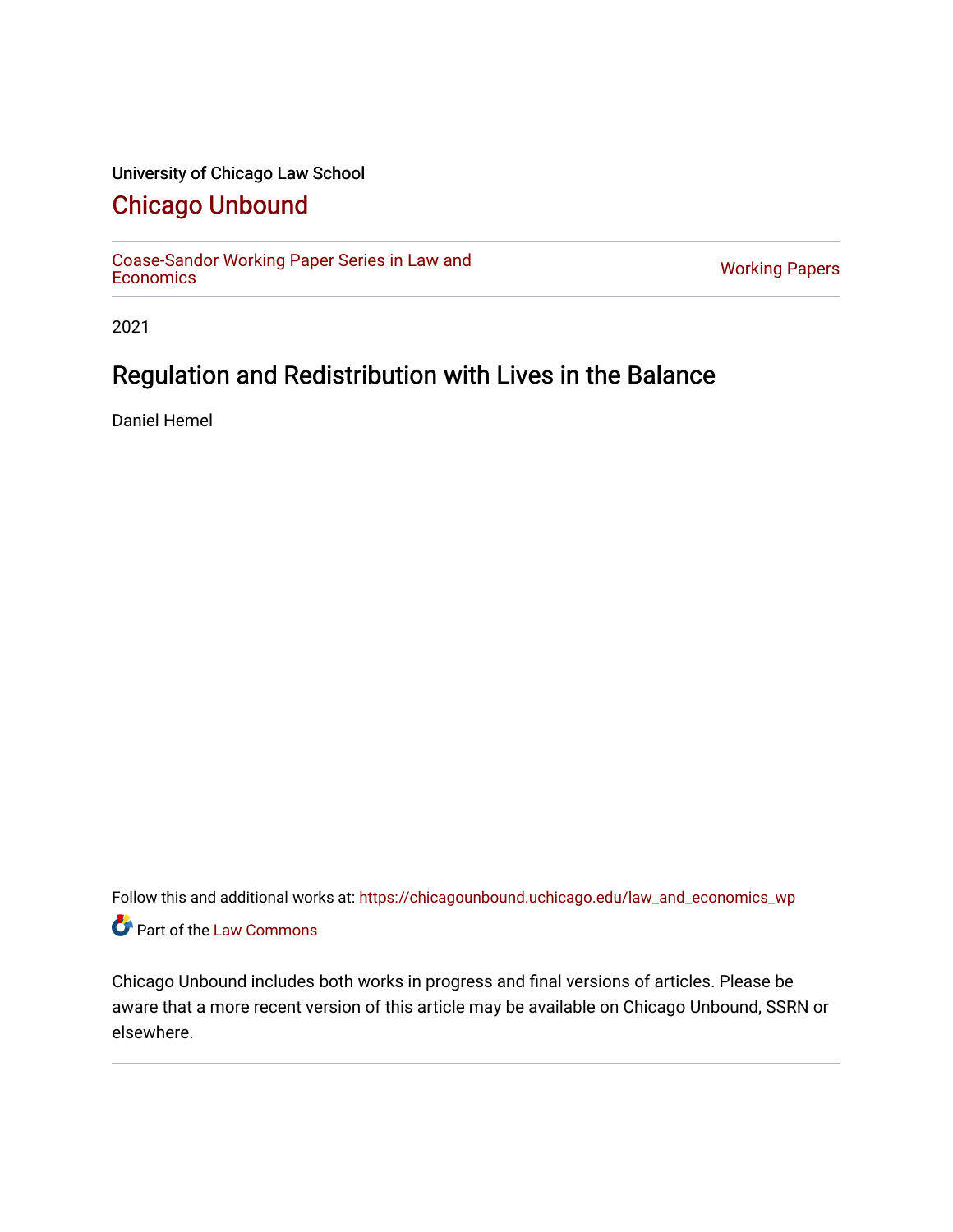University of Chicago Law School

# Chicago Unbound

Coase-Sandor Working Paper Series in Law and Economics

Working Papers

2021

## Regulation and Redistribution with Lives in the Balance

Daniel Hemel

Follow this and additional works at: https://chicagounbound.uchicago.edu/law_and_economics_wp

Part of the Law Commons

Chicago Unbound includes both works in progress and final versions of articles. Please be aware that a more recent version of this article may be available on Chicago Unbound, SSRN or elsewhere.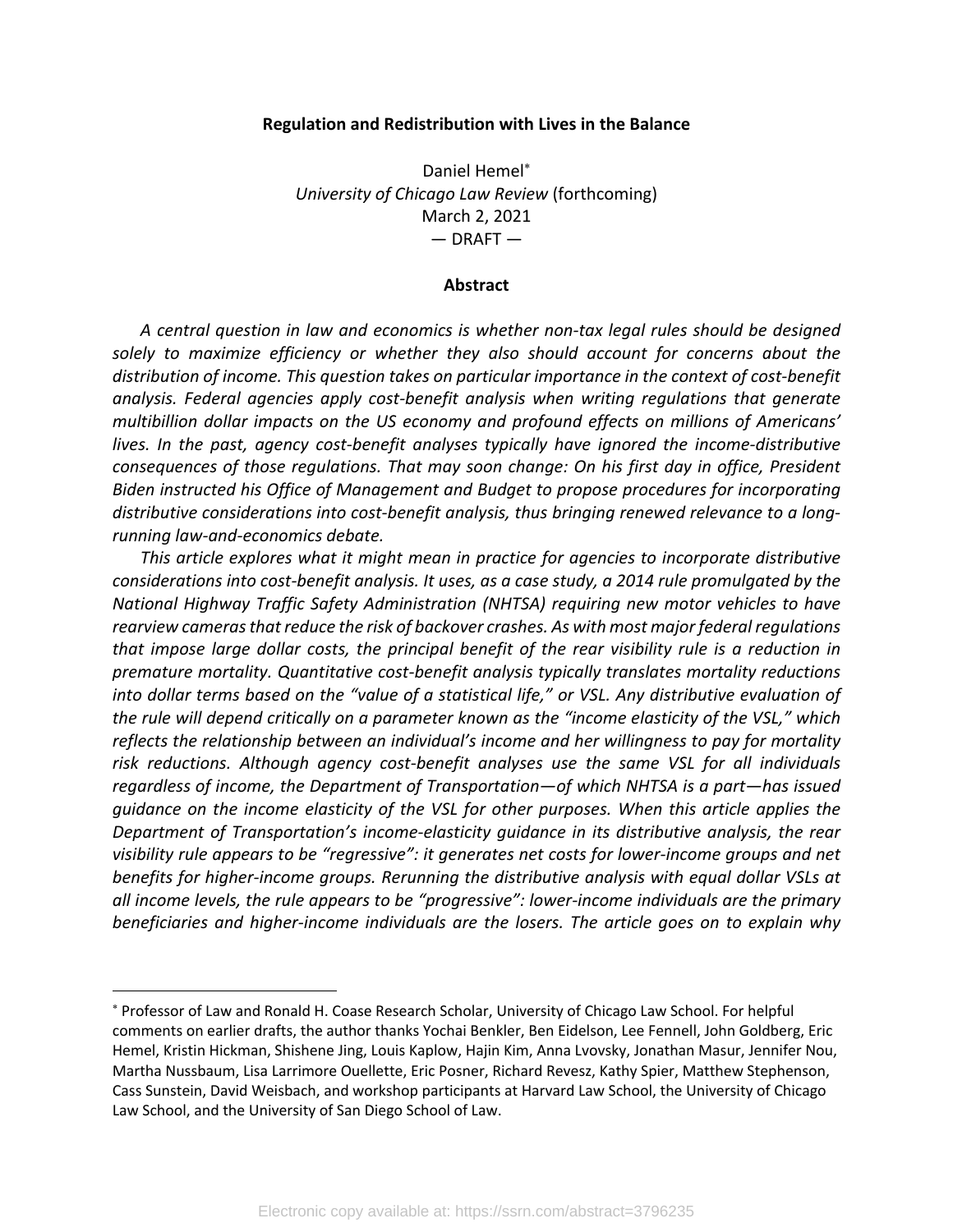**Regulation and Redistribution with Lives in the Balance**

Daniel Hemel[*]
*University of Chicago Law Review* (forthcoming)
March 2, 2021
— DRAFT —

**Abstract**

*A central question in law and economics is whether non-tax legal rules should be designed solely to maximize efficiency or whether they also should account for concerns about the distribution of income. This question takes on particular importance in the context of cost-benefit analysis. Federal agencies apply cost-benefit analysis when writing regulations that generate multibillion dollar impacts on the US economy and profound effects on millions of Americans' lives. In the past, agency cost-benefit analyses typically have ignored the income-distributive consequences of those regulations. That may soon change: On his first day in office, President Biden instructed his Office of Management and Budget to propose procedures for incorporating distributive considerations into cost-benefit analysis, thus bringing renewed relevance to a long-running law-and-economics debate.*

*This article explores what it might mean in practice for agencies to incorporate distributive considerations into cost-benefit analysis. It uses, as a case study, a 2014 rule promulgated by the National Highway Traffic Safety Administration (NHTSA) requiring new motor vehicles to have rearview cameras that reduce the risk of backover crashes. As with most major federal regulations that impose large dollar costs, the principal benefit of the rear visibility rule is a reduction in premature mortality. Quantitative cost-benefit analysis typically translates mortality reductions into dollar terms based on the "value of a statistical life," or VSL. Any distributive evaluation of the rule will depend critically on a parameter known as the "income elasticity of the VSL," which reflects the relationship between an individual's income and her willingness to pay for mortality risk reductions. Although agency cost-benefit analyses use the same VSL for all individuals regardless of income, the Department of Transportation—of which NHTSA is a part—has issued guidance on the income elasticity of the VSL for other purposes. When this article applies the Department of Transportation's income-elasticity guidance in its distributive analysis, the rear visibility rule appears to be "regressive": it generates net costs for lower-income groups and net benefits for higher-income groups. Rerunning the distributive analysis with equal dollar VSLs at all income levels, the rule appears to be "progressive": lower-income individuals are the primary beneficiaries and higher-income individuals are the losers. The article goes on to explain why*

[*] Professor of Law and Ronald H. Coase Research Scholar, University of Chicago Law School. For helpful comments on earlier drafts, the author thanks Yochai Benkler, Ben Eidelson, Lee Fennell, John Goldberg, Eric Hemel, Kristin Hickman, Shishene Jing, Louis Kaplow, Hajin Kim, Anna Lvovsky, Jonathan Masur, Jennifer Nou, Martha Nussbaum, Lisa Larrimore Ouellette, Eric Posner, Richard Revesz, Kathy Spier, Matthew Stephenson, Cass Sunstein, David Weisbach, and workshop participants at Harvard Law School, the University of Chicago Law School, and the University of San Diego School of Law.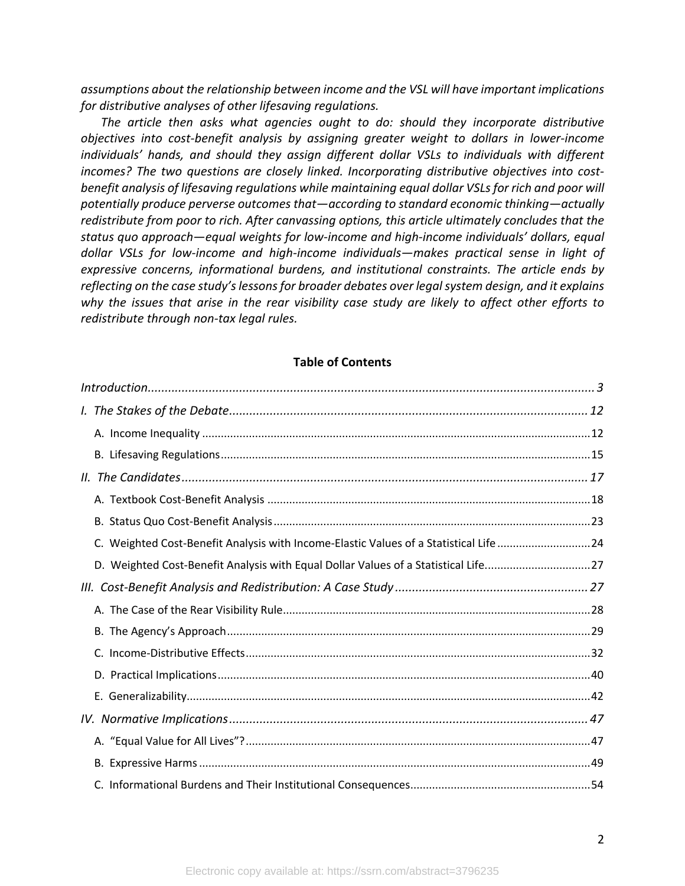*assumptions about the relationship between income and the VSL will have important implications for distributive analyses of other lifesaving regulations.*

*The article then asks what agencies ought to do: should they incorporate distributive objectives into cost-benefit analysis by assigning greater weight to dollars in lower-income individuals' hands, and should they assign different dollar VSLs to individuals with different incomes? The two questions are closely linked. Incorporating distributive objectives into cost-benefit analysis of lifesaving regulations while maintaining equal dollar VSLs for rich and poor will potentially produce perverse outcomes that—according to standard economic thinking—actually redistribute from poor to rich. After canvassing options, this article ultimately concludes that the status quo approach—equal weights for low-income and high-income individuals' dollars, equal dollar VSLs for low-income and high-income individuals—makes practical sense in light of expressive concerns, informational burdens, and institutional constraints. The article ends by reflecting on the case study's lessons for broader debates over legal system design, and it explains why the issues that arise in the rear visibility case study are likely to affect other efforts to redistribute through non-tax legal rules.*

**Table of Contents**

*Introduction* .................................................................................................................... 3

*I. The Stakes of the Debate* ......................................................................................... 12

A. Income Inequality ........................................................................................................... 12

B. Lifesaving Regulations ..................................................................................................... 15

*II. The Candidates* ....................................................................................................... 17

A. Textbook Cost-Benefit Analysis ....................................................................................... 18

B. Status Quo Cost-Benefit Analysis ..................................................................................... 23

C. Weighted Cost-Benefit Analysis with Income-Elastic Values of a Statistical Life ............................ 24

D. Weighted Cost-Benefit Analysis with Equal Dollar Values of a Statistical Life................................. 27

*III. Cost-Benefit Analysis and Redistribution: A Case Study* ......................................................... 27

A. The Case of the Rear Visibility Rule.................................................................................. 28

B. The Agency's Approach .................................................................................................... 29

C. Income-Distributive Effects .............................................................................................. 32

D. Practical Implications ....................................................................................................... 40

E. Generalizability ................................................................................................................. 42

*IV. Normative Implications* ......................................................................................... 47

A. "Equal Value for All Lives"? .............................................................................................. 47

B. Expressive Harms ............................................................................................................. 49

C. Informational Burdens and Their Institutional Consequences......................................................... 54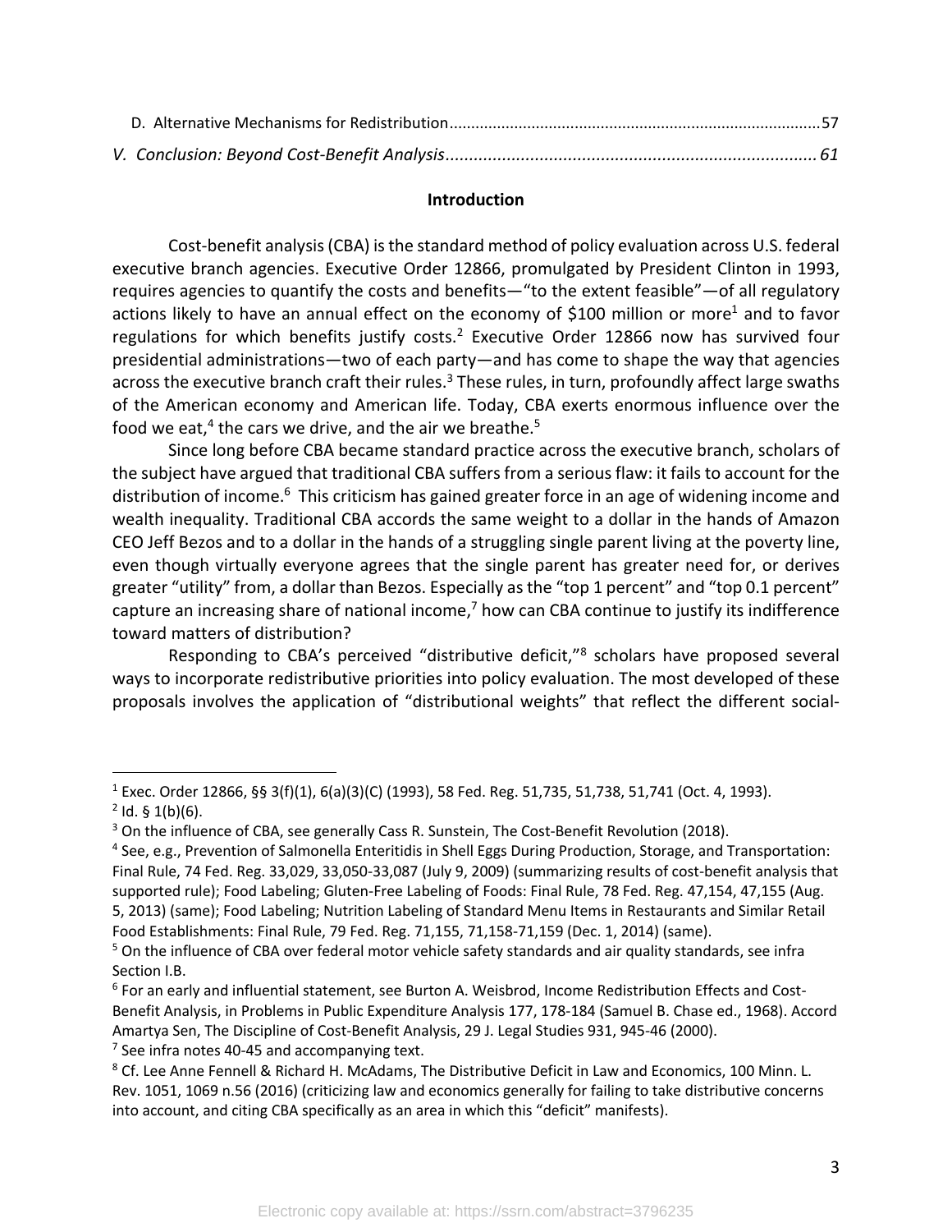D. Alternative Mechanisms for Redistribution.....................................................................................57

*V. Conclusion: Beyond Cost-Benefit Analysis*.............................................................................61

## Introduction

Cost-benefit analysis (CBA) is the standard method of policy evaluation across U.S. federal executive branch agencies. Executive Order 12866, promulgated by President Clinton in 1993, requires agencies to quantify the costs and benefits—"to the extent feasible"—of all regulatory actions likely to have an annual effect on the economy of $100 million or more[1] and to favor regulations for which benefits justify costs.[2] Executive Order 12866 now has survived four presidential administrations—two of each party—and has come to shape the way that agencies across the executive branch craft their rules.[3] These rules, in turn, profoundly affect large swaths of the American economy and American life. Today, CBA exerts enormous influence over the food we eat,[4] the cars we drive, and the air we breathe.[5]

Since long before CBA became standard practice across the executive branch, scholars of the subject have argued that traditional CBA suffers from a serious flaw: it fails to account for the distribution of income.[6] This criticism has gained greater force in an age of widening income and wealth inequality. Traditional CBA accords the same weight to a dollar in the hands of Amazon CEO Jeff Bezos and to a dollar in the hands of a struggling single parent living at the poverty line, even though virtually everyone agrees that the single parent has greater need for, or derives greater "utility" from, a dollar than Bezos. Especially as the "top 1 percent" and "top 0.1 percent" capture an increasing share of national income,[7] how can CBA continue to justify its indifference toward matters of distribution?

Responding to CBA's perceived "distributive deficit,"[8] scholars have proposed several ways to incorporate redistributive priorities into policy evaluation. The most developed of these proposals involves the application of "distributional weights" that reflect the different social-

---

[1] Exec. Order 12866, §§ 3(f)(1), 6(a)(3)(C) (1993), 58 Fed. Reg. 51,735, 51,738, 51,741 (Oct. 4, 1993).

[2] Id. § 1(b)(6).

[3] On the influence of CBA, see generally Cass R. Sunstein, The Cost-Benefit Revolution (2018).

[4] See, e.g., Prevention of Salmonella Enteritidis in Shell Eggs During Production, Storage, and Transportation: Final Rule, 74 Fed. Reg. 33,029, 33,050-33,087 (July 9, 2009) (summarizing results of cost-benefit analysis that supported rule); Food Labeling; Gluten-Free Labeling of Foods: Final Rule, 78 Fed. Reg. 47,154, 47,155 (Aug. 5, 2013) (same); Food Labeling; Nutrition Labeling of Standard Menu Items in Restaurants and Similar Retail Food Establishments: Final Rule, 79 Fed. Reg. 71,155, 71,158-71,159 (Dec. 1, 2014) (same).

[5] On the influence of CBA over federal motor vehicle safety standards and air quality standards, see infra Section I.B.

[6] For an early and influential statement, see Burton A. Weisbrod, Income Redistribution Effects and Cost-Benefit Analysis, in Problems in Public Expenditure Analysis 177, 178-184 (Samuel B. Chase ed., 1968). Accord Amartya Sen, The Discipline of Cost-Benefit Analysis, 29 J. Legal Studies 931, 945-46 (2000).

[7] See infra notes 40-45 and accompanying text.

[8] Cf. Lee Anne Fennell & Richard H. McAdams, The Distributive Deficit in Law and Economics, 100 Minn. L. Rev. 1051, 1069 n.56 (2016) (criticizing law and economics generally for failing to take distributive concerns into account, and citing CBA specifically as an area in which this "deficit" manifests).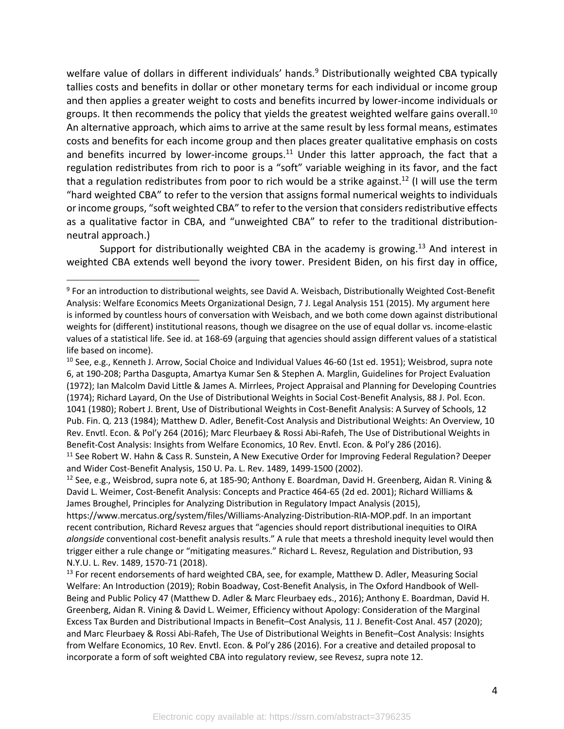welfare value of dollars in different individuals' hands.[9] Distributionally weighted CBA typically tallies costs and benefits in dollar or other monetary terms for each individual or income group and then applies a greater weight to costs and benefits incurred by lower-income individuals or groups. It then recommends the policy that yields the greatest weighted welfare gains overall.[10] An alternative approach, which aims to arrive at the same result by less formal means, estimates costs and benefits for each income group and then places greater qualitative emphasis on costs and benefits incurred by lower-income groups.[11] Under this latter approach, the fact that a regulation redistributes from rich to poor is a "soft" variable weighing in its favor, and the fact that a regulation redistributes from poor to rich would be a strike against.[12] (I will use the term "hard weighted CBA" to refer to the version that assigns formal numerical weights to individuals or income groups, "soft weighted CBA" to refer to the version that considers redistributive effects as a qualitative factor in CBA, and "unweighted CBA" to refer to the traditional distribution-neutral approach.)

Support for distributionally weighted CBA in the academy is growing.[13] And interest in weighted CBA extends well beyond the ivory tower. President Biden, on his first day in office,

---

[9] For an introduction to distributional weights, see David A. Weisbach, Distributionally Weighted Cost-Benefit Analysis: Welfare Economics Meets Organizational Design, 7 J. Legal Analysis 151 (2015). My argument here is informed by countless hours of conversation with Weisbach, and we both come down against distributional weights for (different) institutional reasons, though we disagree on the use of equal dollar vs. income-elastic values of a statistical life. See id. at 168-69 (arguing that agencies should assign different values of a statistical life based on income).

[10] See, e.g., Kenneth J. Arrow, Social Choice and Individual Values 46-60 (1st ed. 1951); Weisbrod, supra note 6, at 190-208; Partha Dasgupta, Amartya Kumar Sen & Stephen A. Marglin, Guidelines for Project Evaluation (1972); Ian Malcolm David Little & James A. Mirrlees, Project Appraisal and Planning for Developing Countries (1974); Richard Layard, On the Use of Distributional Weights in Social Cost-Benefit Analysis, 88 J. Pol. Econ. 1041 (1980); Robert J. Brent, Use of Distributional Weights in Cost-Benefit Analysis: A Survey of Schools, 12 Pub. Fin. Q. 213 (1984); Matthew D. Adler, Benefit-Cost Analysis and Distributional Weights: An Overview, 10 Rev. Envtl. Econ. & Pol'y 264 (2016); Marc Fleurbaey & Rossi Abi-Rafeh, The Use of Distributional Weights in Benefit-Cost Analysis: Insights from Welfare Economics, 10 Rev. Envtl. Econ. & Pol'y 286 (2016).

[11] See Robert W. Hahn & Cass R. Sunstein, A New Executive Order for Improving Federal Regulation? Deeper and Wider Cost-Benefit Analysis, 150 U. Pa. L. Rev. 1489, 1499-1500 (2002).

[12] See, e.g., Weisbrod, supra note 6, at 185-90; Anthony E. Boardman, David H. Greenberg, Aidan R. Vining & David L. Weimer, Cost-Benefit Analysis: Concepts and Practice 464-65 (2d ed. 2001); Richard Williams & James Broughel, Principles for Analyzing Distribution in Regulatory Impact Analysis (2015), https://www.mercatus.org/system/files/Williams-Analyzing-Distribution-RIA-MOP.pdf. In an important recent contribution, Richard Revesz argues that "agencies should report distributional inequities to OIRA *alongside* conventional cost-benefit analysis results." A rule that meets a threshold inequity level would then trigger either a rule change or "mitigating measures." Richard L. Revesz, Regulation and Distribution, 93 N.Y.U. L. Rev. 1489, 1570-71 (2018).

[13] For recent endorsements of hard weighted CBA, see, for example, Matthew D. Adler, Measuring Social Welfare: An Introduction (2019); Robin Boadway, Cost-Benefit Analysis, in The Oxford Handbook of Well-Being and Public Policy 47 (Matthew D. Adler & Marc Fleurbaey eds., 2016); Anthony E. Boardman, David H. Greenberg, Aidan R. Vining & David L. Weimer, Efficiency without Apology: Consideration of the Marginal Excess Tax Burden and Distributional Impacts in Benefit–Cost Analysis, 11 J. Benefit-Cost Anal. 457 (2020); and Marc Fleurbaey & Rossi Abi-Rafeh, The Use of Distributional Weights in Benefit–Cost Analysis: Insights from Welfare Economics, 10 Rev. Envtl. Econ. & Pol'y 286 (2016). For a creative and detailed proposal to incorporate a form of soft weighted CBA into regulatory review, see Revesz, supra note 12.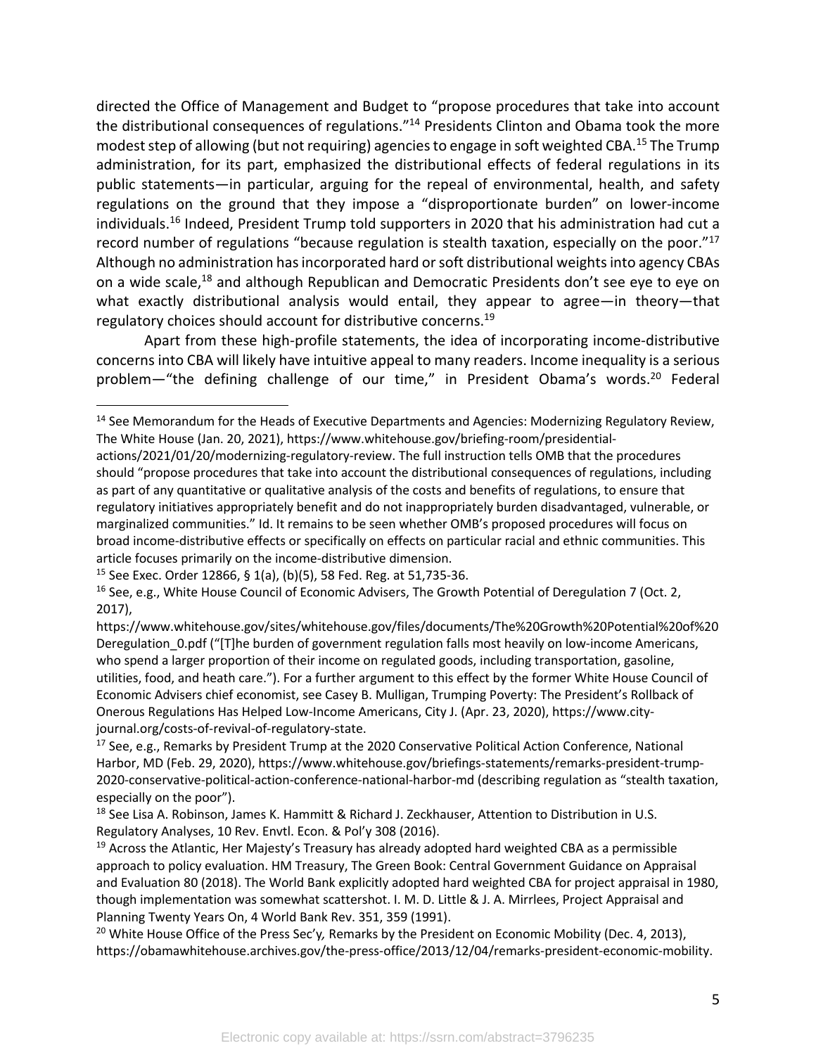directed the Office of Management and Budget to "propose procedures that take into account the distributional consequences of regulations."[14] Presidents Clinton and Obama took the more modest step of allowing (but not requiring) agencies to engage in soft weighted CBA.[15] The Trump administration, for its part, emphasized the distributional effects of federal regulations in its public statements—in particular, arguing for the repeal of environmental, health, and safety regulations on the ground that they impose a "disproportionate burden" on lower-income individuals.[16] Indeed, President Trump told supporters in 2020 that his administration had cut a record number of regulations "because regulation is stealth taxation, especially on the poor."[17] Although no administration has incorporated hard or soft distributional weights into agency CBAs on a wide scale,[18] and although Republican and Democratic Presidents don't see eye to eye on what exactly distributional analysis would entail, they appear to agree—in theory—that regulatory choices should account for distributive concerns.[19]

Apart from these high-profile statements, the idea of incorporating income-distributive concerns into CBA will likely have intuitive appeal to many readers. Income inequality is a serious problem—"the defining challenge of our time," in President Obama's words.[20] Federal

---

[14] See Memorandum for the Heads of Executive Departments and Agencies: Modernizing Regulatory Review, The White House (Jan. 20, 2021), https://www.whitehouse.gov/briefing-room/presidential-actions/2021/01/20/modernizing-regulatory-review. The full instruction tells OMB that the procedures should "propose procedures that take into account the distributional consequences of regulations, including as part of any quantitative or qualitative analysis of the costs and benefits of regulations, to ensure that regulatory initiatives appropriately benefit and do not inappropriately burden disadvantaged, vulnerable, or marginalized communities." Id. It remains to be seen whether OMB's proposed procedures will focus on broad income-distributive effects or specifically on effects on particular racial and ethnic communities. This article focuses primarily on the income-distributive dimension.

[15] See Exec. Order 12866, § 1(a), (b)(5), 58 Fed. Reg. at 51,735-36.

[16] See, e.g., White House Council of Economic Advisers, The Growth Potential of Deregulation 7 (Oct. 2, 2017), https://www.whitehouse.gov/sites/whitehouse.gov/files/documents/The%20Growth%20Potential%20of%20Deregulation_0.pdf ("[T]he burden of government regulation falls most heavily on low-income Americans, who spend a larger proportion of their income on regulated goods, including transportation, gasoline, utilities, food, and heath care."). For a further argument to this effect by the former White House Council of Economic Advisers chief economist, see Casey B. Mulligan, Trumping Poverty: The President's Rollback of Onerous Regulations Has Helped Low-Income Americans, City J. (Apr. 23, 2020), https://www.city-journal.org/costs-of-revival-of-regulatory-state.

[17] See, e.g., Remarks by President Trump at the 2020 Conservative Political Action Conference, National Harbor, MD (Feb. 29, 2020), https://www.whitehouse.gov/briefings-statements/remarks-president-trump-2020-conservative-political-action-conference-national-harbor-md (describing regulation as "stealth taxation, especially on the poor").

[18] See Lisa A. Robinson, James K. Hammitt & Richard J. Zeckhauser, Attention to Distribution in U.S. Regulatory Analyses, 10 Rev. Envtl. Econ. & Pol'y 308 (2016).

[19] Across the Atlantic, Her Majesty's Treasury has already adopted hard weighted CBA as a permissible approach to policy evaluation. HM Treasury, The Green Book: Central Government Guidance on Appraisal and Evaluation 80 (2018). The World Bank explicitly adopted hard weighted CBA for project appraisal in 1980, though implementation was somewhat scattershot. I. M. D. Little & J. A. Mirrlees, Project Appraisal and Planning Twenty Years On, 4 World Bank Rev. 351, 359 (1991).

[20] White House Office of the Press Sec'y*,* Remarks by the President on Economic Mobility (Dec. 4, 2013), https://obamawhitehouse.archives.gov/the-press-office/2013/12/04/remarks-president-economic-mobility.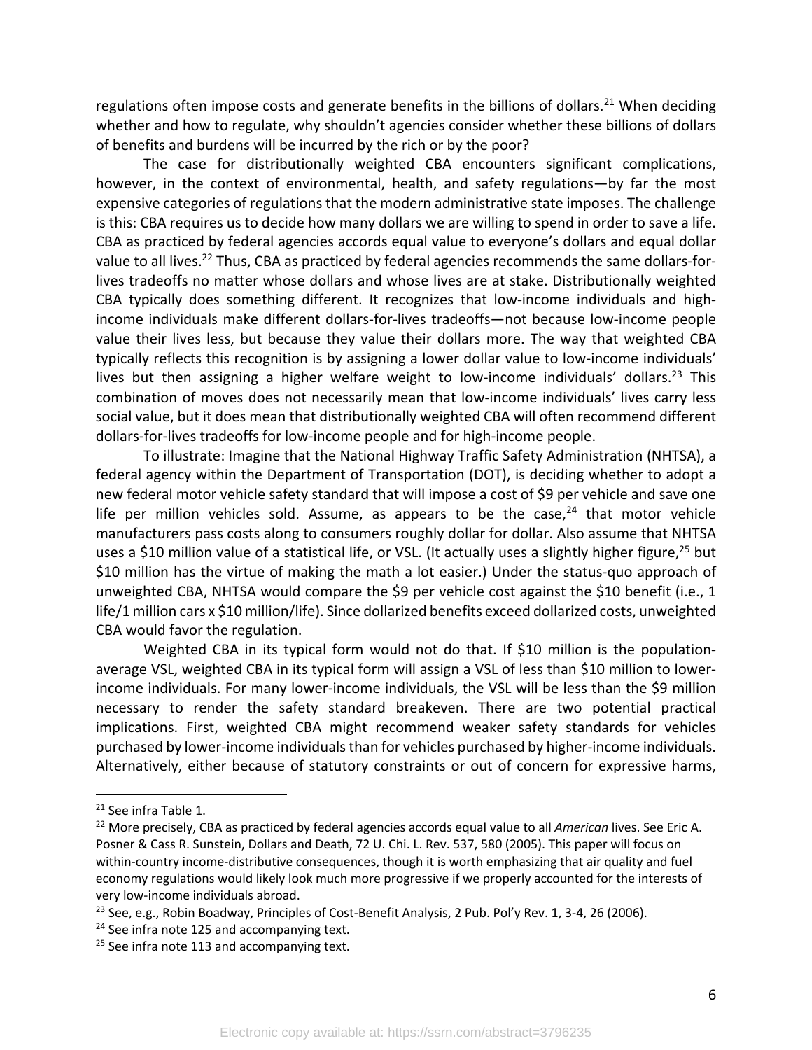regulations often impose costs and generate benefits in the billions of dollars.[21] When deciding whether and how to regulate, why shouldn't agencies consider whether these billions of dollars of benefits and burdens will be incurred by the rich or by the poor?

The case for distributionally weighted CBA encounters significant complications, however, in the context of environmental, health, and safety regulations—by far the most expensive categories of regulations that the modern administrative state imposes. The challenge is this: CBA requires us to decide how many dollars we are willing to spend in order to save a life. CBA as practiced by federal agencies accords equal value to everyone's dollars and equal dollar value to all lives.[22] Thus, CBA as practiced by federal agencies recommends the same dollars-for-lives tradeoffs no matter whose dollars and whose lives are at stake. Distributionally weighted CBA typically does something different. It recognizes that low-income individuals and high-income individuals make different dollars-for-lives tradeoffs—not because low-income people value their lives less, but because they value their dollars more. The way that weighted CBA typically reflects this recognition is by assigning a lower dollar value to low-income individuals' lives but then assigning a higher welfare weight to low-income individuals' dollars.[23] This combination of moves does not necessarily mean that low-income individuals' lives carry less social value, but it does mean that distributionally weighted CBA will often recommend different dollars-for-lives tradeoffs for low-income people and for high-income people.

To illustrate: Imagine that the National Highway Traffic Safety Administration (NHTSA), a federal agency within the Department of Transportation (DOT), is deciding whether to adopt a new federal motor vehicle safety standard that will impose a cost of \$9 per vehicle and save one life per million vehicles sold. Assume, as appears to be the case,[24] that motor vehicle manufacturers pass costs along to consumers roughly dollar for dollar. Also assume that NHTSA uses a \$10 million value of a statistical life, or VSL. (It actually uses a slightly higher figure,[25] but \$10 million has the virtue of making the math a lot easier.) Under the status-quo approach of unweighted CBA, NHTSA would compare the \$9 per vehicle cost against the \$10 benefit (i.e., 1 life/1 million cars x \$10 million/life). Since dollarized benefits exceed dollarized costs, unweighted CBA would favor the regulation.

Weighted CBA in its typical form would not do that. If \$10 million is the population-average VSL, weighted CBA in its typical form will assign a VSL of less than \$10 million to lower-income individuals. For many lower-income individuals, the VSL will be less than the \$9 million necessary to render the safety standard breakeven. There are two potential practical implications. First, weighted CBA might recommend weaker safety standards for vehicles purchased by lower-income individuals than for vehicles purchased by higher-income individuals. Alternatively, either because of statutory constraints or out of concern for expressive harms,

---

[21] See infra Table 1.

[22] More precisely, CBA as practiced by federal agencies accords equal value to all *American* lives. See Eric A. Posner & Cass R. Sunstein, Dollars and Death, 72 U. Chi. L. Rev. 537, 580 (2005). This paper will focus on within-country income-distributive consequences, though it is worth emphasizing that air quality and fuel economy regulations would likely look much more progressive if we properly accounted for the interests of very low-income individuals abroad.

[23] See, e.g., Robin Boadway, Principles of Cost-Benefit Analysis, 2 Pub. Pol'y Rev. 1, 3-4, 26 (2006).

[24] See infra note 125 and accompanying text.

[25] See infra note 113 and accompanying text.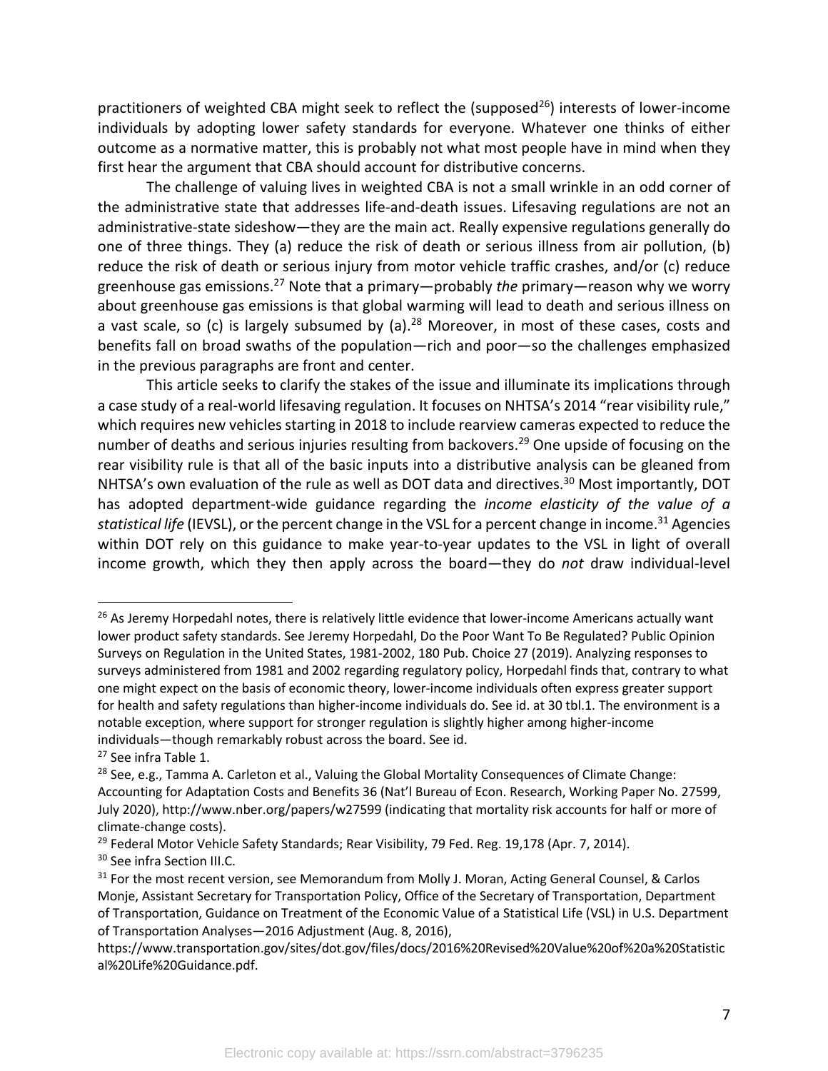practitioners of weighted CBA might seek to reflect the (supposed[26]) interests of lower-income individuals by adopting lower safety standards for everyone. Whatever one thinks of either outcome as a normative matter, this is probably not what most people have in mind when they first hear the argument that CBA should account for distributive concerns.

The challenge of valuing lives in weighted CBA is not a small wrinkle in an odd corner of the administrative state that addresses life-and-death issues. Lifesaving regulations are not an administrative-state sideshow—they are the main act. Really expensive regulations generally do one of three things. They (a) reduce the risk of death or serious illness from air pollution, (b) reduce the risk of death or serious injury from motor vehicle traffic crashes, and/or (c) reduce greenhouse gas emissions.[27] Note that a primary—probably *the* primary—reason why we worry about greenhouse gas emissions is that global warming will lead to death and serious illness on a vast scale, so (c) is largely subsumed by (a).[28] Moreover, in most of these cases, costs and benefits fall on broad swaths of the population—rich and poor—so the challenges emphasized in the previous paragraphs are front and center.

This article seeks to clarify the stakes of the issue and illuminate its implications through a case study of a real-world lifesaving regulation. It focuses on NHTSA's 2014 "rear visibility rule," which requires new vehicles starting in 2018 to include rearview cameras expected to reduce the number of deaths and serious injuries resulting from backovers.[29] One upside of focusing on the rear visibility rule is that all of the basic inputs into a distributive analysis can be gleaned from NHTSA's own evaluation of the rule as well as DOT data and directives.[30] Most importantly, DOT has adopted department-wide guidance regarding the *income elasticity of the value of a statistical life* (IEVSL), or the percent change in the VSL for a percent change in income.[31] Agencies within DOT rely on this guidance to make year-to-year updates to the VSL in light of overall income growth, which they then apply across the board—they do *not* draw individual-level

---

[26] As Jeremy Horpedahl notes, there is relatively little evidence that lower-income Americans actually want lower product safety standards. See Jeremy Horpedahl, Do the Poor Want To Be Regulated? Public Opinion Surveys on Regulation in the United States, 1981-2002, 180 Pub. Choice 27 (2019). Analyzing responses to surveys administered from 1981 and 2002 regarding regulatory policy, Horpedahl finds that, contrary to what one might expect on the basis of economic theory, lower-income individuals often express greater support for health and safety regulations than higher-income individuals do. See id. at 30 tbl.1. The environment is a notable exception, where support for stronger regulation is slightly higher among higher-income individuals—though remarkably robust across the board. See id.

[27] See infra Table 1.

[28] See, e.g., Tamma A. Carleton et al., Valuing the Global Mortality Consequences of Climate Change: Accounting for Adaptation Costs and Benefits 36 (Nat'l Bureau of Econ. Research, Working Paper No. 27599, July 2020), http://www.nber.org/papers/w27599 (indicating that mortality risk accounts for half or more of climate-change costs).

[29] Federal Motor Vehicle Safety Standards; Rear Visibility, 79 Fed. Reg. 19,178 (Apr. 7, 2014).

[30] See infra Section III.C.

[31] For the most recent version, see Memorandum from Molly J. Moran, Acting General Counsel, & Carlos Monje, Assistant Secretary for Transportation Policy, Office of the Secretary of Transportation, Department of Transportation, Guidance on Treatment of the Economic Value of a Statistical Life (VSL) in U.S. Department of Transportation Analyses—2016 Adjustment (Aug. 8, 2016), https://www.transportation.gov/sites/dot.gov/files/docs/2016%20Revised%20Value%20of%20a%20Statistical%20Life%20Guidance.pdf.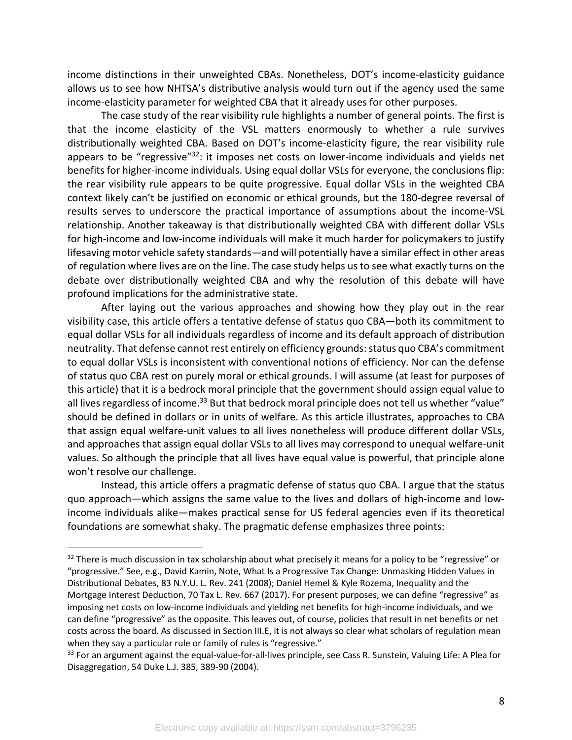income distinctions in their unweighted CBAs. Nonetheless, DOT's income-elasticity guidance allows us to see how NHTSA's distributive analysis would turn out if the agency used the same income-elasticity parameter for weighted CBA that it already uses for other purposes.

The case study of the rear visibility rule highlights a number of general points. The first is that the income elasticity of the VSL matters enormously to whether a rule survives distributionally weighted CBA. Based on DOT's income-elasticity figure, the rear visibility rule appears to be "regressive"[32]: it imposes net costs on lower-income individuals and yields net benefits for higher-income individuals. Using equal dollar VSLs for everyone, the conclusions flip: the rear visibility rule appears to be quite progressive. Equal dollar VSLs in the weighted CBA context likely can't be justified on economic or ethical grounds, but the 180-degree reversal of results serves to underscore the practical importance of assumptions about the income-VSL relationship. Another takeaway is that distributionally weighted CBA with different dollar VSLs for high-income and low-income individuals will make it much harder for policymakers to justify lifesaving motor vehicle safety standards—and will potentially have a similar effect in other areas of regulation where lives are on the line. The case study helps us to see what exactly turns on the debate over distributionally weighted CBA and why the resolution of this debate will have profound implications for the administrative state.

After laying out the various approaches and showing how they play out in the rear visibility case, this article offers a tentative defense of status quo CBA—both its commitment to equal dollar VSLs for all individuals regardless of income and its default approach of distribution neutrality. That defense cannot rest entirely on efficiency grounds: status quo CBA's commitment to equal dollar VSLs is inconsistent with conventional notions of efficiency. Nor can the defense of status quo CBA rest on purely moral or ethical grounds. I will assume (at least for purposes of this article) that it is a bedrock moral principle that the government should assign equal value to all lives regardless of income.[33] But that bedrock moral principle does not tell us whether "value" should be defined in dollars or in units of welfare. As this article illustrates, approaches to CBA that assign equal welfare-unit values to all lives nonetheless will produce different dollar VSLs, and approaches that assign equal dollar VSLs to all lives may correspond to unequal welfare-unit values. So although the principle that all lives have equal value is powerful, that principle alone won't resolve our challenge.

Instead, this article offers a pragmatic defense of status quo CBA. I argue that the status quo approach—which assigns the same value to the lives and dollars of high-income and low-income individuals alike—makes practical sense for US federal agencies even if its theoretical foundations are somewhat shaky. The pragmatic defense emphasizes three points:

---

[32] There is much discussion in tax scholarship about what precisely it means for a policy to be "regressive" or "progressive." See, e.g., David Kamin, Note, What Is a Progressive Tax Change: Unmasking Hidden Values in Distributional Debates, 83 N.Y.U. L. Rev. 241 (2008); Daniel Hemel & Kyle Rozema, Inequality and the Mortgage Interest Deduction, 70 Tax L. Rev. 667 (2017). For present purposes, we can define "regressive" as imposing net costs on low-income individuals and yielding net benefits for high-income individuals, and we can define "progressive" as the opposite. This leaves out, of course, policies that result in net benefits or net costs across the board. As discussed in Section III.E, it is not always so clear what scholars of regulation mean when they say a particular rule or family of rules is "regressive."

[33] For an argument against the equal-value-for-all-lives principle, see Cass R. Sunstein, Valuing Life: A Plea for Disaggregation, 54 Duke L.J. 385, 389-90 (2004).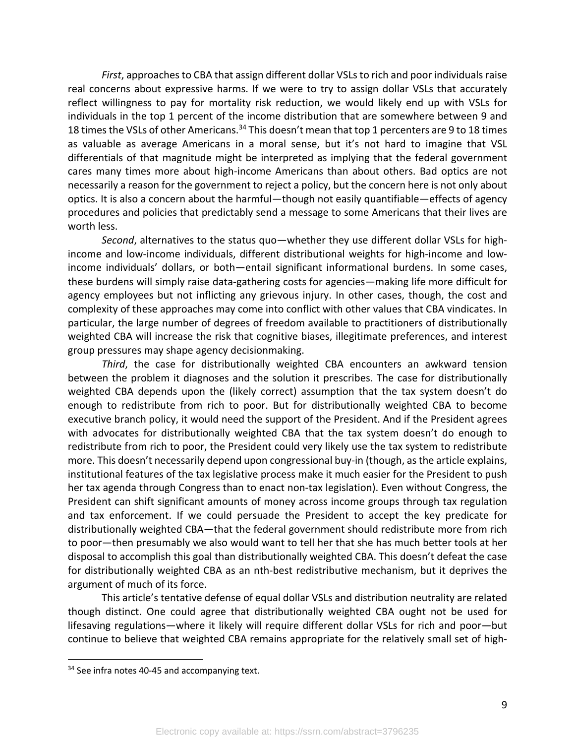*First*, approaches to CBA that assign different dollar VSLs to rich and poor individuals raise real concerns about expressive harms. If we were to try to assign dollar VSLs that accurately reflect willingness to pay for mortality risk reduction, we would likely end up with VSLs for individuals in the top 1 percent of the income distribution that are somewhere between 9 and 18 times the VSLs of other Americans.[34] This doesn't mean that top 1 percenters are 9 to 18 times as valuable as average Americans in a moral sense, but it's not hard to imagine that VSL differentials of that magnitude might be interpreted as implying that the federal government cares many times more about high-income Americans than about others. Bad optics are not necessarily a reason for the government to reject a policy, but the concern here is not only about optics. It is also a concern about the harmful—though not easily quantifiable—effects of agency procedures and policies that predictably send a message to some Americans that their lives are worth less.

*Second*, alternatives to the status quo—whether they use different dollar VSLs for high-income and low-income individuals, different distributional weights for high-income and low-income individuals' dollars, or both—entail significant informational burdens. In some cases, these burdens will simply raise data-gathering costs for agencies—making life more difficult for agency employees but not inflicting any grievous injury. In other cases, though, the cost and complexity of these approaches may come into conflict with other values that CBA vindicates. In particular, the large number of degrees of freedom available to practitioners of distributionally weighted CBA will increase the risk that cognitive biases, illegitimate preferences, and interest group pressures may shape agency decisionmaking.

*Third*, the case for distributionally weighted CBA encounters an awkward tension between the problem it diagnoses and the solution it prescribes. The case for distributionally weighted CBA depends upon the (likely correct) assumption that the tax system doesn't do enough to redistribute from rich to poor. But for distributionally weighted CBA to become executive branch policy, it would need the support of the President. And if the President agrees with advocates for distributionally weighted CBA that the tax system doesn't do enough to redistribute from rich to poor, the President could very likely use the tax system to redistribute more. This doesn't necessarily depend upon congressional buy-in (though, as the article explains, institutional features of the tax legislative process make it much easier for the President to push her tax agenda through Congress than to enact non-tax legislation). Even without Congress, the President can shift significant amounts of money across income groups through tax regulation and tax enforcement. If we could persuade the President to accept the key predicate for distributionally weighted CBA—that the federal government should redistribute more from rich to poor—then presumably we also would want to tell her that she has much better tools at her disposal to accomplish this goal than distributionally weighted CBA. This doesn't defeat the case for distributionally weighted CBA as an nth-best redistributive mechanism, but it deprives the argument of much of its force.

This article's tentative defense of equal dollar VSLs and distribution neutrality are related though distinct. One could agree that distributionally weighted CBA ought not be used for lifesaving regulations—where it likely will require different dollar VSLs for rich and poor—but continue to believe that weighted CBA remains appropriate for the relatively small set of high-

---

[34] See infra notes 40-45 and accompanying text.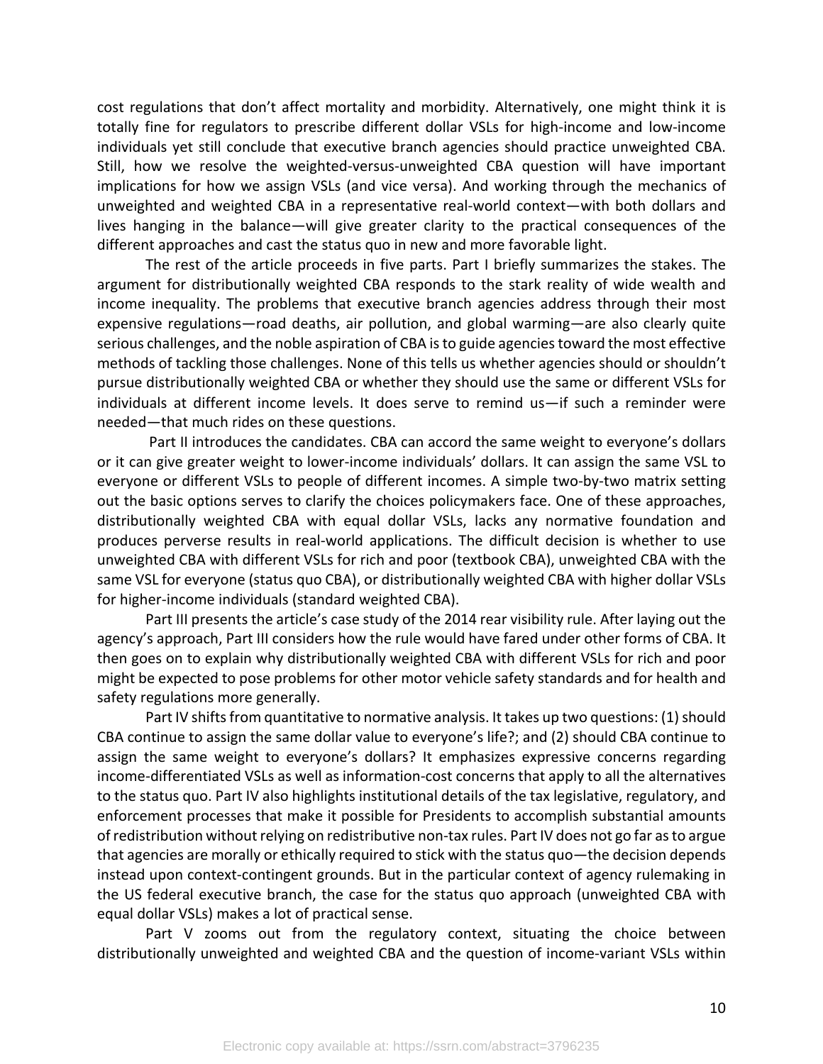cost regulations that don't affect mortality and morbidity. Alternatively, one might think it is totally fine for regulators to prescribe different dollar VSLs for high-income and low-income individuals yet still conclude that executive branch agencies should practice unweighted CBA. Still, how we resolve the weighted-versus-unweighted CBA question will have important implications for how we assign VSLs (and vice versa). And working through the mechanics of unweighted and weighted CBA in a representative real-world context—with both dollars and lives hanging in the balance—will give greater clarity to the practical consequences of the different approaches and cast the status quo in new and more favorable light.

The rest of the article proceeds in five parts. Part I briefly summarizes the stakes. The argument for distributionally weighted CBA responds to the stark reality of wide wealth and income inequality. The problems that executive branch agencies address through their most expensive regulations—road deaths, air pollution, and global warming—are also clearly quite serious challenges, and the noble aspiration of CBA is to guide agencies toward the most effective methods of tackling those challenges. None of this tells us whether agencies should or shouldn't pursue distributionally weighted CBA or whether they should use the same or different VSLs for individuals at different income levels. It does serve to remind us—if such a reminder were needed—that much rides on these questions.

Part II introduces the candidates. CBA can accord the same weight to everyone's dollars or it can give greater weight to lower-income individuals' dollars. It can assign the same VSL to everyone or different VSLs to people of different incomes. A simple two-by-two matrix setting out the basic options serves to clarify the choices policymakers face. One of these approaches, distributionally weighted CBA with equal dollar VSLs, lacks any normative foundation and produces perverse results in real-world applications. The difficult decision is whether to use unweighted CBA with different VSLs for rich and poor (textbook CBA), unweighted CBA with the same VSL for everyone (status quo CBA), or distributionally weighted CBA with higher dollar VSLs for higher-income individuals (standard weighted CBA).

Part III presents the article's case study of the 2014 rear visibility rule. After laying out the agency's approach, Part III considers how the rule would have fared under other forms of CBA. It then goes on to explain why distributionally weighted CBA with different VSLs for rich and poor might be expected to pose problems for other motor vehicle safety standards and for health and safety regulations more generally.

Part IV shifts from quantitative to normative analysis. It takes up two questions: (1) should CBA continue to assign the same dollar value to everyone's life?; and (2) should CBA continue to assign the same weight to everyone's dollars? It emphasizes expressive concerns regarding income-differentiated VSLs as well as information-cost concerns that apply to all the alternatives to the status quo. Part IV also highlights institutional details of the tax legislative, regulatory, and enforcement processes that make it possible for Presidents to accomplish substantial amounts of redistribution without relying on redistributive non-tax rules. Part IV does not go far as to argue that agencies are morally or ethically required to stick with the status quo—the decision depends instead upon context-contingent grounds. But in the particular context of agency rulemaking in the US federal executive branch, the case for the status quo approach (unweighted CBA with equal dollar VSLs) makes a lot of practical sense.

Part V zooms out from the regulatory context, situating the choice between distributionally unweighted and weighted CBA and the question of income-variant VSLs within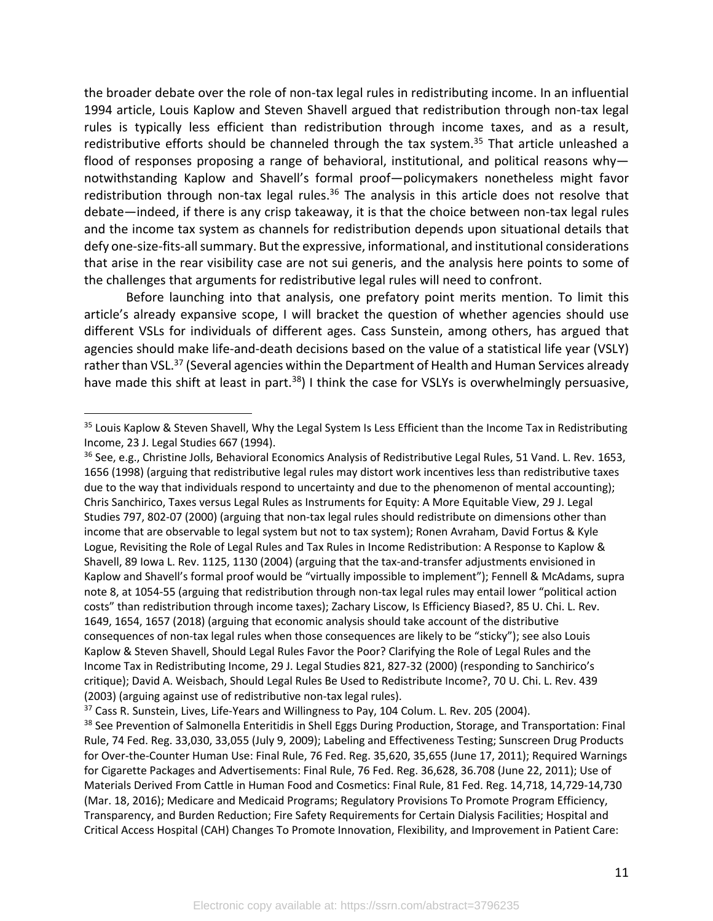the broader debate over the role of non-tax legal rules in redistributing income. In an influential 1994 article, Louis Kaplow and Steven Shavell argued that redistribution through non-tax legal rules is typically less efficient than redistribution through income taxes, and as a result, redistributive efforts should be channeled through the tax system.[35] That article unleashed a flood of responses proposing a range of behavioral, institutional, and political reasons why—notwithstanding Kaplow and Shavell's formal proof—policymakers nonetheless might favor redistribution through non-tax legal rules.[36] The analysis in this article does not resolve that debate—indeed, if there is any crisp takeaway, it is that the choice between non-tax legal rules and the income tax system as channels for redistribution depends upon situational details that defy one-size-fits-all summary. But the expressive, informational, and institutional considerations that arise in the rear visibility case are not sui generis, and the analysis here points to some of the challenges that arguments for redistributive legal rules will need to confront.

Before launching into that analysis, one prefatory point merits mention. To limit this article's already expansive scope, I will bracket the question of whether agencies should use different VSLs for individuals of different ages. Cass Sunstein, among others, has argued that agencies should make life-and-death decisions based on the value of a statistical life year (VSLY) rather than VSL.[37] (Several agencies within the Department of Health and Human Services already have made this shift at least in part.[38]) I think the case for VSLYs is overwhelmingly persuasive,

---

[35] Louis Kaplow & Steven Shavell, Why the Legal System Is Less Efficient than the Income Tax in Redistributing Income, 23 J. Legal Studies 667 (1994).

[36] See, e.g., Christine Jolls, Behavioral Economics Analysis of Redistributive Legal Rules, 51 Vand. L. Rev. 1653, 1656 (1998) (arguing that redistributive legal rules may distort work incentives less than redistributive taxes due to the way that individuals respond to uncertainty and due to the phenomenon of mental accounting); Chris Sanchirico, Taxes versus Legal Rules as Instruments for Equity: A More Equitable View, 29 J. Legal Studies 797, 802-07 (2000) (arguing that non-tax legal rules should redistribute on dimensions other than income that are observable to legal system but not to tax system); Ronen Avraham, David Fortus & Kyle Logue, Revisiting the Role of Legal Rules and Tax Rules in Income Redistribution: A Response to Kaplow & Shavell, 89 Iowa L. Rev. 1125, 1130 (2004) (arguing that the tax-and-transfer adjustments envisioned in Kaplow and Shavell's formal proof would be "virtually impossible to implement"); Fennell & McAdams, supra note 8, at 1054-55 (arguing that redistribution through non-tax legal rules may entail lower "political action costs" than redistribution through income taxes); Zachary Liscow, Is Efficiency Biased?, 85 U. Chi. L. Rev. 1649, 1654, 1657 (2018) (arguing that economic analysis should take account of the distributive consequences of non-tax legal rules when those consequences are likely to be "sticky"); see also Louis Kaplow & Steven Shavell, Should Legal Rules Favor the Poor? Clarifying the Role of Legal Rules and the Income Tax in Redistributing Income, 29 J. Legal Studies 821, 827-32 (2000) (responding to Sanchirico's critique); David A. Weisbach, Should Legal Rules Be Used to Redistribute Income?, 70 U. Chi. L. Rev. 439 (2003) (arguing against use of redistributive non-tax legal rules).

[37] Cass R. Sunstein, Lives, Life-Years and Willingness to Pay, 104 Colum. L. Rev. 205 (2004).

[38] See Prevention of Salmonella Enteritidis in Shell Eggs During Production, Storage, and Transportation: Final Rule, 74 Fed. Reg. 33,030, 33,055 (July 9, 2009); Labeling and Effectiveness Testing; Sunscreen Drug Products for Over-the-Counter Human Use: Final Rule, 76 Fed. Reg. 35,620, 35,655 (June 17, 2011); Required Warnings for Cigarette Packages and Advertisements: Final Rule, 76 Fed. Reg. 36,628, 36.708 (June 22, 2011); Use of Materials Derived From Cattle in Human Food and Cosmetics: Final Rule, 81 Fed. Reg. 14,718, 14,729-14,730 (Mar. 18, 2016); Medicare and Medicaid Programs; Regulatory Provisions To Promote Program Efficiency, Transparency, and Burden Reduction; Fire Safety Requirements for Certain Dialysis Facilities; Hospital and Critical Access Hospital (CAH) Changes To Promote Innovation, Flexibility, and Improvement in Patient Care: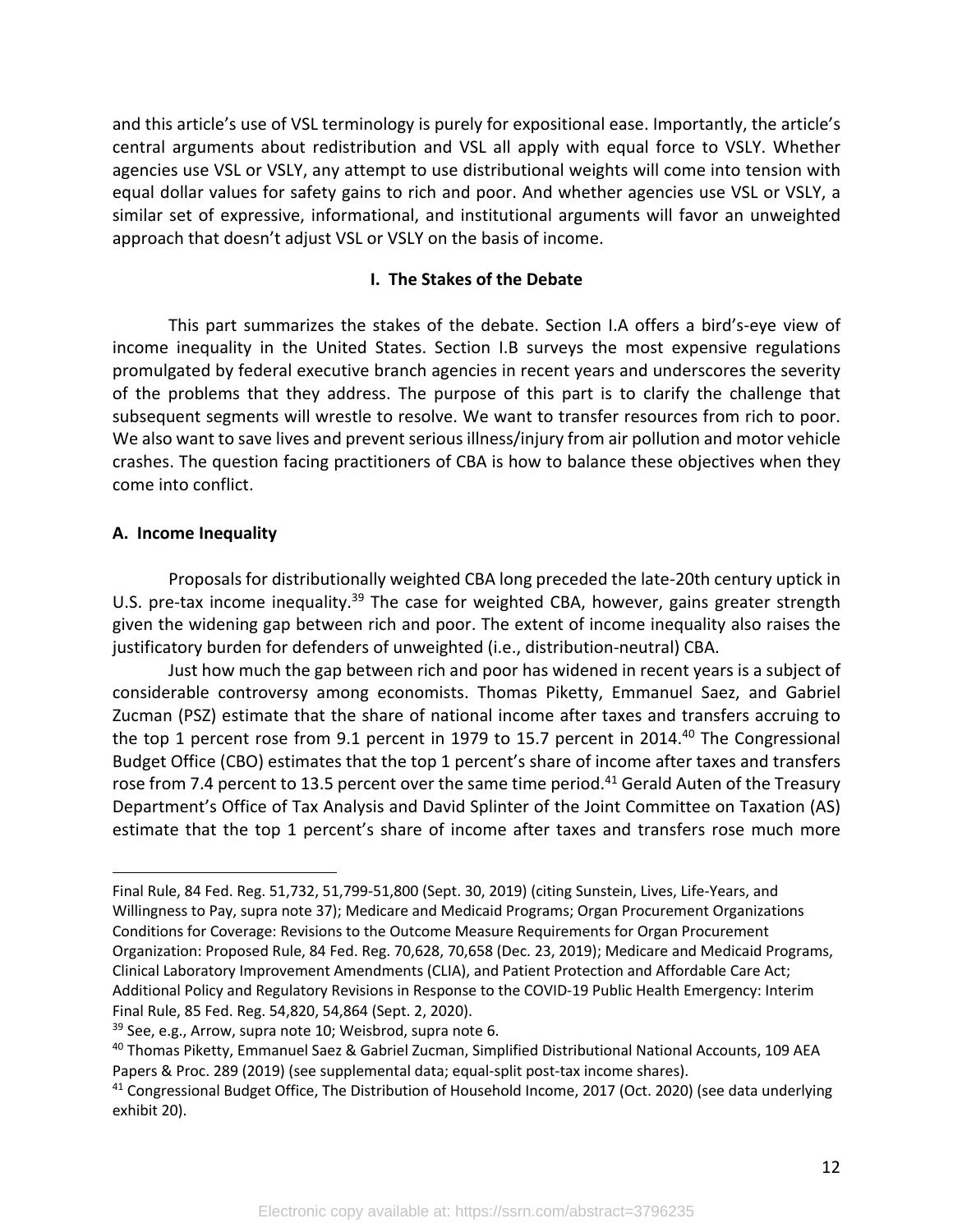and this article's use of VSL terminology is purely for expositional ease. Importantly, the article's central arguments about redistribution and VSL all apply with equal force to VSLY. Whether agencies use VSL or VSLY, any attempt to use distributional weights will come into tension with equal dollar values for safety gains to rich and poor. And whether agencies use VSL or VSLY, a similar set of expressive, informational, and institutional arguments will favor an unweighted approach that doesn't adjust VSL or VSLY on the basis of income.

## I. The Stakes of the Debate

This part summarizes the stakes of the debate. Section I.A offers a bird's-eye view of income inequality in the United States. Section I.B surveys the most expensive regulations promulgated by federal executive branch agencies in recent years and underscores the severity of the problems that they address. The purpose of this part is to clarify the challenge that subsequent segments will wrestle to resolve. We want to transfer resources from rich to poor. We also want to save lives and prevent serious illness/injury from air pollution and motor vehicle crashes. The question facing practitioners of CBA is how to balance these objectives when they come into conflict.

### A. Income Inequality

Proposals for distributionally weighted CBA long preceded the late-20th century uptick in U.S. pre-tax income inequality.[39] The case for weighted CBA, however, gains greater strength given the widening gap between rich and poor. The extent of income inequality also raises the justificatory burden for defenders of unweighted (i.e., distribution-neutral) CBA.

Just how much the gap between rich and poor has widened in recent years is a subject of considerable controversy among economists. Thomas Piketty, Emmanuel Saez, and Gabriel Zucman (PSZ) estimate that the share of national income after taxes and transfers accruing to the top 1 percent rose from 9.1 percent in 1979 to 15.7 percent in 2014.[40] The Congressional Budget Office (CBO) estimates that the top 1 percent's share of income after taxes and transfers rose from 7.4 percent to 13.5 percent over the same time period.[41] Gerald Auten of the Treasury Department's Office of Tax Analysis and David Splinter of the Joint Committee on Taxation (AS) estimate that the top 1 percent's share of income after taxes and transfers rose much more

---

Final Rule, 84 Fed. Reg. 51,732, 51,799-51,800 (Sept. 30, 2019) (citing Sunstein, Lives, Life-Years, and Willingness to Pay, supra note 37); Medicare and Medicaid Programs; Organ Procurement Organizations Conditions for Coverage: Revisions to the Outcome Measure Requirements for Organ Procurement Organization: Proposed Rule, 84 Fed. Reg. 70,628, 70,658 (Dec. 23, 2019); Medicare and Medicaid Programs, Clinical Laboratory Improvement Amendments (CLIA), and Patient Protection and Affordable Care Act; Additional Policy and Regulatory Revisions in Response to the COVID-19 Public Health Emergency: Interim Final Rule, 85 Fed. Reg. 54,820, 54,864 (Sept. 2, 2020).

[39] See, e.g., Arrow, supra note 10; Weisbrod, supra note 6.

[40] Thomas Piketty, Emmanuel Saez & Gabriel Zucman, Simplified Distributional National Accounts, 109 AEA Papers & Proc. 289 (2019) (see supplemental data; equal-split post-tax income shares).

[41] Congressional Budget Office, The Distribution of Household Income, 2017 (Oct. 2020) (see data underlying exhibit 20).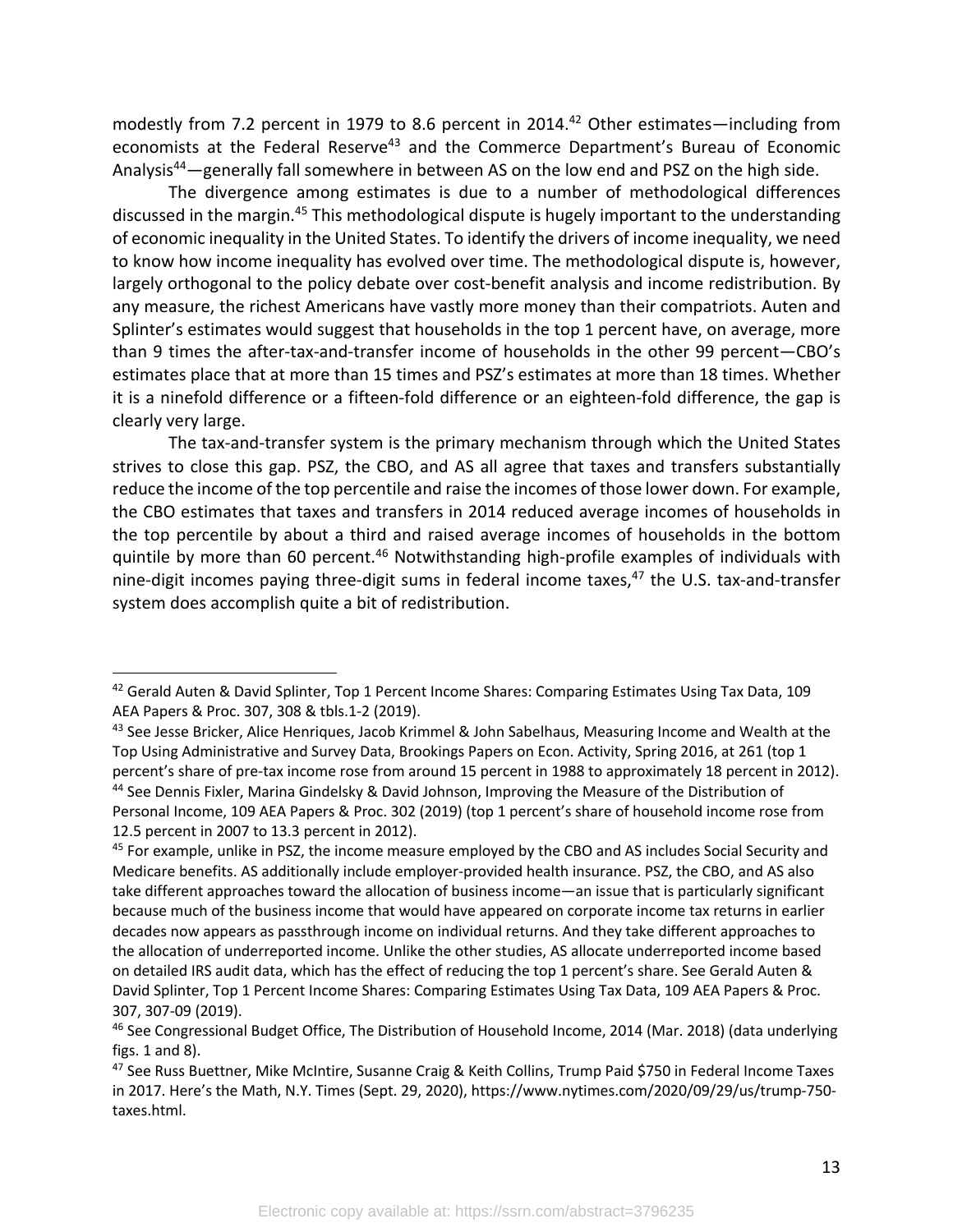modestly from 7.2 percent in 1979 to 8.6 percent in 2014.[42] Other estimates—including from economists at the Federal Reserve[43] and the Commerce Department's Bureau of Economic Analysis[44]—generally fall somewhere in between AS on the low end and PSZ on the high side.

The divergence among estimates is due to a number of methodological differences discussed in the margin.[45] This methodological dispute is hugely important to the understanding of economic inequality in the United States. To identify the drivers of income inequality, we need to know how income inequality has evolved over time. The methodological dispute is, however, largely orthogonal to the policy debate over cost-benefit analysis and income redistribution. By any measure, the richest Americans have vastly more money than their compatriots. Auten and Splinter's estimates would suggest that households in the top 1 percent have, on average, more than 9 times the after-tax-and-transfer income of households in the other 99 percent—CBO's estimates place that at more than 15 times and PSZ's estimates at more than 18 times. Whether it is a ninefold difference or a fifteen-fold difference or an eighteen-fold difference, the gap is clearly very large.

The tax-and-transfer system is the primary mechanism through which the United States strives to close this gap. PSZ, the CBO, and AS all agree that taxes and transfers substantially reduce the income of the top percentile and raise the incomes of those lower down. For example, the CBO estimates that taxes and transfers in 2014 reduced average incomes of households in the top percentile by about a third and raised average incomes of households in the bottom quintile by more than 60 percent.[46] Notwithstanding high-profile examples of individuals with nine-digit incomes paying three-digit sums in federal income taxes,[47] the U.S. tax-and-transfer system does accomplish quite a bit of redistribution.

---

[42] Gerald Auten & David Splinter, Top 1 Percent Income Shares: Comparing Estimates Using Tax Data, 109 AEA Papers & Proc. 307, 308 & tbls.1-2 (2019).

[43] See Jesse Bricker, Alice Henriques, Jacob Krimmel & John Sabelhaus, Measuring Income and Wealth at the Top Using Administrative and Survey Data, Brookings Papers on Econ. Activity, Spring 2016, at 261 (top 1 percent's share of pre-tax income rose from around 15 percent in 1988 to approximately 18 percent in 2012).

[44] See Dennis Fixler, Marina Gindelsky & David Johnson, Improving the Measure of the Distribution of Personal Income, 109 AEA Papers & Proc. 302 (2019) (top 1 percent's share of household income rose from 12.5 percent in 2007 to 13.3 percent in 2012).

[45] For example, unlike in PSZ, the income measure employed by the CBO and AS includes Social Security and Medicare benefits. AS additionally include employer-provided health insurance. PSZ, the CBO, and AS also take different approaches toward the allocation of business income—an issue that is particularly significant because much of the business income that would have appeared on corporate income tax returns in earlier decades now appears as passthrough income on individual returns. And they take different approaches to the allocation of underreported income. Unlike the other studies, AS allocate underreported income based on detailed IRS audit data, which has the effect of reducing the top 1 percent's share. See Gerald Auten & David Splinter, Top 1 Percent Income Shares: Comparing Estimates Using Tax Data, 109 AEA Papers & Proc. 307, 307-09 (2019).

[46] See Congressional Budget Office, The Distribution of Household Income, 2014 (Mar. 2018) (data underlying figs. 1 and 8).

[47] See Russ Buettner, Mike McIntire, Susanne Craig & Keith Collins, Trump Paid $750 in Federal Income Taxes in 2017. Here's the Math, N.Y. Times (Sept. 29, 2020), https://www.nytimes.com/2020/09/29/us/trump-750-taxes.html.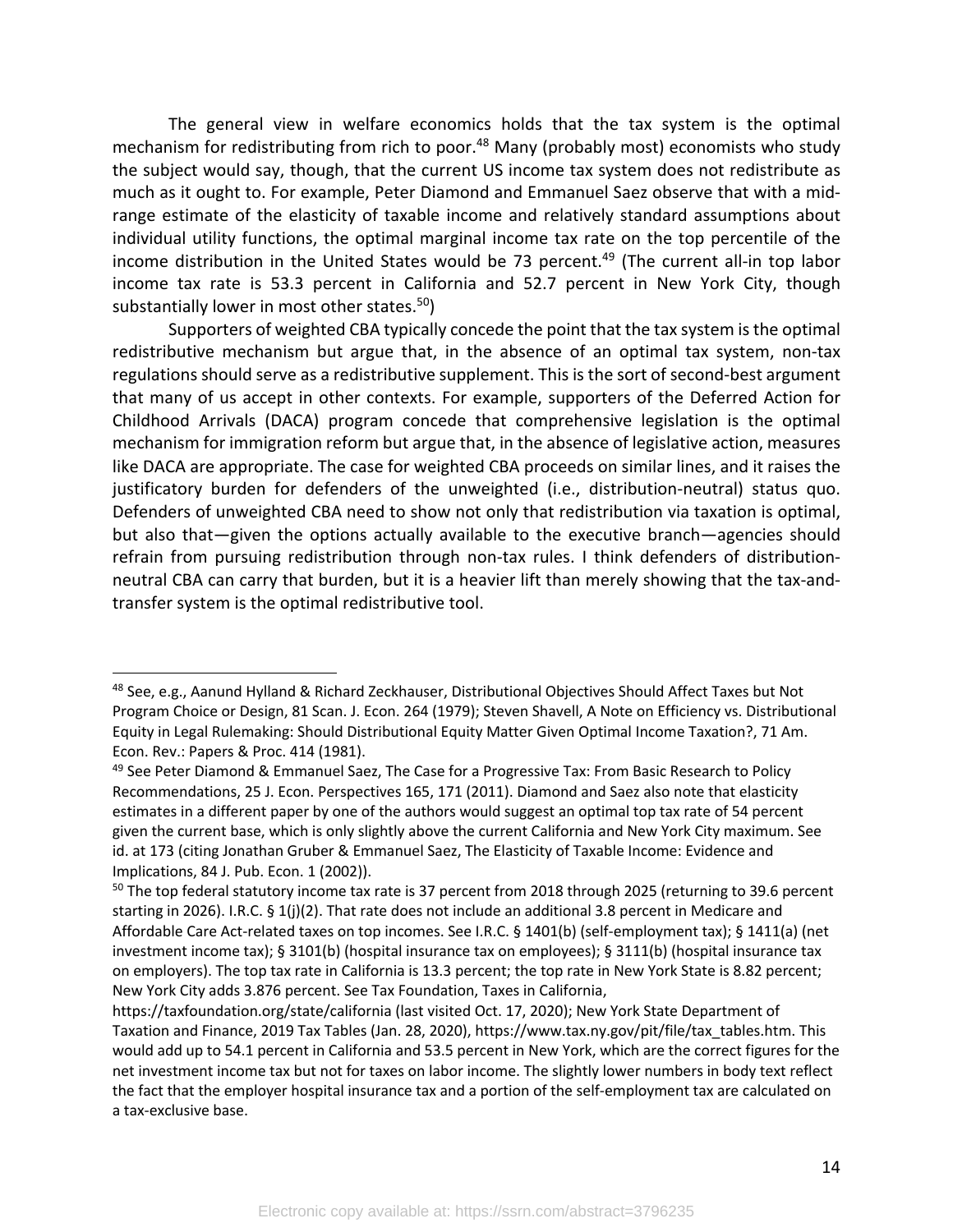The general view in welfare economics holds that the tax system is the optimal mechanism for redistributing from rich to poor.[48] Many (probably most) economists who study the subject would say, though, that the current US income tax system does not redistribute as much as it ought to. For example, Peter Diamond and Emmanuel Saez observe that with a mid-range estimate of the elasticity of taxable income and relatively standard assumptions about individual utility functions, the optimal marginal income tax rate on the top percentile of the income distribution in the United States would be 73 percent.[49] (The current all-in top labor income tax rate is 53.3 percent in California and 52.7 percent in New York City, though substantially lower in most other states.[50])

Supporters of weighted CBA typically concede the point that the tax system is the optimal redistributive mechanism but argue that, in the absence of an optimal tax system, non-tax regulations should serve as a redistributive supplement. This is the sort of second-best argument that many of us accept in other contexts. For example, supporters of the Deferred Action for Childhood Arrivals (DACA) program concede that comprehensive legislation is the optimal mechanism for immigration reform but argue that, in the absence of legislative action, measures like DACA are appropriate. The case for weighted CBA proceeds on similar lines, and it raises the justificatory burden for defenders of the unweighted (i.e., distribution-neutral) status quo. Defenders of unweighted CBA need to show not only that redistribution via taxation is optimal, but also that—given the options actually available to the executive branch—agencies should refrain from pursuing redistribution through non-tax rules. I think defenders of distribution-neutral CBA can carry that burden, but it is a heavier lift than merely showing that the tax-and-transfer system is the optimal redistributive tool.

---

[48] See, e.g., Aanund Hylland & Richard Zeckhauser, Distributional Objectives Should Affect Taxes but Not Program Choice or Design, 81 Scan. J. Econ. 264 (1979); Steven Shavell, A Note on Efficiency vs. Distributional Equity in Legal Rulemaking: Should Distributional Equity Matter Given Optimal Income Taxation?, 71 Am. Econ. Rev.: Papers & Proc. 414 (1981).

[49] See Peter Diamond & Emmanuel Saez, The Case for a Progressive Tax: From Basic Research to Policy Recommendations, 25 J. Econ. Perspectives 165, 171 (2011). Diamond and Saez also note that elasticity estimates in a different paper by one of the authors would suggest an optimal top tax rate of 54 percent given the current base, which is only slightly above the current California and New York City maximum. See id. at 173 (citing Jonathan Gruber & Emmanuel Saez, The Elasticity of Taxable Income: Evidence and Implications, 84 J. Pub. Econ. 1 (2002)).

[50] The top federal statutory income tax rate is 37 percent from 2018 through 2025 (returning to 39.6 percent starting in 2026). I.R.C. § 1(j)(2). That rate does not include an additional 3.8 percent in Medicare and Affordable Care Act-related taxes on top incomes. See I.R.C. § 1401(b) (self-employment tax); § 1411(a) (net investment income tax); § 3101(b) (hospital insurance tax on employees); § 3111(b) (hospital insurance tax on employers). The top tax rate in California is 13.3 percent; the top rate in New York State is 8.82 percent; New York City adds 3.876 percent. See Tax Foundation, Taxes in California, https://taxfoundation.org/state/california (last visited Oct. 17, 2020); New York State Department of Taxation and Finance, 2019 Tax Tables (Jan. 28, 2020), https://www.tax.ny.gov/pit/file/tax_tables.htm. This would add up to 54.1 percent in California and 53.5 percent in New York, which are the correct figures for the net investment income tax but not for taxes on labor income. The slightly lower numbers in body text reflect the fact that the employer hospital insurance tax and a portion of the self-employment tax are calculated on a tax-exclusive base.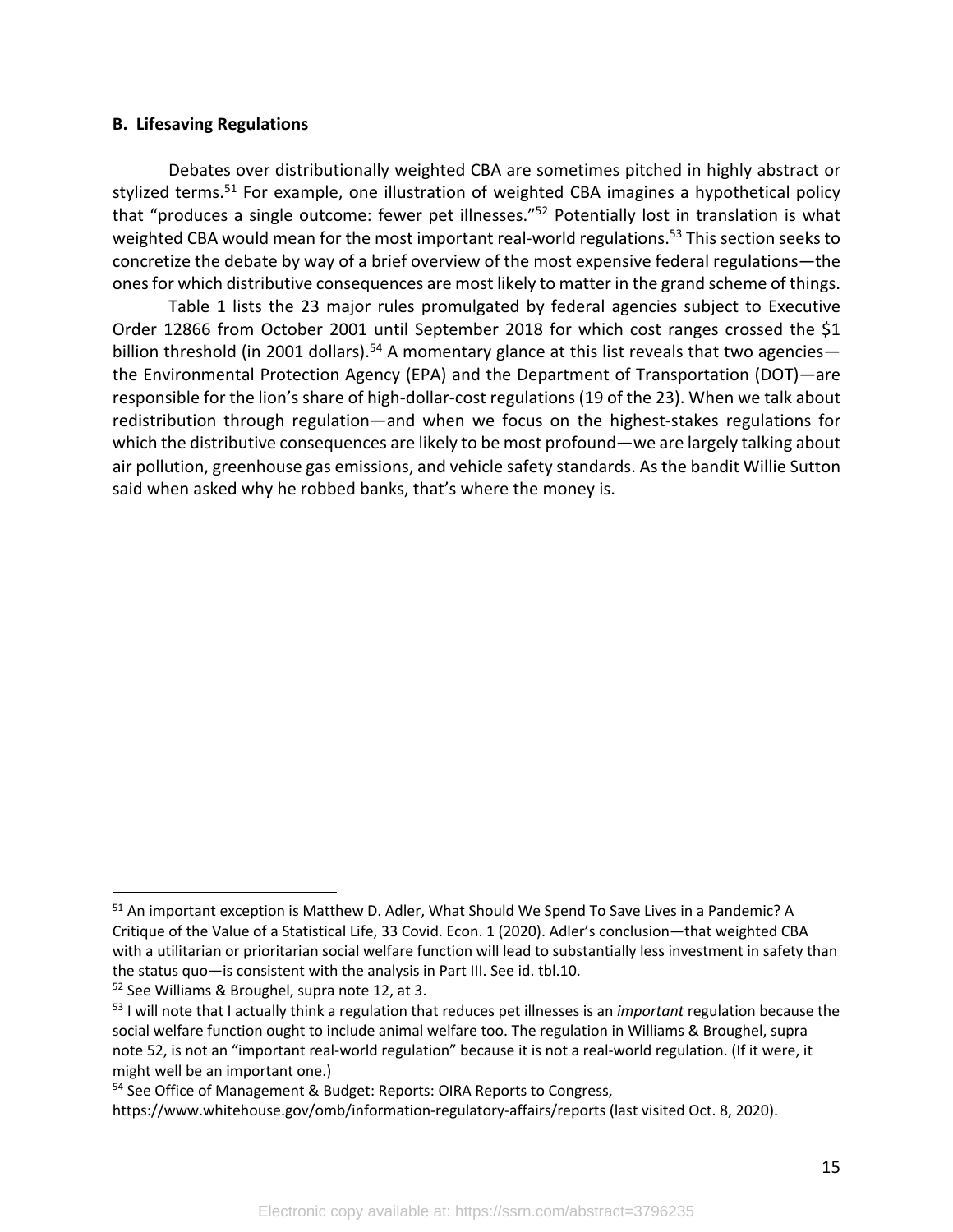### B. Lifesaving Regulations

Debates over distributionally weighted CBA are sometimes pitched in highly abstract or stylized terms.[51] For example, one illustration of weighted CBA imagines a hypothetical policy that "produces a single outcome: fewer pet illnesses."[52] Potentially lost in translation is what weighted CBA would mean for the most important real-world regulations.[53] This section seeks to concretize the debate by way of a brief overview of the most expensive federal regulations—the ones for which distributive consequences are most likely to matter in the grand scheme of things.

Table 1 lists the 23 major rules promulgated by federal agencies subject to Executive Order 12866 from October 2001 until September 2018 for which cost ranges crossed the $1 billion threshold (in 2001 dollars).[54] A momentary glance at this list reveals that two agencies—the Environmental Protection Agency (EPA) and the Department of Transportation (DOT)—are responsible for the lion's share of high-dollar-cost regulations (19 of the 23). When we talk about redistribution through regulation—and when we focus on the highest-stakes regulations for which the distributive consequences are likely to be most profound—we are largely talking about air pollution, greenhouse gas emissions, and vehicle safety standards. As the bandit Willie Sutton said when asked why he robbed banks, that's where the money is.

---

[51] An important exception is Matthew D. Adler, What Should We Spend To Save Lives in a Pandemic? A Critique of the Value of a Statistical Life, 33 Covid. Econ. 1 (2020). Adler's conclusion—that weighted CBA with a utilitarian or prioritarian social welfare function will lead to substantially less investment in safety than the status quo—is consistent with the analysis in Part III. See id. tbl.10.

[52] See Williams & Broughel, supra note 12, at 3.

[53] I will note that I actually think a regulation that reduces pet illnesses is an *important* regulation because the social welfare function ought to include animal welfare too. The regulation in Williams & Broughel, supra note 52, is not an "important real-world regulation" because it is not a real-world regulation. (If it were, it might well be an important one.)

[54] See Office of Management & Budget: Reports: OIRA Reports to Congress, https://www.whitehouse.gov/omb/information-regulatory-affairs/reports (last visited Oct. 8, 2020).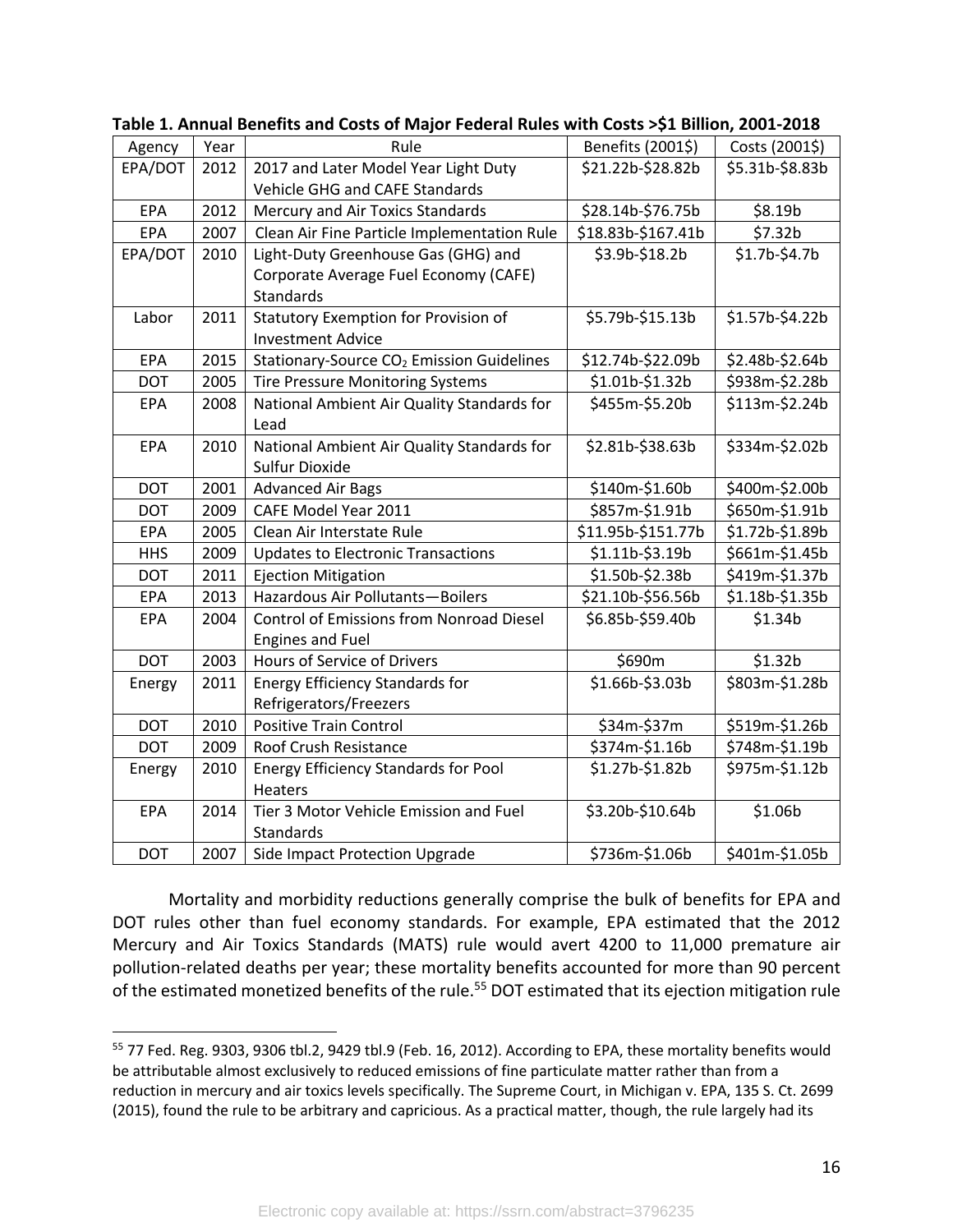**Table 1. Annual Benefits and Costs of Major Federal Rules with Costs >$1 Billion, 2001-2018**

| Agency | Year | Rule | Benefits (2001$) | Costs (2001$) |
|---|---|---|---|---|
| EPA/DOT | 2012 | 2017 and Later Model Year Light Duty Vehicle GHG and CAFE Standards | $21.22b-$28.82b | $5.31b-$8.83b |
| EPA | 2012 | Mercury and Air Toxics Standards | $28.14b-$76.75b | $8.19b |
| EPA | 2007 | Clean Air Fine Particle Implementation Rule | $18.83b-$167.41b | $7.32b |
| EPA/DOT | 2010 | Light-Duty Greenhouse Gas (GHG) and Corporate Average Fuel Economy (CAFE) Standards | $3.9b-$18.2b | $1.7b-$4.7b |
| Labor | 2011 | Statutory Exemption for Provision of Investment Advice | $5.79b-$15.13b | $1.57b-$4.22b |
| EPA | 2015 | Stationary-Source $CO_2$ Emission Guidelines | $12.74b-$22.09b | $2.48b-$2.64b |
| DOT | 2005 | Tire Pressure Monitoring Systems | $1.01b-$1.32b | $938m-$2.28b |
| EPA | 2008 | National Ambient Air Quality Standards for Lead | $455m-$5.20b | $113m-$2.24b |
| EPA | 2010 | National Ambient Air Quality Standards for Sulfur Dioxide | $2.81b-$38.63b | $334m-$2.02b |
| DOT | 2001 | Advanced Air Bags | $140m-$1.60b | $400m-$2.00b |
| DOT | 2009 | CAFE Model Year 2011 | $857m-$1.91b | $650m-$1.91b |
| EPA | 2005 | Clean Air Interstate Rule | $11.95b-$151.77b | $1.72b-$1.89b |
| HHS | 2009 | Updates to Electronic Transactions | $1.11b-$3.19b | $661m-$1.45b |
| DOT | 2011 | Ejection Mitigation | $1.50b-$2.38b | $419m-$1.37b |
| EPA | 2013 | Hazardous Air Pollutants—Boilers | $21.10b-$56.56b | $1.18b-$1.35b |
| EPA | 2004 | Control of Emissions from Nonroad Diesel Engines and Fuel | $6.85b-$59.40b | $1.34b |
| DOT | 2003 | Hours of Service of Drivers | $690m | $1.32b |
| Energy | 2011 | Energy Efficiency Standards for Refrigerators/Freezers | $1.66b-$3.03b | $803m-$1.28b |
| DOT | 2010 | Positive Train Control | $34m-$37m | $519m-$1.26b |
| DOT | 2009 | Roof Crush Resistance | $374m-$1.16b | $748m-$1.19b |
| Energy | 2010 | Energy Efficiency Standards for Pool Heaters | $1.27b-$1.82b | $975m-$1.12b |
| EPA | 2014 | Tier 3 Motor Vehicle Emission and Fuel Standards | $3.20b-$10.64b | $1.06b |
| DOT | 2007 | Side Impact Protection Upgrade | $736m-$1.06b | $401m-$1.05b |

Mortality and morbidity reductions generally comprise the bulk of benefits for EPA and DOT rules other than fuel economy standards. For example, EPA estimated that the 2012 Mercury and Air Toxics Standards (MATS) rule would avert 4200 to 11,000 premature air pollution-related deaths per year; these mortality benefits accounted for more than 90 percent of the estimated monetized benefits of the rule.[55] DOT estimated that its ejection mitigation rule

[55] 77 Fed. Reg. 9303, 9306 tbl.2, 9429 tbl.9 (Feb. 16, 2012). According to EPA, these mortality benefits would be attributable almost exclusively to reduced emissions of fine particulate matter rather than from a reduction in mercury and air toxics levels specifically. The Supreme Court, in Michigan v. EPA, 135 S. Ct. 2699 (2015), found the rule to be arbitrary and capricious. As a practical matter, though, the rule largely had its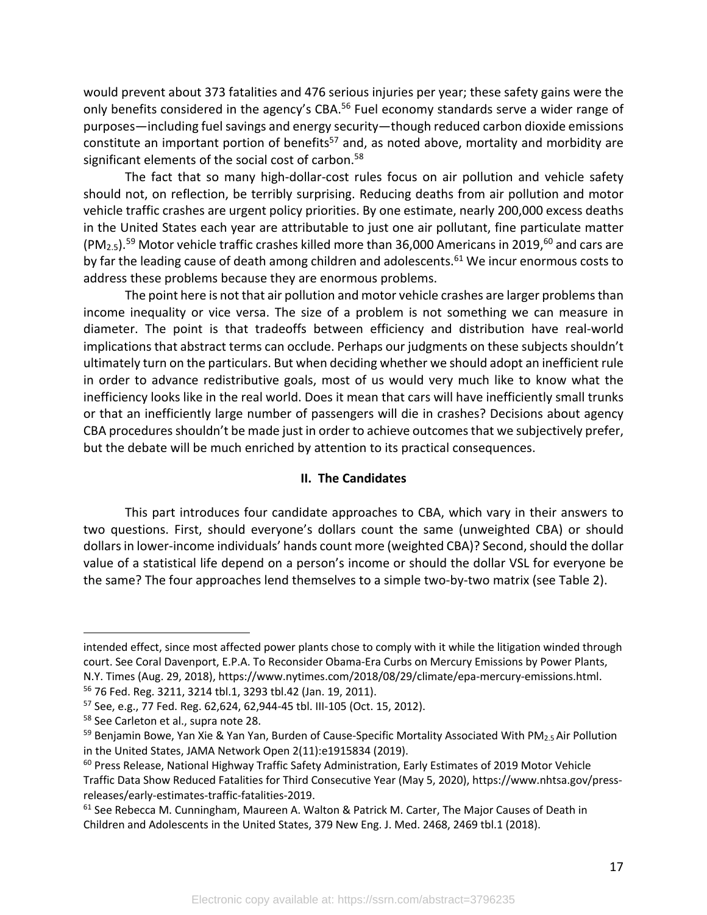would prevent about 373 fatalities and 476 serious injuries per year; these safety gains were the only benefits considered in the agency's CBA.[56] Fuel economy standards serve a wider range of purposes—including fuel savings and energy security—though reduced carbon dioxide emissions constitute an important portion of benefits[57] and, as noted above, mortality and morbidity are significant elements of the social cost of carbon.[58]

The fact that so many high-dollar-cost rules focus on air pollution and vehicle safety should not, on reflection, be terribly surprising. Reducing deaths from air pollution and motor vehicle traffic crashes are urgent policy priorities. By one estimate, nearly 200,000 excess deaths in the United States each year are attributable to just one air pollutant, fine particulate matter ($PM_{2.5}$).[59] Motor vehicle traffic crashes killed more than 36,000 Americans in 2019,[60] and cars are by far the leading cause of death among children and adolescents.[61] We incur enormous costs to address these problems because they are enormous problems.

The point here is not that air pollution and motor vehicle crashes are larger problems than income inequality or vice versa. The size of a problem is not something we can measure in diameter. The point is that tradeoffs between efficiency and distribution have real-world implications that abstract terms can occlude. Perhaps our judgments on these subjects shouldn't ultimately turn on the particulars. But when deciding whether we should adopt an inefficient rule in order to advance redistributive goals, most of us would very much like to know what the inefficiency looks like in the real world. Does it mean that cars will have inefficiently small trunks or that an inefficiently large number of passengers will die in crashes? Decisions about agency CBA procedures shouldn't be made just in order to achieve outcomes that we subjectively prefer, but the debate will be much enriched by attention to its practical consequences.

## II. The Candidates

This part introduces four candidate approaches to CBA, which vary in their answers to two questions. First, should everyone's dollars count the same (unweighted CBA) or should dollars in lower-income individuals' hands count more (weighted CBA)? Second, should the dollar value of a statistical life depend on a person's income or should the dollar VSL for everyone be the same? The four approaches lend themselves to a simple two-by-two matrix (see Table 2).

---

intended effect, since most affected power plants chose to comply with it while the litigation winded through court. See Coral Davenport, E.P.A. To Reconsider Obama-Era Curbs on Mercury Emissions by Power Plants, N.Y. Times (Aug. 29, 2018), https://www.nytimes.com/2018/08/29/climate/epa-mercury-emissions.html.

[56] 76 Fed. Reg. 3211, 3214 tbl.1, 3293 tbl.42 (Jan. 19, 2011).

[57] See, e.g., 77 Fed. Reg. 62,624, 62,944-45 tbl. III-105 (Oct. 15, 2012).

[58] See Carleton et al., supra note 28.

[59] Benjamin Bowe, Yan Xie & Yan Yan, Burden of Cause-Specific Mortality Associated With $PM_{2.5}$ Air Pollution in the United States, JAMA Network Open 2(11):e1915834 (2019).

[60] Press Release, National Highway Traffic Safety Administration, Early Estimates of 2019 Motor Vehicle Traffic Data Show Reduced Fatalities for Third Consecutive Year (May 5, 2020), https://www.nhtsa.gov/press-releases/early-estimates-traffic-fatalities-2019.

[61] See Rebecca M. Cunningham, Maureen A. Walton & Patrick M. Carter, The Major Causes of Death in Children and Adolescents in the United States, 379 New Eng. J. Med. 2468, 2469 tbl.1 (2018).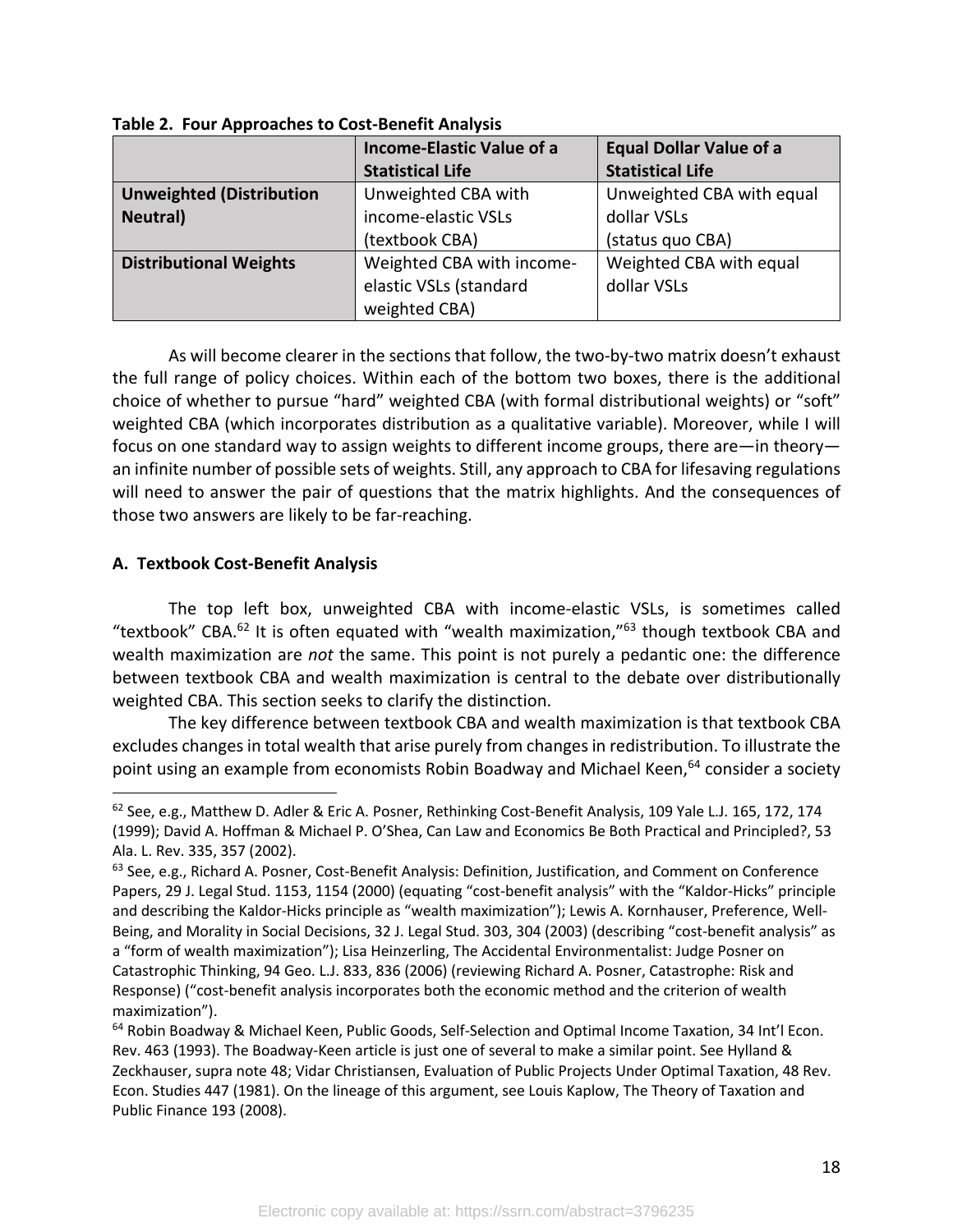**Table 2. Four Approaches to Cost-Benefit Analysis**

| | Income-Elastic Value of a Statistical Life | Equal Dollar Value of a Statistical Life |
|---|---|---|
| **Unweighted (Distribution Neutral)** | Unweighted CBA with income-elastic VSLs (textbook CBA) | Unweighted CBA with equal dollar VSLs (status quo CBA) |
| **Distributional Weights** | Weighted CBA with income-elastic VSLs (standard weighted CBA) | Weighted CBA with equal dollar VSLs |

As will become clearer in the sections that follow, the two-by-two matrix doesn't exhaust the full range of policy choices. Within each of the bottom two boxes, there is the additional choice of whether to pursue "hard" weighted CBA (with formal distributional weights) or "soft" weighted CBA (which incorporates distribution as a qualitative variable). Moreover, while I will focus on one standard way to assign weights to different income groups, there are—in theory—an infinite number of possible sets of weights. Still, any approach to CBA for lifesaving regulations will need to answer the pair of questions that the matrix highlights. And the consequences of those two answers are likely to be far-reaching.

### A. Textbook Cost-Benefit Analysis

The top left box, unweighted CBA with income-elastic VSLs, is sometimes called "textbook" CBA.[62] It is often equated with "wealth maximization,"[63] though textbook CBA and wealth maximization are *not* the same. This point is not purely a pedantic one: the difference between textbook CBA and wealth maximization is central to the debate over distributionally weighted CBA. This section seeks to clarify the distinction.

The key difference between textbook CBA and wealth maximization is that textbook CBA excludes changes in total wealth that arise purely from changes in redistribution. To illustrate the point using an example from economists Robin Boadway and Michael Keen,[64] consider a society

---

[62] See, e.g., Matthew D. Adler & Eric A. Posner, Rethinking Cost-Benefit Analysis, 109 Yale L.J. 165, 172, 174 (1999); David A. Hoffman & Michael P. O'Shea, Can Law and Economics Be Both Practical and Principled?, 53 Ala. L. Rev. 335, 357 (2002).

[63] See, e.g., Richard A. Posner, Cost-Benefit Analysis: Definition, Justification, and Comment on Conference Papers, 29 J. Legal Stud. 1153, 1154 (2000) (equating "cost-benefit analysis" with the "Kaldor-Hicks" principle and describing the Kaldor-Hicks principle as "wealth maximization"); Lewis A. Kornhauser, Preference, Well-Being, and Morality in Social Decisions, 32 J. Legal Stud. 303, 304 (2003) (describing "cost-benefit analysis" as a "form of wealth maximization"); Lisa Heinzerling, The Accidental Environmentalist: Judge Posner on Catastrophic Thinking, 94 Geo. L.J. 833, 836 (2006) (reviewing Richard A. Posner, Catastrophe: Risk and Response) ("cost-benefit analysis incorporates both the economic method and the criterion of wealth maximization").

[64] Robin Boadway & Michael Keen, Public Goods, Self-Selection and Optimal Income Taxation, 34 Int'l Econ. Rev. 463 (1993). The Boadway-Keen article is just one of several to make a similar point. See Hylland & Zeckhauser, supra note 48; Vidar Christiansen, Evaluation of Public Projects Under Optimal Taxation, 48 Rev. Econ. Studies 447 (1981). On the lineage of this argument, see Louis Kaplow, The Theory of Taxation and Public Finance 193 (2008).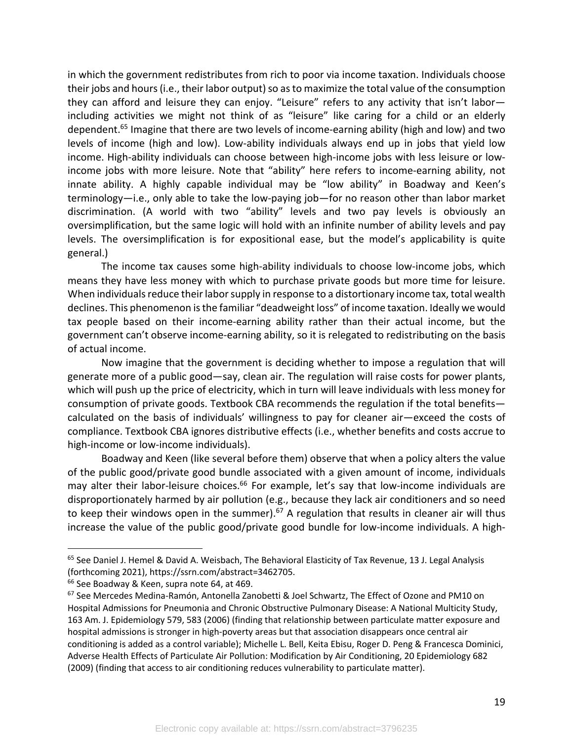in which the government redistributes from rich to poor via income taxation. Individuals choose their jobs and hours (i.e., their labor output) so as to maximize the total value of the consumption they can afford and leisure they can enjoy. "Leisure" refers to any activity that isn't labor—including activities we might not think of as "leisure" like caring for a child or an elderly dependent.[65] Imagine that there are two levels of income-earning ability (high and low) and two levels of income (high and low). Low-ability individuals always end up in jobs that yield low income. High-ability individuals can choose between high-income jobs with less leisure or low-income jobs with more leisure. Note that "ability" here refers to income-earning ability, not innate ability. A highly capable individual may be "low ability" in Boadway and Keen's terminology—i.e., only able to take the low-paying job—for no reason other than labor market discrimination. (A world with two "ability" levels and two pay levels is obviously an oversimplification, but the same logic will hold with an infinite number of ability levels and pay levels. The oversimplification is for expositional ease, but the model's applicability is quite general.)

The income tax causes some high-ability individuals to choose low-income jobs, which means they have less money with which to purchase private goods but more time for leisure. When individuals reduce their labor supply in response to a distortionary income tax, total wealth declines. This phenomenon is the familiar "deadweight loss" of income taxation. Ideally we would tax people based on their income-earning ability rather than their actual income, but the government can't observe income-earning ability, so it is relegated to redistributing on the basis of actual income.

Now imagine that the government is deciding whether to impose a regulation that will generate more of a public good—say, clean air. The regulation will raise costs for power plants, which will push up the price of electricity, which in turn will leave individuals with less money for consumption of private goods. Textbook CBA recommends the regulation if the total benefits—calculated on the basis of individuals' willingness to pay for cleaner air—exceed the costs of compliance. Textbook CBA ignores distributive effects (i.e., whether benefits and costs accrue to high-income or low-income individuals).

Boadway and Keen (like several before them) observe that when a policy alters the value of the public good/private good bundle associated with a given amount of income, individuals may alter their labor-leisure choices.[66] For example, let's say that low-income individuals are disproportionately harmed by air pollution (e.g., because they lack air conditioners and so need to keep their windows open in the summer).[67] A regulation that results in cleaner air will thus increase the value of the public good/private good bundle for low-income individuals. A high-

---

[65] See Daniel J. Hemel & David A. Weisbach, The Behavioral Elasticity of Tax Revenue, 13 J. Legal Analysis (forthcoming 2021), https://ssrn.com/abstract=3462705.

[66] See Boadway & Keen, supra note 64, at 469.

[67] See Mercedes Medina-Ramón, Antonella Zanobetti & Joel Schwartz, The Effect of Ozone and PM10 on Hospital Admissions for Pneumonia and Chronic Obstructive Pulmonary Disease: A National Multicity Study, 163 Am. J. Epidemiology 579, 583 (2006) (finding that relationship between particulate matter exposure and hospital admissions is stronger in high-poverty areas but that association disappears once central air conditioning is added as a control variable); Michelle L. Bell, Keita Ebisu, Roger D. Peng & Francesca Dominici, Adverse Health Effects of Particulate Air Pollution: Modification by Air Conditioning, 20 Epidemiology 682 (2009) (finding that access to air conditioning reduces vulnerability to particulate matter).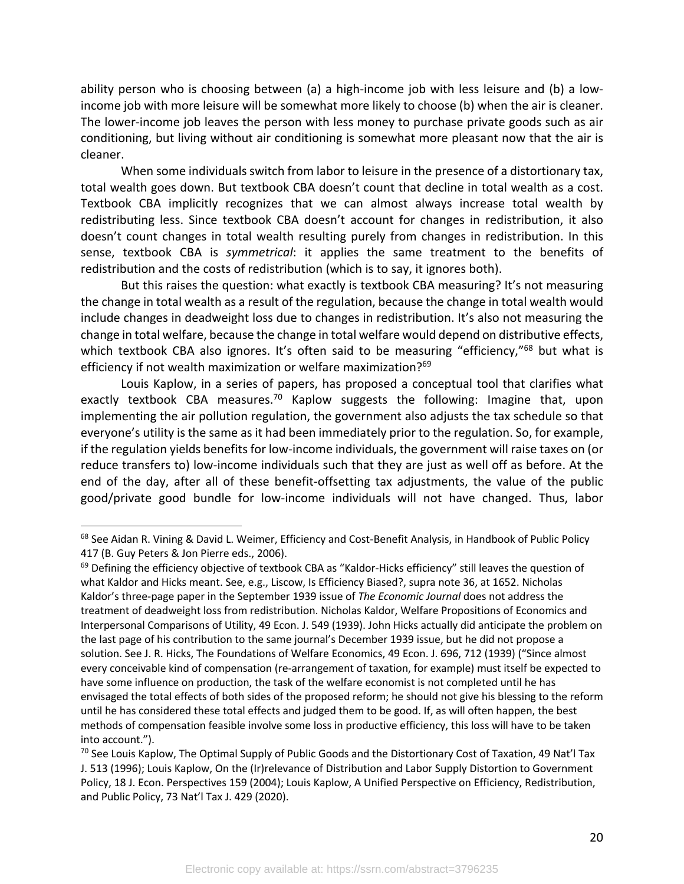ability person who is choosing between (a) a high-income job with less leisure and (b) a low-income job with more leisure will be somewhat more likely to choose (b) when the air is cleaner. The lower-income job leaves the person with less money to purchase private goods such as air conditioning, but living without air conditioning is somewhat more pleasant now that the air is cleaner.

When some individuals switch from labor to leisure in the presence of a distortionary tax, total wealth goes down. But textbook CBA doesn't count that decline in total wealth as a cost. Textbook CBA implicitly recognizes that we can almost always increase total wealth by redistributing less. Since textbook CBA doesn't account for changes in redistribution, it also doesn't count changes in total wealth resulting purely from changes in redistribution. In this sense, textbook CBA is *symmetrical*: it applies the same treatment to the benefits of redistribution and the costs of redistribution (which is to say, it ignores both).

But this raises the question: what exactly is textbook CBA measuring? It's not measuring the change in total wealth as a result of the regulation, because the change in total wealth would include changes in deadweight loss due to changes in redistribution. It's also not measuring the change in total welfare, because the change in total welfare would depend on distributive effects, which textbook CBA also ignores. It's often said to be measuring "efficiency,"[68] but what is efficiency if not wealth maximization or welfare maximization?[69]

Louis Kaplow, in a series of papers, has proposed a conceptual tool that clarifies what exactly textbook CBA measures.[70] Kaplow suggests the following: Imagine that, upon implementing the air pollution regulation, the government also adjusts the tax schedule so that everyone's utility is the same as it had been immediately prior to the regulation. So, for example, if the regulation yields benefits for low-income individuals, the government will raise taxes on (or reduce transfers to) low-income individuals such that they are just as well off as before. At the end of the day, after all of these benefit-offsetting tax adjustments, the value of the public good/private good bundle for low-income individuals will not have changed. Thus, labor

---

[68] See Aidan R. Vining & David L. Weimer, Efficiency and Cost-Benefit Analysis, in Handbook of Public Policy 417 (B. Guy Peters & Jon Pierre eds., 2006).

[69] Defining the efficiency objective of textbook CBA as "Kaldor-Hicks efficiency" still leaves the question of what Kaldor and Hicks meant. See, e.g., Liscow, Is Efficiency Biased?, supra note 36, at 1652. Nicholas Kaldor's three-page paper in the September 1939 issue of *The Economic Journal* does not address the treatment of deadweight loss from redistribution. Nicholas Kaldor, Welfare Propositions of Economics and Interpersonal Comparisons of Utility, 49 Econ. J. 549 (1939). John Hicks actually did anticipate the problem on the last page of his contribution to the same journal's December 1939 issue, but he did not propose a solution. See J. R. Hicks, The Foundations of Welfare Economics, 49 Econ. J. 696, 712 (1939) ("Since almost every conceivable kind of compensation (re-arrangement of taxation, for example) must itself be expected to have some influence on production, the task of the welfare economist is not completed until he has envisaged the total effects of both sides of the proposed reform; he should not give his blessing to the reform until he has considered these total effects and judged them to be good. If, as will often happen, the best methods of compensation feasible involve some loss in productive efficiency, this loss will have to be taken into account.").

[70] See Louis Kaplow, The Optimal Supply of Public Goods and the Distortionary Cost of Taxation, 49 Nat'l Tax J. 513 (1996); Louis Kaplow, On the (Ir)relevance of Distribution and Labor Supply Distortion to Government Policy, 18 J. Econ. Perspectives 159 (2004); Louis Kaplow, A Unified Perspective on Efficiency, Redistribution, and Public Policy, 73 Nat'l Tax J. 429 (2020).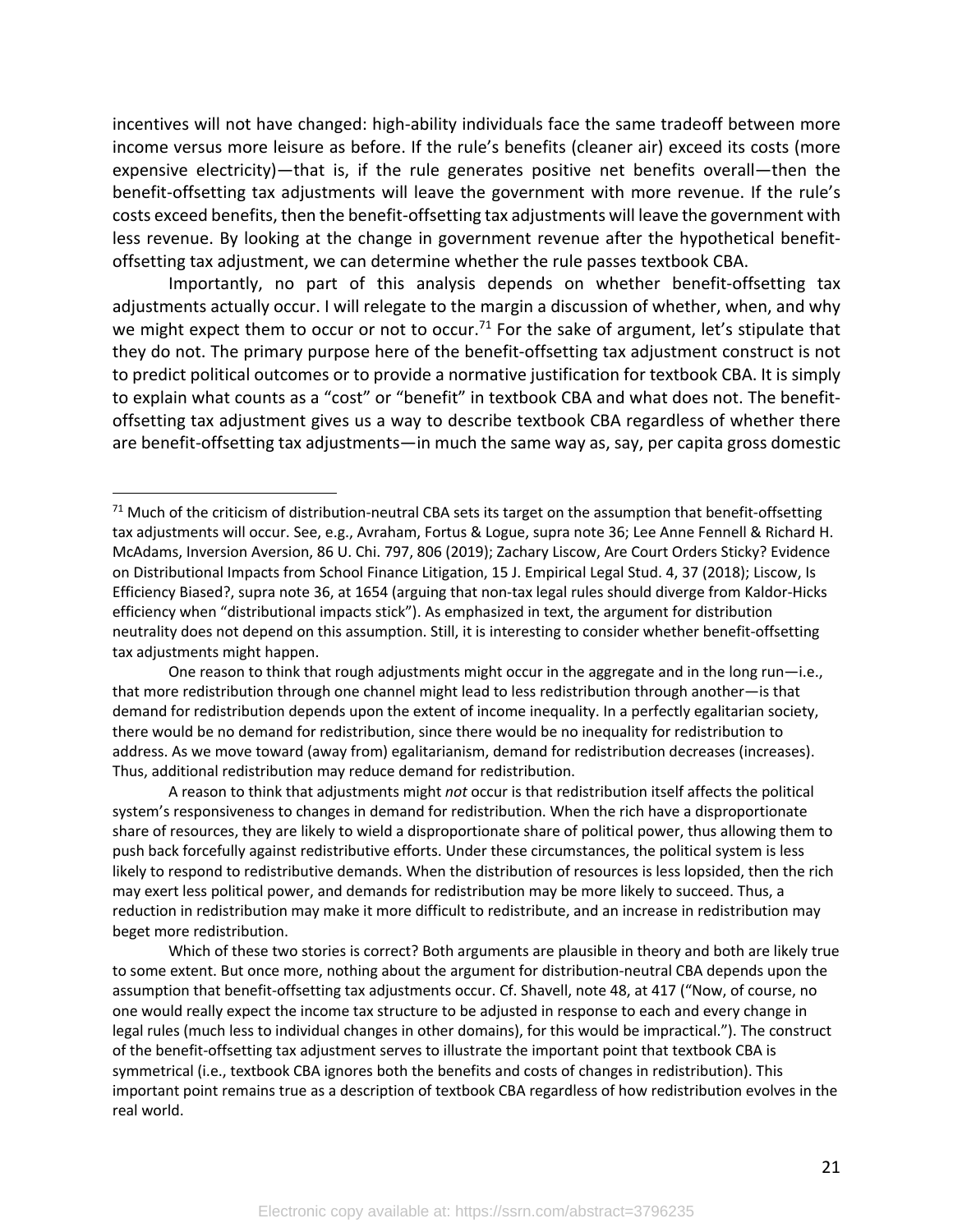incentives will not have changed: high-ability individuals face the same tradeoff between more income versus more leisure as before. If the rule's benefits (cleaner air) exceed its costs (more expensive electricity)—that is, if the rule generates positive net benefits overall—then the benefit-offsetting tax adjustments will leave the government with more revenue. If the rule's costs exceed benefits, then the benefit-offsetting tax adjustments will leave the government with less revenue. By looking at the change in government revenue after the hypothetical benefit-offsetting tax adjustment, we can determine whether the rule passes textbook CBA.

Importantly, no part of this analysis depends on whether benefit-offsetting tax adjustments actually occur. I will relegate to the margin a discussion of whether, when, and why we might expect them to occur or not to occur.[71] For the sake of argument, let's stipulate that they do not. The primary purpose here of the benefit-offsetting tax adjustment construct is not to predict political outcomes or to provide a normative justification for textbook CBA. It is simply to explain what counts as a "cost" or "benefit" in textbook CBA and what does not. The benefit-offsetting tax adjustment gives us a way to describe textbook CBA regardless of whether there are benefit-offsetting tax adjustments—in much the same way as, say, per capita gross domestic

---

[71] Much of the criticism of distribution-neutral CBA sets its target on the assumption that benefit-offsetting tax adjustments will occur. See, e.g., Avraham, Fortus & Logue, supra note 36; Lee Anne Fennell & Richard H. McAdams, Inversion Aversion, 86 U. Chi. 797, 806 (2019); Zachary Liscow, Are Court Orders Sticky? Evidence on Distributional Impacts from School Finance Litigation, 15 J. Empirical Legal Stud. 4, 37 (2018); Liscow, Is Efficiency Biased?, supra note 36, at 1654 (arguing that non-tax legal rules should diverge from Kaldor-Hicks efficiency when "distributional impacts stick"). As emphasized in text, the argument for distribution neutrality does not depend on this assumption. Still, it is interesting to consider whether benefit-offsetting tax adjustments might happen.

One reason to think that rough adjustments might occur in the aggregate and in the long run—i.e., that more redistribution through one channel might lead to less redistribution through another—is that demand for redistribution depends upon the extent of income inequality. In a perfectly egalitarian society, there would be no demand for redistribution, since there would be no inequality for redistribution to address. As we move toward (away from) egalitarianism, demand for redistribution decreases (increases). Thus, additional redistribution may reduce demand for redistribution.

A reason to think that adjustments might *not* occur is that redistribution itself affects the political system's responsiveness to changes in demand for redistribution. When the rich have a disproportionate share of resources, they are likely to wield a disproportionate share of political power, thus allowing them to push back forcefully against redistributive efforts. Under these circumstances, the political system is less likely to respond to redistributive demands. When the distribution of resources is less lopsided, then the rich may exert less political power, and demands for redistribution may be more likely to succeed. Thus, a reduction in redistribution may make it more difficult to redistribute, and an increase in redistribution may beget more redistribution.

Which of these two stories is correct? Both arguments are plausible in theory and both are likely true to some extent. But once more, nothing about the argument for distribution-neutral CBA depends upon the assumption that benefit-offsetting tax adjustments occur. Cf. Shavell, note 48, at 417 ("Now, of course, no one would really expect the income tax structure to be adjusted in response to each and every change in legal rules (much less to individual changes in other domains), for this would be impractical."). The construct of the benefit-offsetting tax adjustment serves to illustrate the important point that textbook CBA is symmetrical (i.e., textbook CBA ignores both the benefits and costs of changes in redistribution). This important point remains true as a description of textbook CBA regardless of how redistribution evolves in the real world.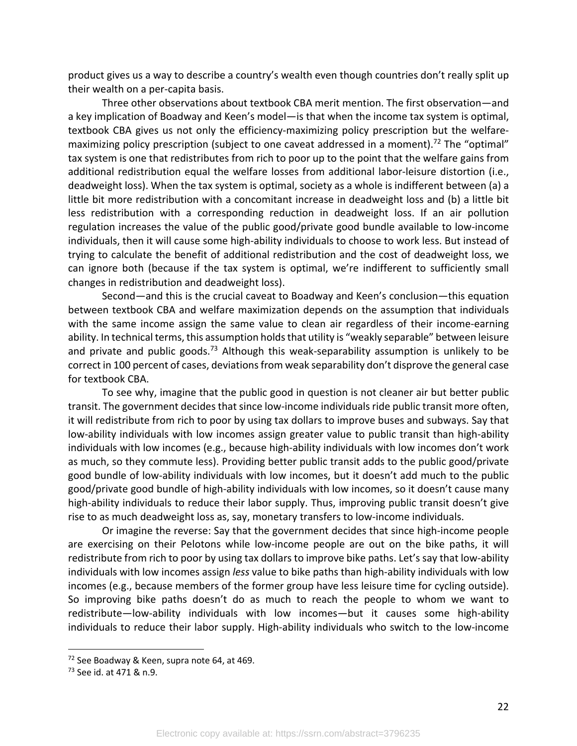product gives us a way to describe a country's wealth even though countries don't really split up their wealth on a per-capita basis.

Three other observations about textbook CBA merit mention. The first observation—and a key implication of Boadway and Keen's model—is that when the income tax system is optimal, textbook CBA gives us not only the efficiency-maximizing policy prescription but the welfare-maximizing policy prescription (subject to one caveat addressed in a moment).[72] The "optimal" tax system is one that redistributes from rich to poor up to the point that the welfare gains from additional redistribution equal the welfare losses from additional labor-leisure distortion (i.e., deadweight loss). When the tax system is optimal, society as a whole is indifferent between (a) a little bit more redistribution with a concomitant increase in deadweight loss and (b) a little bit less redistribution with a corresponding reduction in deadweight loss. If an air pollution regulation increases the value of the public good/private good bundle available to low-income individuals, then it will cause some high-ability individuals to choose to work less. But instead of trying to calculate the benefit of additional redistribution and the cost of deadweight loss, we can ignore both (because if the tax system is optimal, we're indifferent to sufficiently small changes in redistribution and deadweight loss).

Second—and this is the crucial caveat to Boadway and Keen's conclusion—this equation between textbook CBA and welfare maximization depends on the assumption that individuals with the same income assign the same value to clean air regardless of their income-earning ability. In technical terms, this assumption holds that utility is "weakly separable" between leisure and private and public goods.[73] Although this weak-separability assumption is unlikely to be correct in 100 percent of cases, deviations from weak separability don't disprove the general case for textbook CBA.

To see why, imagine that the public good in question is not cleaner air but better public transit. The government decides that since low-income individuals ride public transit more often, it will redistribute from rich to poor by using tax dollars to improve buses and subways. Say that low-ability individuals with low incomes assign greater value to public transit than high-ability individuals with low incomes (e.g., because high-ability individuals with low incomes don't work as much, so they commute less). Providing better public transit adds to the public good/private good bundle of low-ability individuals with low incomes, but it doesn't add much to the public good/private good bundle of high-ability individuals with low incomes, so it doesn't cause many high-ability individuals to reduce their labor supply. Thus, improving public transit doesn't give rise to as much deadweight loss as, say, monetary transfers to low-income individuals.

Or imagine the reverse: Say that the government decides that since high-income people are exercising on their Pelotons while low-income people are out on the bike paths, it will redistribute from rich to poor by using tax dollars to improve bike paths. Let's say that low-ability individuals with low incomes assign *less* value to bike paths than high-ability individuals with low incomes (e.g., because members of the former group have less leisure time for cycling outside). So improving bike paths doesn't do as much to reach the people to whom we want to redistribute—low-ability individuals with low incomes—but it causes some high-ability individuals to reduce their labor supply. High-ability individuals who switch to the low-income

---

[72] See Boadway & Keen, supra note 64, at 469.

[73] See id. at 471 & n.9.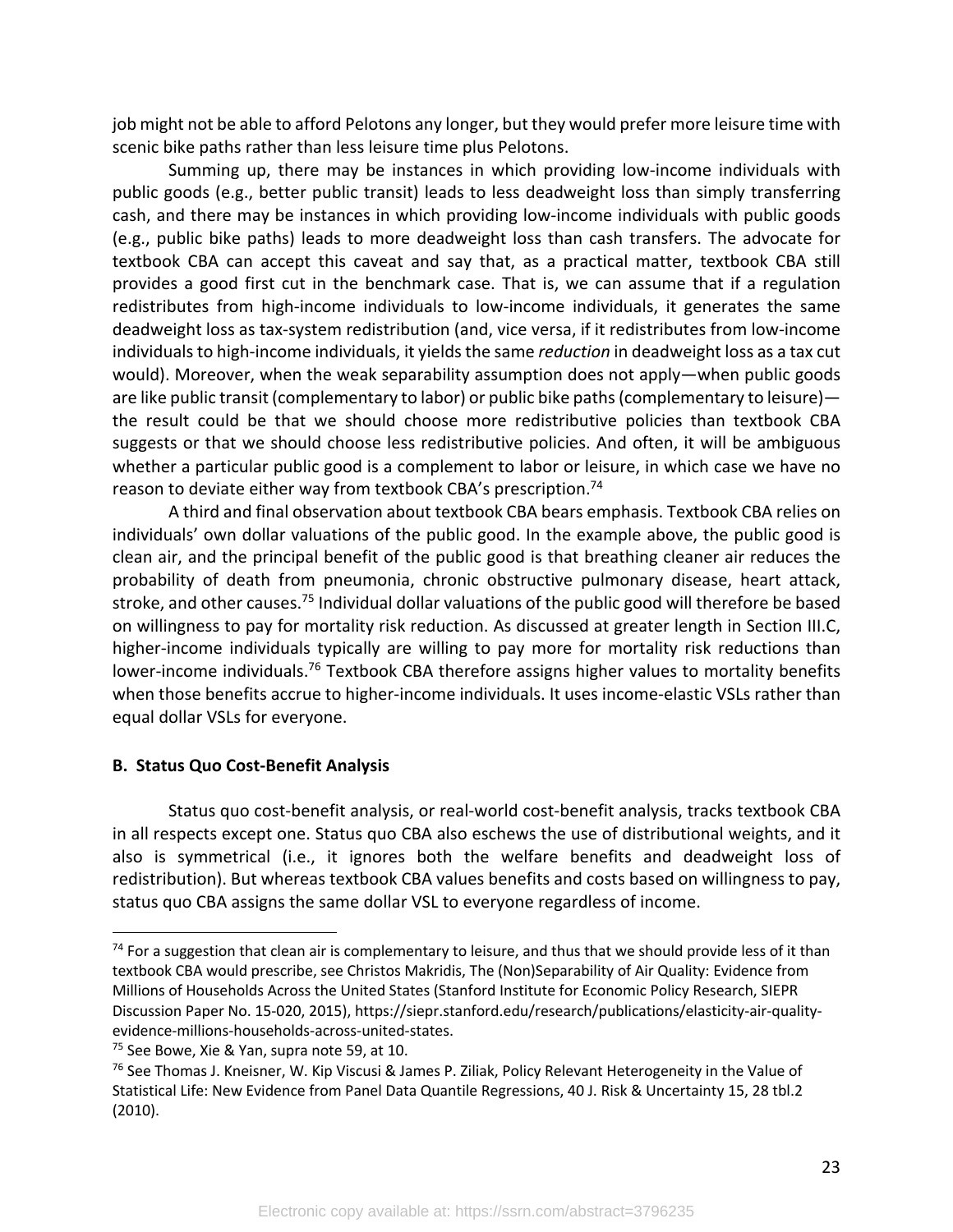job might not be able to afford Pelotons any longer, but they would prefer more leisure time with scenic bike paths rather than less leisure time plus Pelotons.

Summing up, there may be instances in which providing low-income individuals with public goods (e.g., better public transit) leads to less deadweight loss than simply transferring cash, and there may be instances in which providing low-income individuals with public goods (e.g., public bike paths) leads to more deadweight loss than cash transfers. The advocate for textbook CBA can accept this caveat and say that, as a practical matter, textbook CBA still provides a good first cut in the benchmark case. That is, we can assume that if a regulation redistributes from high-income individuals to low-income individuals, it generates the same deadweight loss as tax-system redistribution (and, vice versa, if it redistributes from low-income individuals to high-income individuals, it yields the same *reduction* in deadweight loss as a tax cut would). Moreover, when the weak separability assumption does not apply—when public goods are like public transit (complementary to labor) or public bike paths (complementary to leisure)—the result could be that we should choose more redistributive policies than textbook CBA suggests or that we should choose less redistributive policies. And often, it will be ambiguous whether a particular public good is a complement to labor or leisure, in which case we have no reason to deviate either way from textbook CBA's prescription.[74]

A third and final observation about textbook CBA bears emphasis. Textbook CBA relies on individuals' own dollar valuations of the public good. In the example above, the public good is clean air, and the principal benefit of the public good is that breathing cleaner air reduces the probability of death from pneumonia, chronic obstructive pulmonary disease, heart attack, stroke, and other causes.[75] Individual dollar valuations of the public good will therefore be based on willingness to pay for mortality risk reduction. As discussed at greater length in Section III.C, higher-income individuals typically are willing to pay more for mortality risk reductions than lower-income individuals.[76] Textbook CBA therefore assigns higher values to mortality benefits when those benefits accrue to higher-income individuals. It uses income-elastic VSLs rather than equal dollar VSLs for everyone.

### B. Status Quo Cost-Benefit Analysis

Status quo cost-benefit analysis, or real-world cost-benefit analysis, tracks textbook CBA in all respects except one. Status quo CBA also eschews the use of distributional weights, and it also is symmetrical (i.e., it ignores both the welfare benefits and deadweight loss of redistribution). But whereas textbook CBA values benefits and costs based on willingness to pay, status quo CBA assigns the same dollar VSL to everyone regardless of income.

---

[74] For a suggestion that clean air is complementary to leisure, and thus that we should provide less of it than textbook CBA would prescribe, see Christos Makridis, The (Non)Separability of Air Quality: Evidence from Millions of Households Across the United States (Stanford Institute for Economic Policy Research, SIEPR Discussion Paper No. 15-020, 2015), https://siepr.stanford.edu/research/publications/elasticity-air-quality-evidence-millions-households-across-united-states.

[75] See Bowe, Xie & Yan, supra note 59, at 10.

[76] See Thomas J. Kneisner, W. Kip Viscusi & James P. Ziliak, Policy Relevant Heterogeneity in the Value of Statistical Life: New Evidence from Panel Data Quantile Regressions, 40 J. Risk & Uncertainty 15, 28 tbl.2 (2010).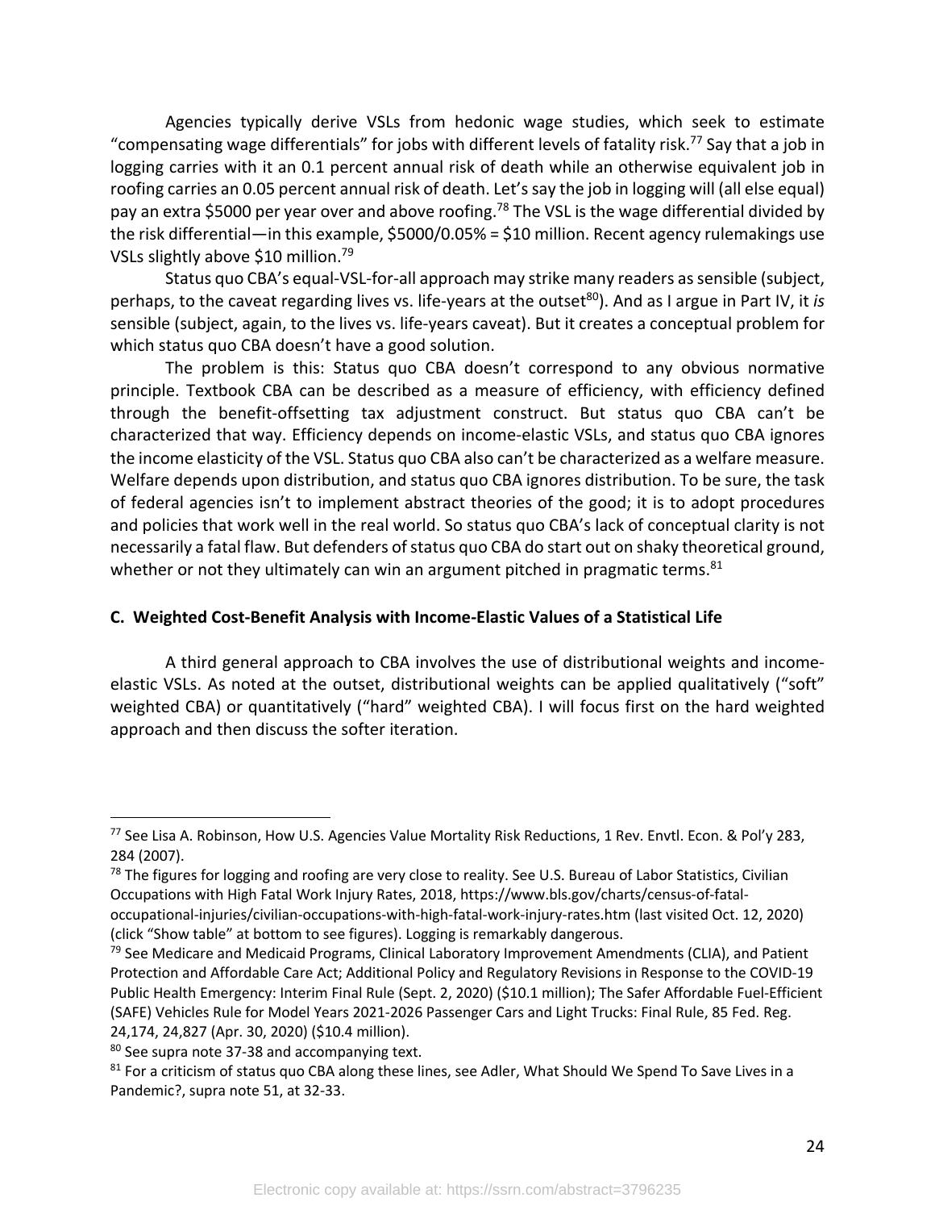Agencies typically derive VSLs from hedonic wage studies, which seek to estimate "compensating wage differentials" for jobs with different levels of fatality risk.[77] Say that a job in logging carries with it an 0.1 percent annual risk of death while an otherwise equivalent job in roofing carries an 0.05 percent annual risk of death. Let's say the job in logging will (all else equal) pay an extra $5000 per year over and above roofing.[78] The VSL is the wage differential divided by the risk differential—in this example, $5000/0.05% = $10 million. Recent agency rulemakings use VSLs slightly above $10 million.[79]

Status quo CBA's equal-VSL-for-all approach may strike many readers as sensible (subject, perhaps, to the caveat regarding lives vs. life-years at the outset[80]). And as I argue in Part IV, it *is* sensible (subject, again, to the lives vs. life-years caveat). But it creates a conceptual problem for which status quo CBA doesn't have a good solution.

The problem is this: Status quo CBA doesn't correspond to any obvious normative principle. Textbook CBA can be described as a measure of efficiency, with efficiency defined through the benefit-offsetting tax adjustment construct. But status quo CBA can't be characterized that way. Efficiency depends on income-elastic VSLs, and status quo CBA ignores the income elasticity of the VSL. Status quo CBA also can't be characterized as a welfare measure. Welfare depends upon distribution, and status quo CBA ignores distribution. To be sure, the task of federal agencies isn't to implement abstract theories of the good; it is to adopt procedures and policies that work well in the real world. So status quo CBA's lack of conceptual clarity is not necessarily a fatal flaw. But defenders of status quo CBA do start out on shaky theoretical ground, whether or not they ultimately can win an argument pitched in pragmatic terms.[81]

### C. Weighted Cost-Benefit Analysis with Income-Elastic Values of a Statistical Life

A third general approach to CBA involves the use of distributional weights and income-elastic VSLs. As noted at the outset, distributional weights can be applied qualitatively ("soft" weighted CBA) or quantitatively ("hard" weighted CBA). I will focus first on the hard weighted approach and then discuss the softer iteration.

---

[77] See Lisa A. Robinson, How U.S. Agencies Value Mortality Risk Reductions, 1 Rev. Envtl. Econ. & Pol'y 283, 284 (2007).

[78] The figures for logging and roofing are very close to reality. See U.S. Bureau of Labor Statistics, Civilian Occupations with High Fatal Work Injury Rates, 2018, https://www.bls.gov/charts/census-of-fatal-occupational-injuries/civilian-occupations-with-high-fatal-work-injury-rates.htm (last visited Oct. 12, 2020) (click "Show table" at bottom to see figures). Logging is remarkably dangerous.

[79] See Medicare and Medicaid Programs, Clinical Laboratory Improvement Amendments (CLIA), and Patient Protection and Affordable Care Act; Additional Policy and Regulatory Revisions in Response to the COVID-19 Public Health Emergency: Interim Final Rule (Sept. 2, 2020) ($10.1 million); The Safer Affordable Fuel-Efficient (SAFE) Vehicles Rule for Model Years 2021-2026 Passenger Cars and Light Trucks: Final Rule, 85 Fed. Reg. 24,174, 24,827 (Apr. 30, 2020) ($10.4 million).

[80] See supra note 37-38 and accompanying text.

[81] For a criticism of status quo CBA along these lines, see Adler, What Should We Spend To Save Lives in a Pandemic?, supra note 51, at 32-33.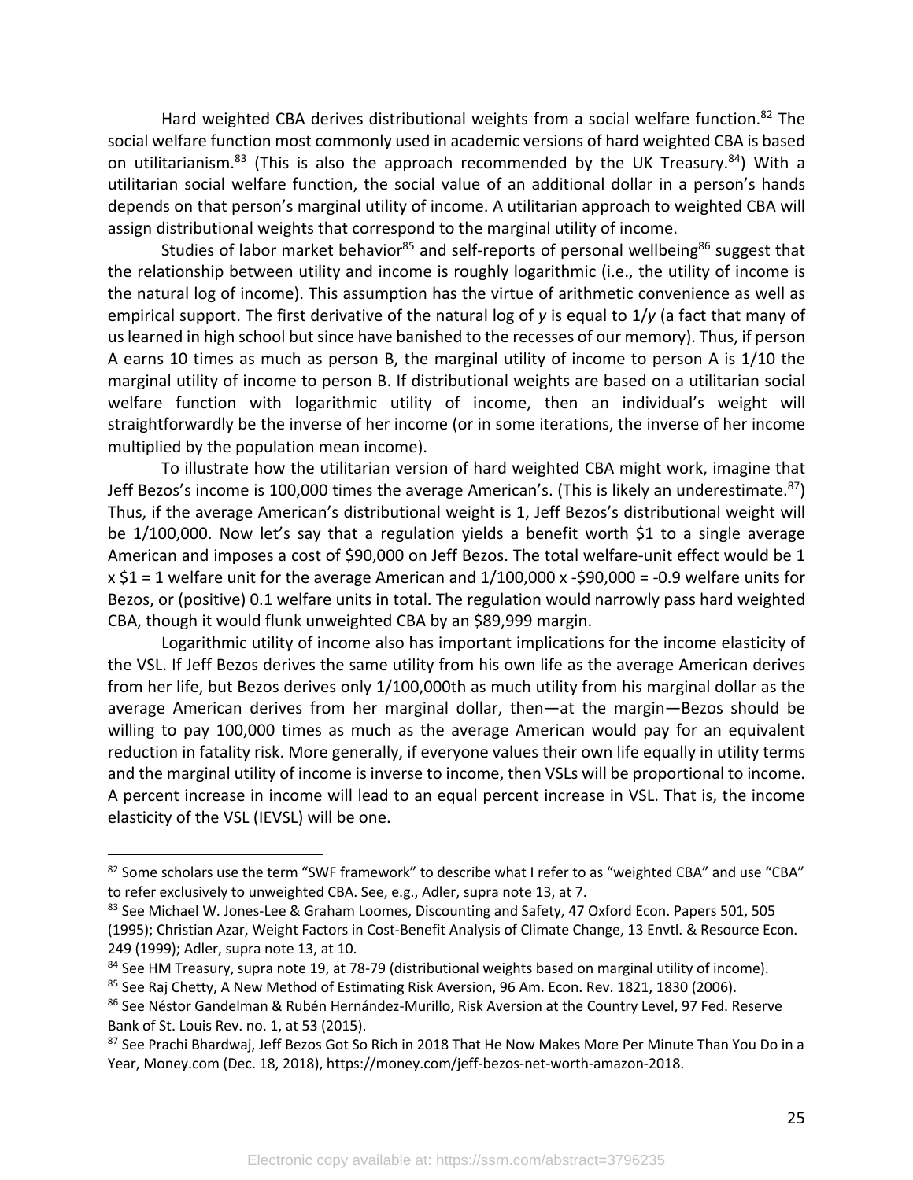Hard weighted CBA derives distributional weights from a social welfare function.[82] The social welfare function most commonly used in academic versions of hard weighted CBA is based on utilitarianism.[83] (This is also the approach recommended by the UK Treasury.[84]) With a utilitarian social welfare function, the social value of an additional dollar in a person's hands depends on that person's marginal utility of income. A utilitarian approach to weighted CBA will assign distributional weights that correspond to the marginal utility of income.

Studies of labor market behavior[85] and self-reports of personal wellbeing[86] suggest that the relationship between utility and income is roughly logarithmic (i.e., the utility of income is the natural log of income). This assumption has the virtue of arithmetic convenience as well as empirical support. The first derivative of the natural log of $y$ is equal to $1/y$ (a fact that many of us learned in high school but since have banished to the recesses of our memory). Thus, if person A earns 10 times as much as person B, the marginal utility of income to person A is 1/10 the marginal utility of income to person B. If distributional weights are based on a utilitarian social welfare function with logarithmic utility of income, then an individual's weight will straightforwardly be the inverse of her income (or in some iterations, the inverse of her income multiplied by the population mean income).

To illustrate how the utilitarian version of hard weighted CBA might work, imagine that Jeff Bezos's income is 100,000 times the average American's. (This is likely an underestimate.[87]) Thus, if the average American's distributional weight is 1, Jeff Bezos's distributional weight will be 1/100,000. Now let's say that a regulation yields a benefit worth \$1 to a single average American and imposes a cost of \$90,000 on Jeff Bezos. The total welfare-unit effect would be 1 x \$1 = 1 welfare unit for the average American and 1/100,000 x -\$90,000 = -0.9 welfare units for Bezos, or (positive) 0.1 welfare units in total. The regulation would narrowly pass hard weighted CBA, though it would flunk unweighted CBA by an \$89,999 margin.

Logarithmic utility of income also has important implications for the income elasticity of the VSL. If Jeff Bezos derives the same utility from his own life as the average American derives from her life, but Bezos derives only 1/100,000th as much utility from his marginal dollar as the average American derives from her marginal dollar, then—at the margin—Bezos should be willing to pay 100,000 times as much as the average American would pay for an equivalent reduction in fatality risk. More generally, if everyone values their own life equally in utility terms and the marginal utility of income is inverse to income, then VSLs will be proportional to income. A percent increase in income will lead to an equal percent increase in VSL. That is, the income elasticity of the VSL (IEVSL) will be one.

---

[82] Some scholars use the term "SWF framework" to describe what I refer to as "weighted CBA" and use "CBA" to refer exclusively to unweighted CBA. See, e.g., Adler, supra note 13, at 7.

[83] See Michael W. Jones-Lee & Graham Loomes, Discounting and Safety, 47 Oxford Econ. Papers 501, 505 (1995); Christian Azar, Weight Factors in Cost-Benefit Analysis of Climate Change, 13 Envtl. & Resource Econ. 249 (1999); Adler, supra note 13, at 10.

[84] See HM Treasury, supra note 19, at 78-79 (distributional weights based on marginal utility of income).

[85] See Raj Chetty, A New Method of Estimating Risk Aversion, 96 Am. Econ. Rev. 1821, 1830 (2006).

[86] See Néstor Gandelman & Rubén Hernández-Murillo, Risk Aversion at the Country Level, 97 Fed. Reserve Bank of St. Louis Rev. no. 1, at 53 (2015).

[87] See Prachi Bhardwaj, Jeff Bezos Got So Rich in 2018 That He Now Makes More Per Minute Than You Do in a Year, Money.com (Dec. 18, 2018), https://money.com/jeff-bezos-net-worth-amazon-2018.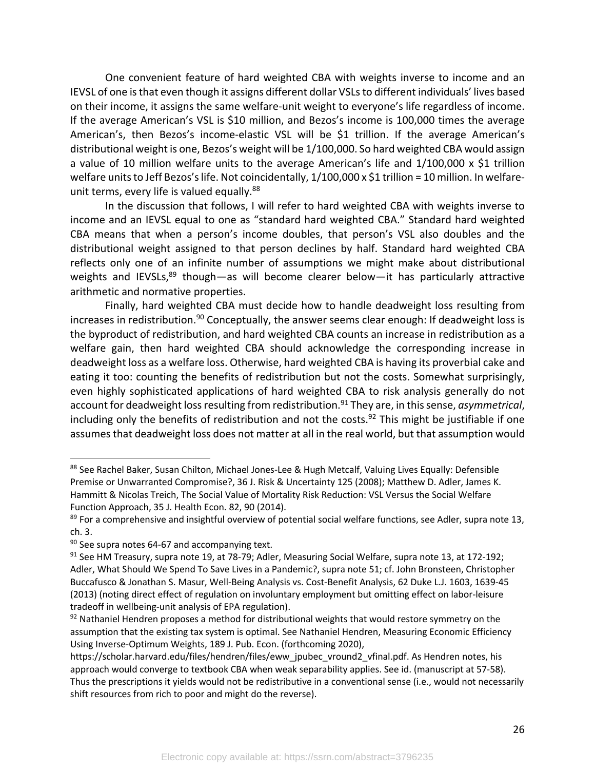One convenient feature of hard weighted CBA with weights inverse to income and an IEVSL of one is that even though it assigns different dollar VSLs to different individuals' lives based on their income, it assigns the same welfare-unit weight to everyone's life regardless of income. If the average American's VSL is $10 million, and Bezos's income is 100,000 times the average American's, then Bezos's income-elastic VSL will be $1 trillion. If the average American's distributional weight is one, Bezos's weight will be 1/100,000. So hard weighted CBA would assign a value of 10 million welfare units to the average American's life and 1/100,000 x $1 trillion welfare units to Jeff Bezos's life. Not coincidentally, 1/100,000 x $1 trillion = 10 million. In welfare-unit terms, every life is valued equally.[88]

In the discussion that follows, I will refer to hard weighted CBA with weights inverse to income and an IEVSL equal to one as "standard hard weighted CBA." Standard hard weighted CBA means that when a person's income doubles, that person's VSL also doubles and the distributional weight assigned to that person declines by half. Standard hard weighted CBA reflects only one of an infinite number of assumptions we might make about distributional weights and IEVSLs,[89] though—as will become clearer below—it has particularly attractive arithmetic and normative properties.

Finally, hard weighted CBA must decide how to handle deadweight loss resulting from increases in redistribution.[90] Conceptually, the answer seems clear enough: If deadweight loss is the byproduct of redistribution, and hard weighted CBA counts an increase in redistribution as a welfare gain, then hard weighted CBA should acknowledge the corresponding increase in deadweight loss as a welfare loss. Otherwise, hard weighted CBA is having its proverbial cake and eating it too: counting the benefits of redistribution but not the costs. Somewhat surprisingly, even highly sophisticated applications of hard weighted CBA to risk analysis generally do not account for deadweight loss resulting from redistribution.[91] They are, in this sense, *asymmetrical*, including only the benefits of redistribution and not the costs.[92] This might be justifiable if one assumes that deadweight loss does not matter at all in the real world, but that assumption would

---

[88] See Rachel Baker, Susan Chilton, Michael Jones-Lee & Hugh Metcalf, Valuing Lives Equally: Defensible Premise or Unwarranted Compromise?, 36 J. Risk & Uncertainty 125 (2008); Matthew D. Adler, James K. Hammitt & Nicolas Treich, The Social Value of Mortality Risk Reduction: VSL Versus the Social Welfare Function Approach, 35 J. Health Econ. 82, 90 (2014).

[89] For a comprehensive and insightful overview of potential social welfare functions, see Adler, supra note 13, ch. 3.

[90] See supra notes 64-67 and accompanying text.

[91] See HM Treasury, supra note 19, at 78-79; Adler, Measuring Social Welfare, supra note 13, at 172-192; Adler, What Should We Spend To Save Lives in a Pandemic?, supra note 51; cf. John Bronsteen, Christopher Buccafusco & Jonathan S. Masur, Well-Being Analysis vs. Cost-Benefit Analysis, 62 Duke L.J. 1603, 1639-45 (2013) (noting direct effect of regulation on involuntary employment but omitting effect on labor-leisure tradeoff in wellbeing-unit analysis of EPA regulation).

[92] Nathaniel Hendren proposes a method for distributional weights that would restore symmetry on the assumption that the existing tax system is optimal. See Nathaniel Hendren, Measuring Economic Efficiency Using Inverse-Optimum Weights, 189 J. Pub. Econ. (forthcoming 2020), https://scholar.harvard.edu/files/hendren/files/eww_jpubec_vround2_vfinal.pdf. As Hendren notes, his approach would converge to textbook CBA when weak separability applies. See id. (manuscript at 57-58). Thus the prescriptions it yields would not be redistributive in a conventional sense (i.e., would not necessarily shift resources from rich to poor and might do the reverse).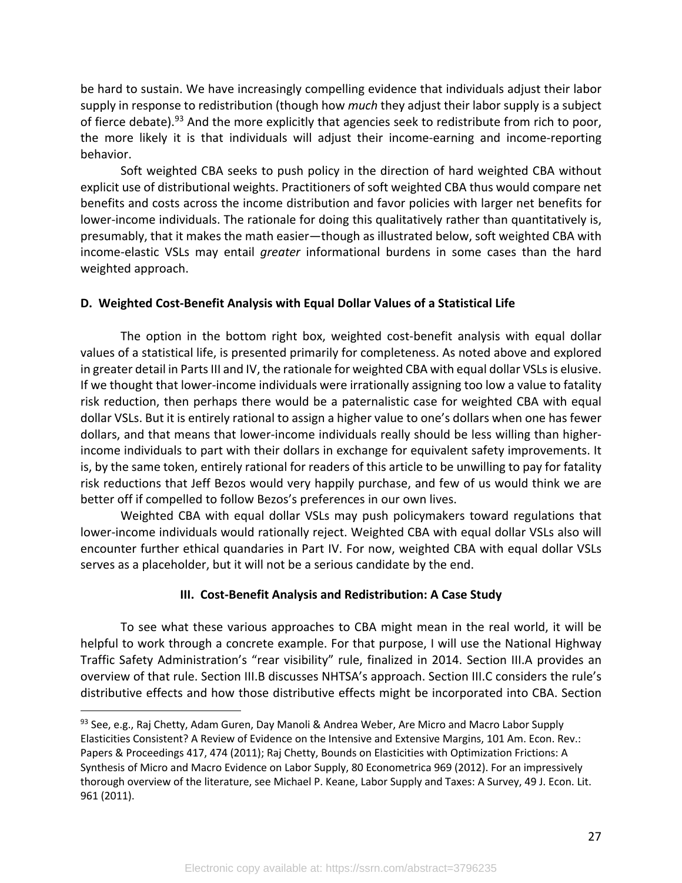be hard to sustain. We have increasingly compelling evidence that individuals adjust their labor supply in response to redistribution (though how *much* they adjust their labor supply is a subject of fierce debate).[93] And the more explicitly that agencies seek to redistribute from rich to poor, the more likely it is that individuals will adjust their income-earning and income-reporting behavior.

Soft weighted CBA seeks to push policy in the direction of hard weighted CBA without explicit use of distributional weights. Practitioners of soft weighted CBA thus would compare net benefits and costs across the income distribution and favor policies with larger net benefits for lower-income individuals. The rationale for doing this qualitatively rather than quantitatively is, presumably, that it makes the math easier—though as illustrated below, soft weighted CBA with income-elastic VSLs may entail *greater* informational burdens in some cases than the hard weighted approach.

**D. Weighted Cost-Benefit Analysis with Equal Dollar Values of a Statistical Life**

The option in the bottom right box, weighted cost-benefit analysis with equal dollar values of a statistical life, is presented primarily for completeness. As noted above and explored in greater detail in Parts III and IV, the rationale for weighted CBA with equal dollar VSLs is elusive. If we thought that lower-income individuals were irrationally assigning too low a value to fatality risk reduction, then perhaps there would be a paternalistic case for weighted CBA with equal dollar VSLs. But it is entirely rational to assign a higher value to one's dollars when one has fewer dollars, and that means that lower-income individuals really should be less willing than higher-income individuals to part with their dollars in exchange for equivalent safety improvements. It is, by the same token, entirely rational for readers of this article to be unwilling to pay for fatality risk reductions that Jeff Bezos would very happily purchase, and few of us would think we are better off if compelled to follow Bezos's preferences in our own lives.

Weighted CBA with equal dollar VSLs may push policymakers toward regulations that lower-income individuals would rationally reject. Weighted CBA with equal dollar VSLs also will encounter further ethical quandaries in Part IV. For now, weighted CBA with equal dollar VSLs serves as a placeholder, but it will not be a serious candidate by the end.

## III. Cost-Benefit Analysis and Redistribution: A Case Study

To see what these various approaches to CBA might mean in the real world, it will be helpful to work through a concrete example. For that purpose, I will use the National Highway Traffic Safety Administration's "rear visibility" rule, finalized in 2014. Section III.A provides an overview of that rule. Section III.B discusses NHTSA's approach. Section III.C considers the rule's distributive effects and how those distributive effects might be incorporated into CBA. Section

---

[93] See, e.g., Raj Chetty, Adam Guren, Day Manoli & Andrea Weber, Are Micro and Macro Labor Supply Elasticities Consistent? A Review of Evidence on the Intensive and Extensive Margins, 101 Am. Econ. Rev.: Papers & Proceedings 417, 474 (2011); Raj Chetty, Bounds on Elasticities with Optimization Frictions: A Synthesis of Micro and Macro Evidence on Labor Supply, 80 Econometrica 969 (2012). For an impressively thorough overview of the literature, see Michael P. Keane, Labor Supply and Taxes: A Survey, 49 J. Econ. Lit. 961 (2011).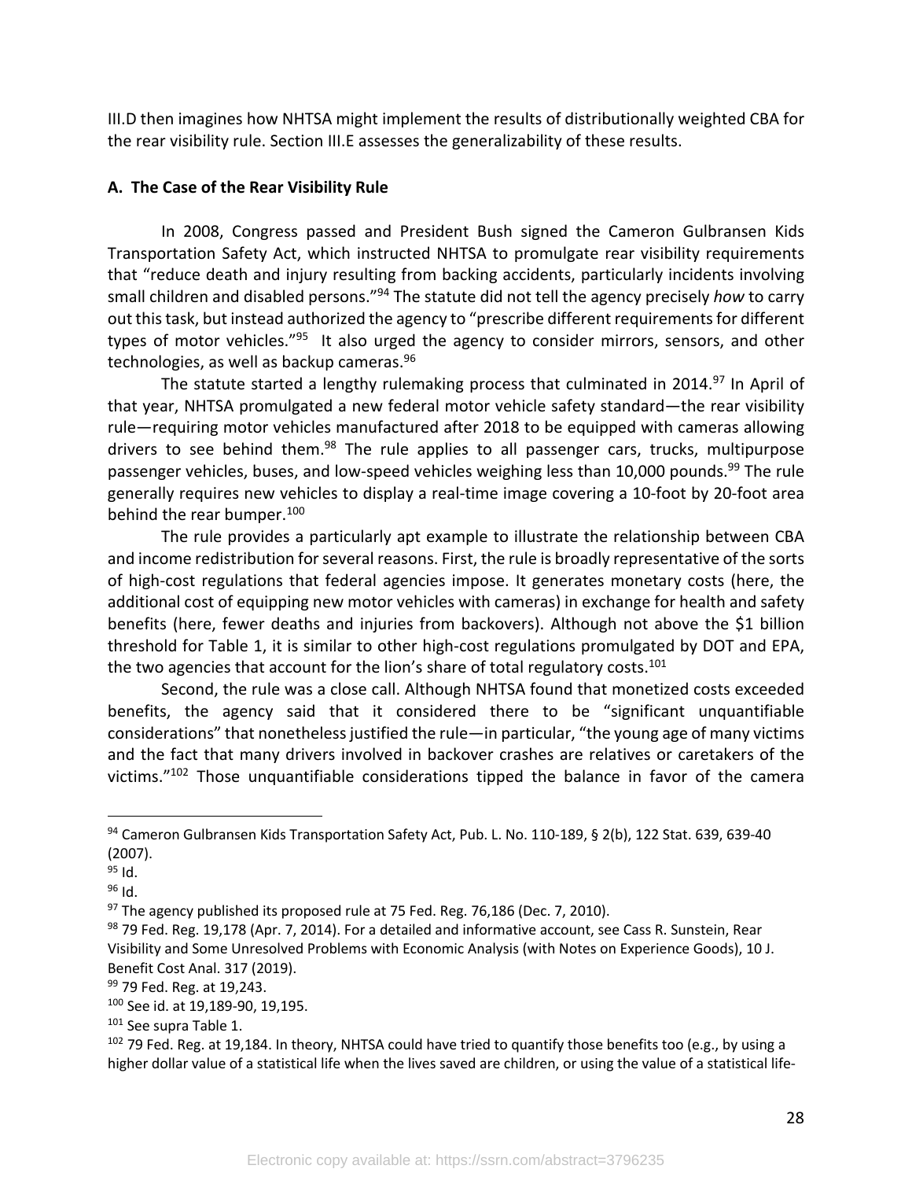III.D then imagines how NHTSA might implement the results of distributionally weighted CBA for the rear visibility rule. Section III.E assesses the generalizability of these results.

### A. The Case of the Rear Visibility Rule

In 2008, Congress passed and President Bush signed the Cameron Gulbransen Kids Transportation Safety Act, which instructed NHTSA to promulgate rear visibility requirements that "reduce death and injury resulting from backing accidents, particularly incidents involving small children and disabled persons."[94] The statute did not tell the agency precisely *how* to carry out this task, but instead authorized the agency to "prescribe different requirements for different types of motor vehicles."[95] It also urged the agency to consider mirrors, sensors, and other technologies, as well as backup cameras.[96]

The statute started a lengthy rulemaking process that culminated in 2014.[97] In April of that year, NHTSA promulgated a new federal motor vehicle safety standard—the rear visibility rule—requiring motor vehicles manufactured after 2018 to be equipped with cameras allowing drivers to see behind them.[98] The rule applies to all passenger cars, trucks, multipurpose passenger vehicles, buses, and low-speed vehicles weighing less than 10,000 pounds.[99] The rule generally requires new vehicles to display a real-time image covering a 10-foot by 20-foot area behind the rear bumper.[100]

The rule provides a particularly apt example to illustrate the relationship between CBA and income redistribution for several reasons. First, the rule is broadly representative of the sorts of high-cost regulations that federal agencies impose. It generates monetary costs (here, the additional cost of equipping new motor vehicles with cameras) in exchange for health and safety benefits (here, fewer deaths and injuries from backovers). Although not above the $1 billion threshold for Table 1, it is similar to other high-cost regulations promulgated by DOT and EPA, the two agencies that account for the lion's share of total regulatory costs.[101]

Second, the rule was a close call. Although NHTSA found that monetized costs exceeded benefits, the agency said that it considered there to be "significant unquantifiable considerations" that nonetheless justified the rule—in particular, "the young age of many victims and the fact that many drivers involved in backover crashes are relatives or caretakers of the victims."[102] Those unquantifiable considerations tipped the balance in favor of the camera

---

[94] Cameron Gulbransen Kids Transportation Safety Act, Pub. L. No. 110-189, § 2(b), 122 Stat. 639, 639-40 (2007).

[95] Id.

[96] Id.

[97] The agency published its proposed rule at 75 Fed. Reg. 76,186 (Dec. 7, 2010).

[98] 79 Fed. Reg. 19,178 (Apr. 7, 2014). For a detailed and informative account, see Cass R. Sunstein, Rear Visibility and Some Unresolved Problems with Economic Analysis (with Notes on Experience Goods), 10 J. Benefit Cost Anal. 317 (2019).

[99] 79 Fed. Reg. at 19,243.

[100] See id. at 19,189-90, 19,195.

[101] See supra Table 1.

[102] 79 Fed. Reg. at 19,184. In theory, NHTSA could have tried to quantify those benefits too (e.g., by using a higher dollar value of a statistical life when the lives saved are children, or using the value of a statistical life-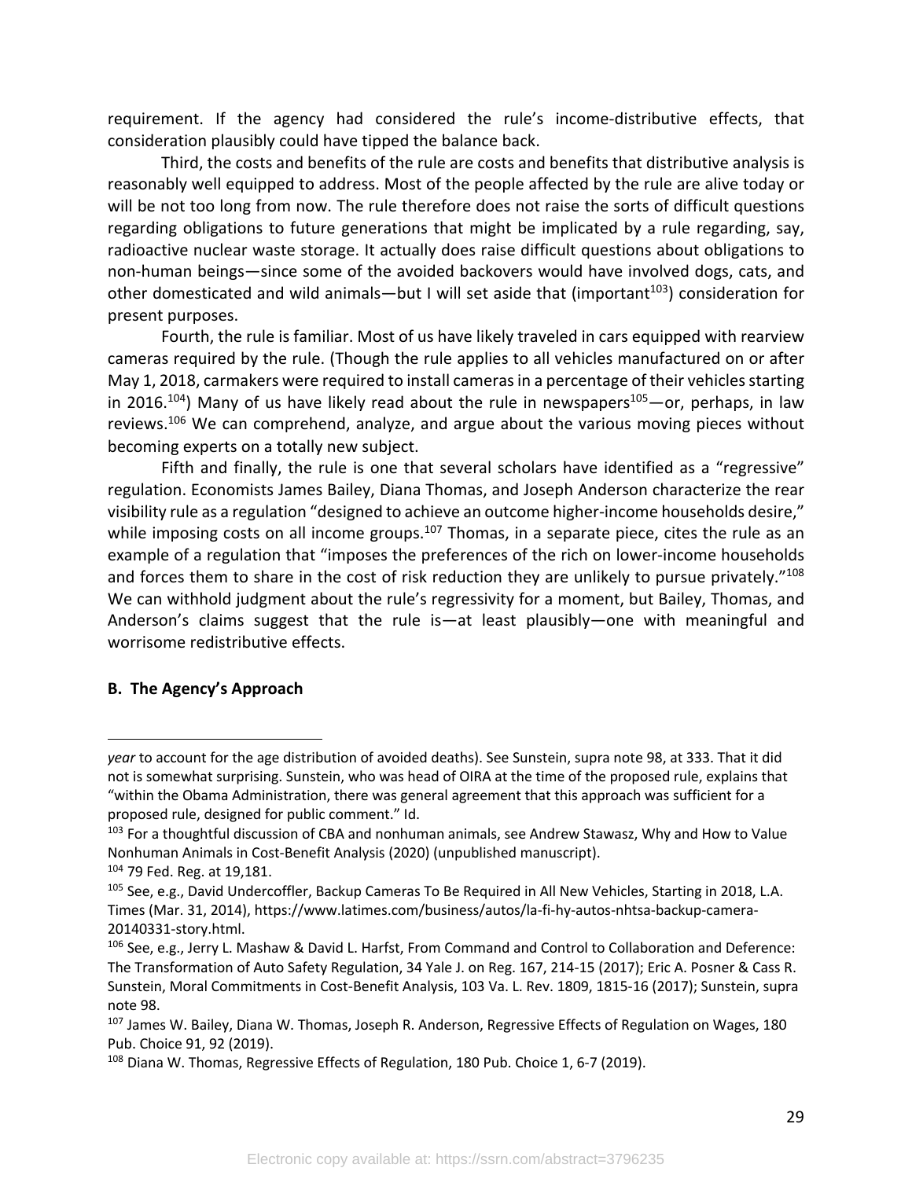requirement. If the agency had considered the rule's income-distributive effects, that consideration plausibly could have tipped the balance back.

Third, the costs and benefits of the rule are costs and benefits that distributive analysis is reasonably well equipped to address. Most of the people affected by the rule are alive today or will be not too long from now. The rule therefore does not raise the sorts of difficult questions regarding obligations to future generations that might be implicated by a rule regarding, say, radioactive nuclear waste storage. It actually does raise difficult questions about obligations to non-human beings—since some of the avoided backovers would have involved dogs, cats, and other domesticated and wild animals—but I will set aside that (important[103]) consideration for present purposes.

Fourth, the rule is familiar. Most of us have likely traveled in cars equipped with rearview cameras required by the rule. (Though the rule applies to all vehicles manufactured on or after May 1, 2018, carmakers were required to install cameras in a percentage of their vehicles starting in 2016.[104]) Many of us have likely read about the rule in newspapers[105]—or, perhaps, in law reviews.[106] We can comprehend, analyze, and argue about the various moving pieces without becoming experts on a totally new subject.

Fifth and finally, the rule is one that several scholars have identified as a "regressive" regulation. Economists James Bailey, Diana Thomas, and Joseph Anderson characterize the rear visibility rule as a regulation "designed to achieve an outcome higher-income households desire," while imposing costs on all income groups.[107] Thomas, in a separate piece, cites the rule as an example of a regulation that "imposes the preferences of the rich on lower-income households and forces them to share in the cost of risk reduction they are unlikely to pursue privately."[108] We can withhold judgment about the rule's regressivity for a moment, but Bailey, Thomas, and Anderson's claims suggest that the rule is—at least plausibly—one with meaningful and worrisome redistributive effects.

### B. The Agency's Approach

---

*year* to account for the age distribution of avoided deaths). See Sunstein, supra note 98, at 333. That it did not is somewhat surprising. Sunstein, who was head of OIRA at the time of the proposed rule, explains that "within the Obama Administration, there was general agreement that this approach was sufficient for a proposed rule, designed for public comment." Id.

[103] For a thoughtful discussion of CBA and nonhuman animals, see Andrew Stawasz, Why and How to Value Nonhuman Animals in Cost-Benefit Analysis (2020) (unpublished manuscript).

[104] 79 Fed. Reg. at 19,181.

[105] See, e.g., David Undercoffler, Backup Cameras To Be Required in All New Vehicles, Starting in 2018, L.A. Times (Mar. 31, 2014), https://www.latimes.com/business/autos/la-fi-hy-autos-nhtsa-backup-camera-20140331-story.html.

[106] See, e.g., Jerry L. Mashaw & David L. Harfst, From Command and Control to Collaboration and Deference: The Transformation of Auto Safety Regulation, 34 Yale J. on Reg. 167, 214-15 (2017); Eric A. Posner & Cass R. Sunstein, Moral Commitments in Cost-Benefit Analysis, 103 Va. L. Rev. 1809, 1815-16 (2017); Sunstein, supra note 98.

[107] James W. Bailey, Diana W. Thomas, Joseph R. Anderson, Regressive Effects of Regulation on Wages, 180 Pub. Choice 91, 92 (2019).

[108] Diana W. Thomas, Regressive Effects of Regulation, 180 Pub. Choice 1, 6-7 (2019).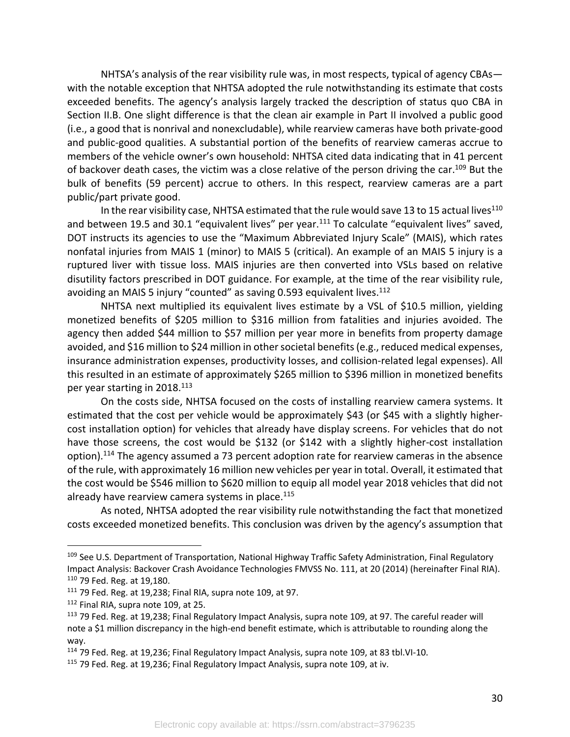NHTSA's analysis of the rear visibility rule was, in most respects, typical of agency CBAs—with the notable exception that NHTSA adopted the rule notwithstanding its estimate that costs exceeded benefits. The agency's analysis largely tracked the description of status quo CBA in Section II.B. One slight difference is that the clean air example in Part II involved a public good (i.e., a good that is nonrival and nonexcludable), while rearview cameras have both private-good and public-good qualities. A substantial portion of the benefits of rearview cameras accrue to members of the vehicle owner's own household: NHTSA cited data indicating that in 41 percent of backover death cases, the victim was a close relative of the person driving the car.[109] But the bulk of benefits (59 percent) accrue to others. In this respect, rearview cameras are a part public/part private good.

In the rear visibility case, NHTSA estimated that the rule would save 13 to 15 actual lives[110] and between 19.5 and 30.1 "equivalent lives" per year.[111] To calculate "equivalent lives" saved, DOT instructs its agencies to use the "Maximum Abbreviated Injury Scale" (MAIS), which rates nonfatal injuries from MAIS 1 (minor) to MAIS 5 (critical). An example of an MAIS 5 injury is a ruptured liver with tissue loss. MAIS injuries are then converted into VSLs based on relative disutility factors prescribed in DOT guidance. For example, at the time of the rear visibility rule, avoiding an MAIS 5 injury "counted" as saving 0.593 equivalent lives.[112]

NHTSA next multiplied its equivalent lives estimate by a VSL of $10.5 million, yielding monetized benefits of $205 million to $316 million from fatalities and injuries avoided. The agency then added $44 million to $57 million per year more in benefits from property damage avoided, and $16 million to $24 million in other societal benefits (e.g., reduced medical expenses, insurance administration expenses, productivity losses, and collision-related legal expenses). All this resulted in an estimate of approximately $265 million to $396 million in monetized benefits per year starting in 2018.[113]

On the costs side, NHTSA focused on the costs of installing rearview camera systems. It estimated that the cost per vehicle would be approximately $43 (or $45 with a slightly higher-cost installation option) for vehicles that already have display screens. For vehicles that do not have those screens, the cost would be $132 (or $142 with a slightly higher-cost installation option).[114] The agency assumed a 73 percent adoption rate for rearview cameras in the absence of the rule, with approximately 16 million new vehicles per year in total. Overall, it estimated that the cost would be $546 million to $620 million to equip all model year 2018 vehicles that did not already have rearview camera systems in place.[115]

As noted, NHTSA adopted the rear visibility rule notwithstanding the fact that monetized costs exceeded monetized benefits. This conclusion was driven by the agency's assumption that

---

[109] See U.S. Department of Transportation, National Highway Traffic Safety Administration, Final Regulatory Impact Analysis: Backover Crash Avoidance Technologies FMVSS No. 111, at 20 (2014) (hereinafter Final RIA).

[110] 79 Fed. Reg. at 19,180.

[111] 79 Fed. Reg. at 19,238; Final RIA, supra note 109, at 97.

[112] Final RIA, supra note 109, at 25.

[113] 79 Fed. Reg. at 19,238; Final Regulatory Impact Analysis, supra note 109, at 97. The careful reader will note a $1 million discrepancy in the high-end benefit estimate, which is attributable to rounding along the way.

[114] 79 Fed. Reg. at 19,236; Final Regulatory Impact Analysis, supra note 109, at 83 tbl.VI-10.

[115] 79 Fed. Reg. at 19,236; Final Regulatory Impact Analysis, supra note 109, at iv.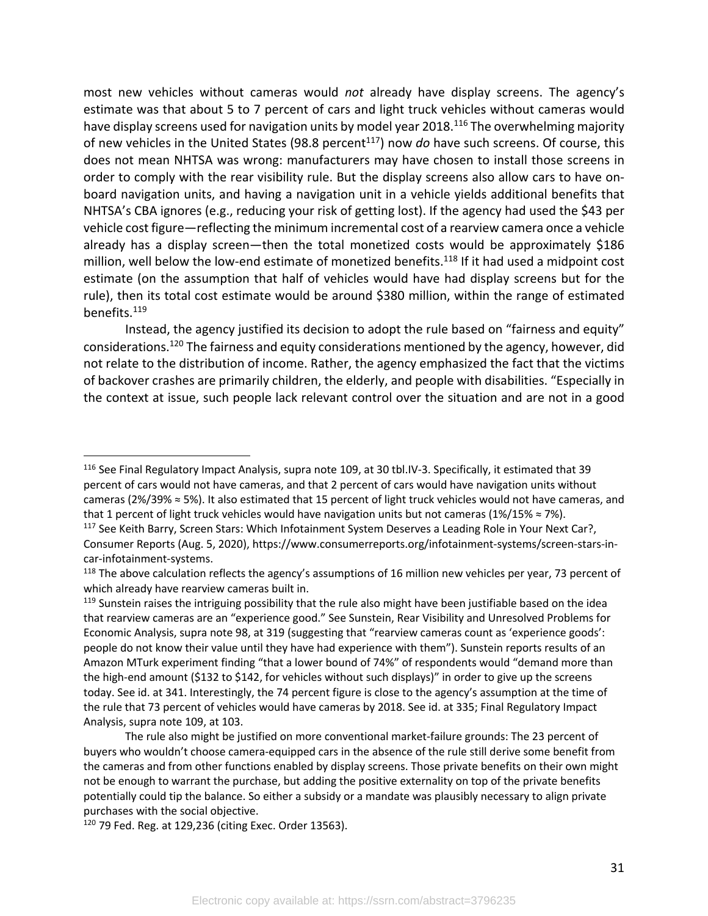most new vehicles without cameras would *not* already have display screens. The agency's estimate was that about 5 to 7 percent of cars and light truck vehicles without cameras would have display screens used for navigation units by model year 2018.[116] The overwhelming majority of new vehicles in the United States (98.8 percent[117]) now *do* have such screens. Of course, this does not mean NHTSA was wrong: manufacturers may have chosen to install those screens in order to comply with the rear visibility rule. But the display screens also allow cars to have on-board navigation units, and having a navigation unit in a vehicle yields additional benefits that NHTSA's CBA ignores (e.g., reducing your risk of getting lost). If the agency had used the $43 per vehicle cost figure—reflecting the minimum incremental cost of a rearview camera once a vehicle already has a display screen—then the total monetized costs would be approximately $186 million, well below the low-end estimate of monetized benefits.[118] If it had used a midpoint cost estimate (on the assumption that half of vehicles would have had display screens but for the rule), then its total cost estimate would be around $380 million, within the range of estimated benefits.[119]

Instead, the agency justified its decision to adopt the rule based on "fairness and equity" considerations.[120] The fairness and equity considerations mentioned by the agency, however, did not relate to the distribution of income. Rather, the agency emphasized the fact that the victims of backover crashes are primarily children, the elderly, and people with disabilities. "Especially in the context at issue, such people lack relevant control over the situation and are not in a good

---

[116] See Final Regulatory Impact Analysis, supra note 109, at 30 tbl.IV-3. Specifically, it estimated that 39 percent of cars would not have cameras, and that 2 percent of cars would have navigation units without cameras (2%/39% ≈ 5%). It also estimated that 15 percent of light truck vehicles would not have cameras, and that 1 percent of light truck vehicles would have navigation units but not cameras (1%/15% ≈ 7%).

[117] See Keith Barry, Screen Stars: Which Infotainment System Deserves a Leading Role in Your Next Car?, Consumer Reports (Aug. 5, 2020), https://www.consumerreports.org/infotainment-systems/screen-stars-in-car-infotainment-systems.

[118] The above calculation reflects the agency's assumptions of 16 million new vehicles per year, 73 percent of which already have rearview cameras built in.

[119] Sunstein raises the intriguing possibility that the rule also might have been justifiable based on the idea that rearview cameras are an "experience good." See Sunstein, Rear Visibility and Unresolved Problems for Economic Analysis, supra note 98, at 319 (suggesting that "rearview cameras count as 'experience goods': people do not know their value until they have had experience with them"). Sunstein reports results of an Amazon MTurk experiment finding "that a lower bound of 74%" of respondents would "demand more than the high-end amount ($132 to $142, for vehicles without such displays)" in order to give up the screens today. See id. at 341. Interestingly, the 74 percent figure is close to the agency's assumption at the time of the rule that 73 percent of vehicles would have cameras by 2018. See id. at 335; Final Regulatory Impact Analysis, supra note 109, at 103.

The rule also might be justified on more conventional market-failure grounds: The 23 percent of buyers who wouldn't choose camera-equipped cars in the absence of the rule still derive some benefit from the cameras and from other functions enabled by display screens. Those private benefits on their own might not be enough to warrant the purchase, but adding the positive externality on top of the private benefits potentially could tip the balance. So either a subsidy or a mandate was plausibly necessary to align private purchases with the social objective.

[120] 79 Fed. Reg. at 129,236 (citing Exec. Order 13563).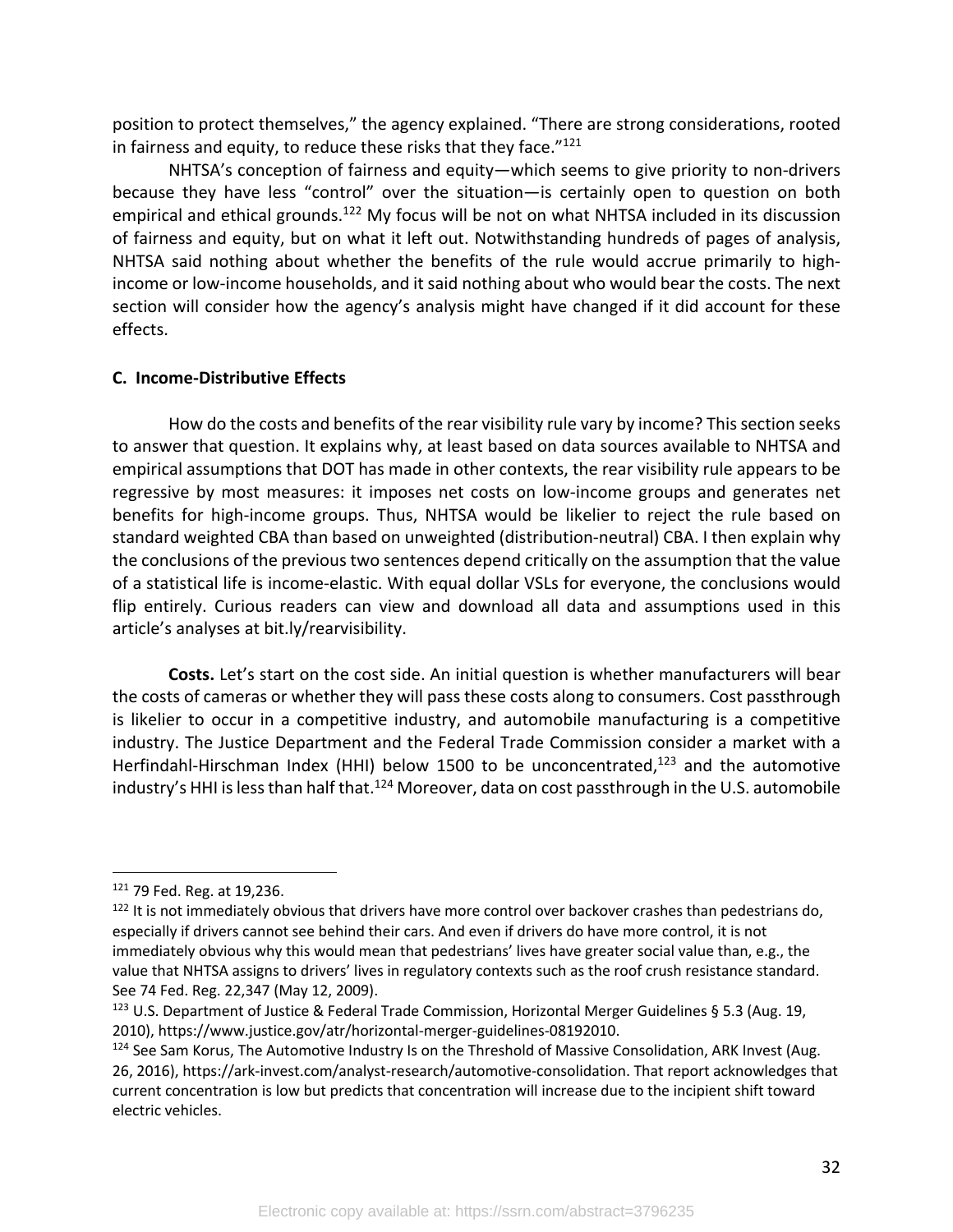position to protect themselves," the agency explained. "There are strong considerations, rooted in fairness and equity, to reduce these risks that they face."[121]

NHTSA's conception of fairness and equity—which seems to give priority to non-drivers because they have less "control" over the situation—is certainly open to question on both empirical and ethical grounds.[122] My focus will be not on what NHTSA included in its discussion of fairness and equity, but on what it left out. Notwithstanding hundreds of pages of analysis, NHTSA said nothing about whether the benefits of the rule would accrue primarily to high-income or low-income households, and it said nothing about who would bear the costs. The next section will consider how the agency's analysis might have changed if it did account for these effects.

### C. Income-Distributive Effects

How do the costs and benefits of the rear visibility rule vary by income? This section seeks to answer that question. It explains why, at least based on data sources available to NHTSA and empirical assumptions that DOT has made in other contexts, the rear visibility rule appears to be regressive by most measures: it imposes net costs on low-income groups and generates net benefits for high-income groups. Thus, NHTSA would be likelier to reject the rule based on standard weighted CBA than based on unweighted (distribution-neutral) CBA. I then explain why the conclusions of the previous two sentences depend critically on the assumption that the value of a statistical life is income-elastic. With equal dollar VSLs for everyone, the conclusions would flip entirely. Curious readers can view and download all data and assumptions used in this article's analyses at bit.ly/rearvisibility.

**Costs.** Let's start on the cost side. An initial question is whether manufacturers will bear the costs of cameras or whether they will pass these costs along to consumers. Cost passthrough is likelier to occur in a competitive industry, and automobile manufacturing is a competitive industry. The Justice Department and the Federal Trade Commission consider a market with a Herfindahl-Hirschman Index (HHI) below 1500 to be unconcentrated,[123] and the automotive industry's HHI is less than half that.[124] Moreover, data on cost passthrough in the U.S. automobile

---

[121] 79 Fed. Reg. at 19,236.

[122] It is not immediately obvious that drivers have more control over backover crashes than pedestrians do, especially if drivers cannot see behind their cars. And even if drivers do have more control, it is not immediately obvious why this would mean that pedestrians' lives have greater social value than, e.g., the value that NHTSA assigns to drivers' lives in regulatory contexts such as the roof crush resistance standard. See 74 Fed. Reg. 22,347 (May 12, 2009).

[123] U.S. Department of Justice & Federal Trade Commission, Horizontal Merger Guidelines § 5.3 (Aug. 19, 2010), https://www.justice.gov/atr/horizontal-merger-guidelines-08192010.

[124] See Sam Korus, The Automotive Industry Is on the Threshold of Massive Consolidation, ARK Invest (Aug. 26, 2016), https://ark-invest.com/analyst-research/automotive-consolidation. That report acknowledges that current concentration is low but predicts that concentration will increase due to the incipient shift toward electric vehicles.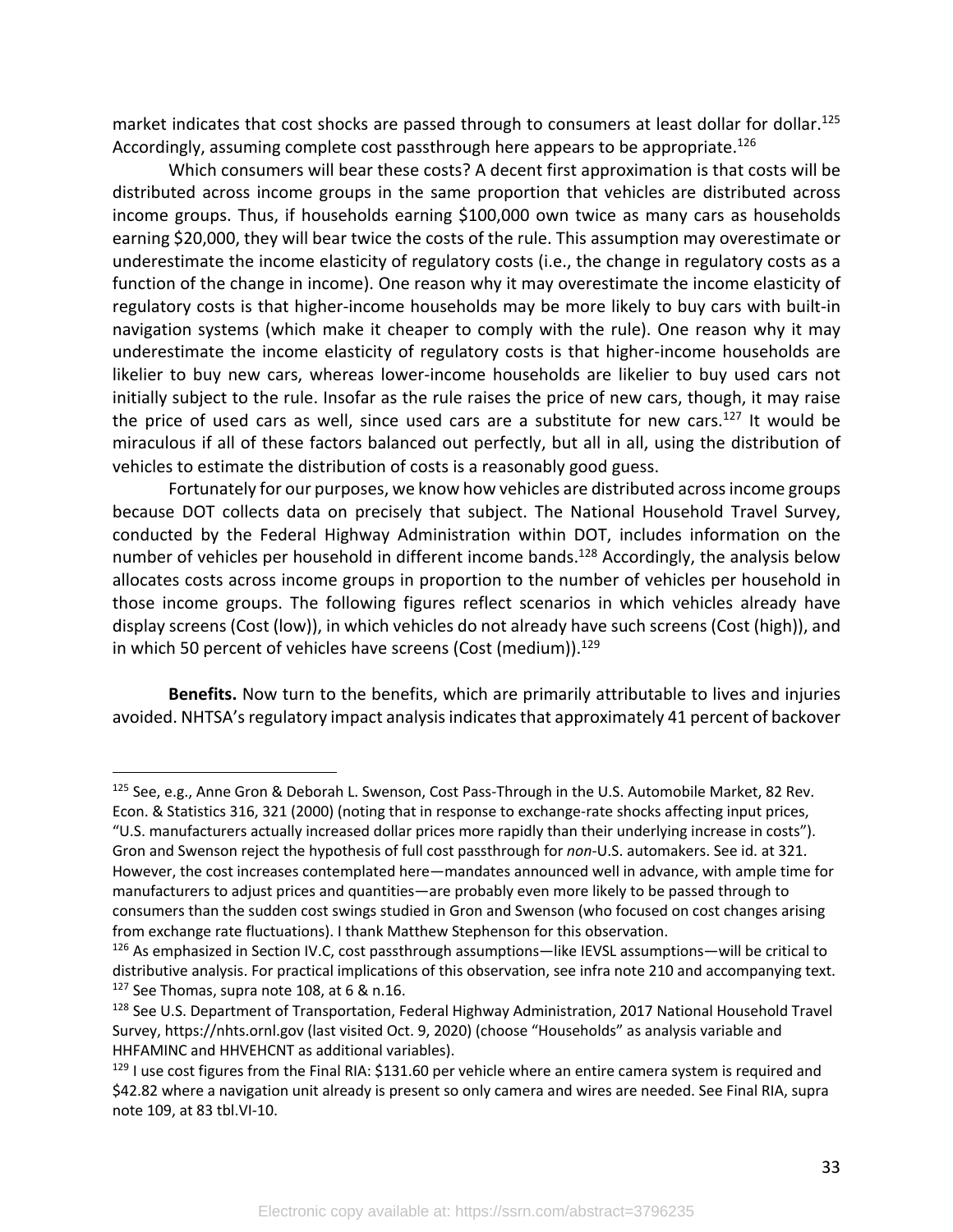market indicates that cost shocks are passed through to consumers at least dollar for dollar.[125] Accordingly, assuming complete cost passthrough here appears to be appropriate.[126]

Which consumers will bear these costs? A decent first approximation is that costs will be distributed across income groups in the same proportion that vehicles are distributed across income groups. Thus, if households earning $100,000 own twice as many cars as households earning $20,000, they will bear twice the costs of the rule. This assumption may overestimate or underestimate the income elasticity of regulatory costs (i.e., the change in regulatory costs as a function of the change in income). One reason why it may overestimate the income elasticity of regulatory costs is that higher-income households may be more likely to buy cars with built-in navigation systems (which make it cheaper to comply with the rule). One reason why it may underestimate the income elasticity of regulatory costs is that higher-income households are likelier to buy new cars, whereas lower-income households are likelier to buy used cars not initially subject to the rule. Insofar as the rule raises the price of new cars, though, it may raise the price of used cars as well, since used cars are a substitute for new cars.[127] It would be miraculous if all of these factors balanced out perfectly, but all in all, using the distribution of vehicles to estimate the distribution of costs is a reasonably good guess.

Fortunately for our purposes, we know how vehicles are distributed across income groups because DOT collects data on precisely that subject. The National Household Travel Survey, conducted by the Federal Highway Administration within DOT, includes information on the number of vehicles per household in different income bands.[128] Accordingly, the analysis below allocates costs across income groups in proportion to the number of vehicles per household in those income groups. The following figures reflect scenarios in which vehicles already have display screens (Cost (low)), in which vehicles do not already have such screens (Cost (high)), and in which 50 percent of vehicles have screens (Cost (medium)).[129]

**Benefits.** Now turn to the benefits, which are primarily attributable to lives and injuries avoided. NHTSA's regulatory impact analysis indicates that approximately 41 percent of backover

---

[125] See, e.g., Anne Gron & Deborah L. Swenson, Cost Pass-Through in the U.S. Automobile Market, 82 Rev. Econ. & Statistics 316, 321 (2000) (noting that in response to exchange-rate shocks affecting input prices, "U.S. manufacturers actually increased dollar prices more rapidly than their underlying increase in costs"). Gron and Swenson reject the hypothesis of full cost passthrough for *non*-U.S. automakers. See id. at 321. However, the cost increases contemplated here—mandates announced well in advance, with ample time for manufacturers to adjust prices and quantities—are probably even more likely to be passed through to consumers than the sudden cost swings studied in Gron and Swenson (who focused on cost changes arising from exchange rate fluctuations). I thank Matthew Stephenson for this observation.

[126] As emphasized in Section IV.C, cost passthrough assumptions—like IEVSL assumptions—will be critical to distributive analysis. For practical implications of this observation, see infra note 210 and accompanying text.

[127] See Thomas, supra note 108, at 6 & n.16.

[128] See U.S. Department of Transportation, Federal Highway Administration, 2017 National Household Travel Survey, https://nhts.ornl.gov (last visited Oct. 9, 2020) (choose "Households" as analysis variable and HHFAMINC and HHVEHCNT as additional variables).

[129] I use cost figures from the Final RIA: $131.60 per vehicle where an entire camera system is required and $42.82 where a navigation unit already is present so only camera and wires are needed. See Final RIA, supra note 109, at 83 tbl.VI-10.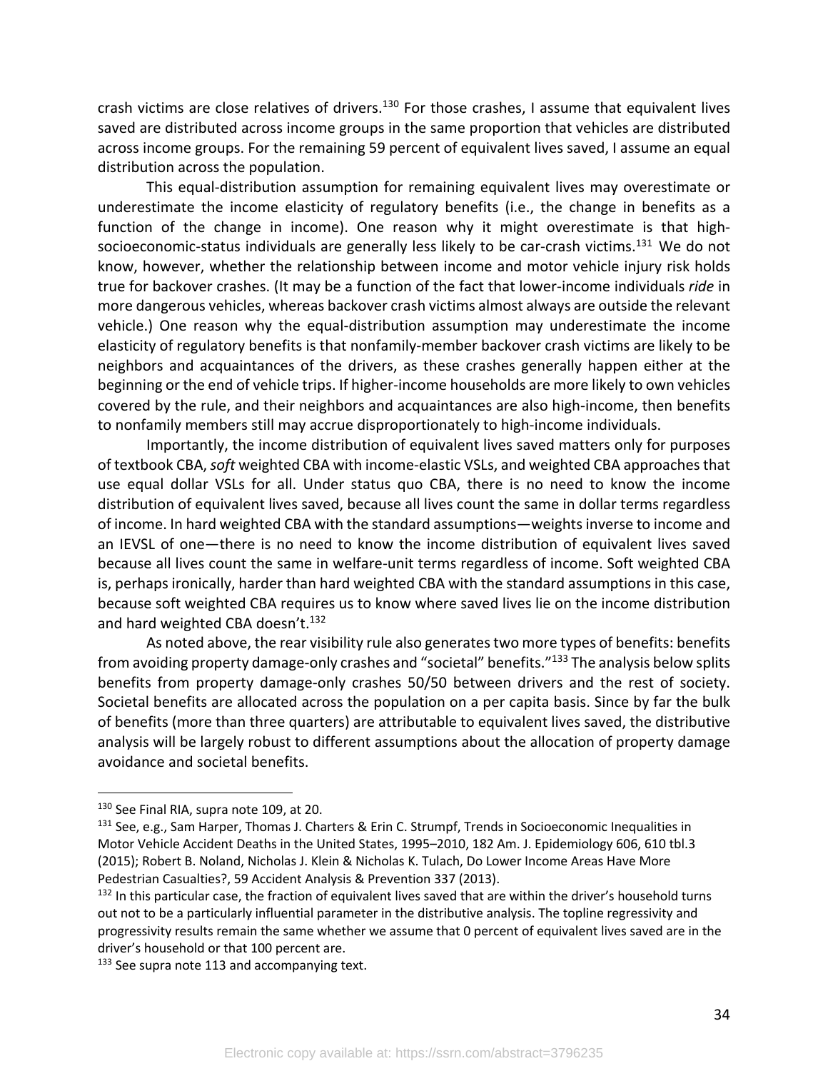crash victims are close relatives of drivers.[130] For those crashes, I assume that equivalent lives saved are distributed across income groups in the same proportion that vehicles are distributed across income groups. For the remaining 59 percent of equivalent lives saved, I assume an equal distribution across the population.

This equal-distribution assumption for remaining equivalent lives may overestimate or underestimate the income elasticity of regulatory benefits (i.e., the change in benefits as a function of the change in income). One reason why it might overestimate is that high-socioeconomic-status individuals are generally less likely to be car-crash victims.[131] We do not know, however, whether the relationship between income and motor vehicle injury risk holds true for backover crashes. (It may be a function of the fact that lower-income individuals *ride* in more dangerous vehicles, whereas backover crash victims almost always are outside the relevant vehicle.) One reason why the equal-distribution assumption may underestimate the income elasticity of regulatory benefits is that nonfamily-member backover crash victims are likely to be neighbors and acquaintances of the drivers, as these crashes generally happen either at the beginning or the end of vehicle trips. If higher-income households are more likely to own vehicles covered by the rule, and their neighbors and acquaintances are also high-income, then benefits to nonfamily members still may accrue disproportionately to high-income individuals.

Importantly, the income distribution of equivalent lives saved matters only for purposes of textbook CBA, *soft* weighted CBA with income-elastic VSLs, and weighted CBA approaches that use equal dollar VSLs for all. Under status quo CBA, there is no need to know the income distribution of equivalent lives saved, because all lives count the same in dollar terms regardless of income. In hard weighted CBA with the standard assumptions—weights inverse to income and an IEVSL of one—there is no need to know the income distribution of equivalent lives saved because all lives count the same in welfare-unit terms regardless of income. Soft weighted CBA is, perhaps ironically, harder than hard weighted CBA with the standard assumptions in this case, because soft weighted CBA requires us to know where saved lives lie on the income distribution and hard weighted CBA doesn't.[132]

As noted above, the rear visibility rule also generates two more types of benefits: benefits from avoiding property damage-only crashes and "societal" benefits."[133] The analysis below splits benefits from property damage-only crashes 50/50 between drivers and the rest of society. Societal benefits are allocated across the population on a per capita basis. Since by far the bulk of benefits (more than three quarters) are attributable to equivalent lives saved, the distributive analysis will be largely robust to different assumptions about the allocation of property damage avoidance and societal benefits.

---

[130] See Final RIA, supra note 109, at 20.

[131] See, e.g., Sam Harper, Thomas J. Charters & Erin C. Strumpf, Trends in Socioeconomic Inequalities in Motor Vehicle Accident Deaths in the United States, 1995–2010, 182 Am. J. Epidemiology 606, 610 tbl.3 (2015); Robert B. Noland, Nicholas J. Klein & Nicholas K. Tulach, Do Lower Income Areas Have More Pedestrian Casualties?, 59 Accident Analysis & Prevention 337 (2013).

[132] In this particular case, the fraction of equivalent lives saved that are within the driver's household turns out not to be a particularly influential parameter in the distributive analysis. The topline regressivity and progressivity results remain the same whether we assume that 0 percent of equivalent lives saved are in the driver's household or that 100 percent are.

[133] See supra note 113 and accompanying text.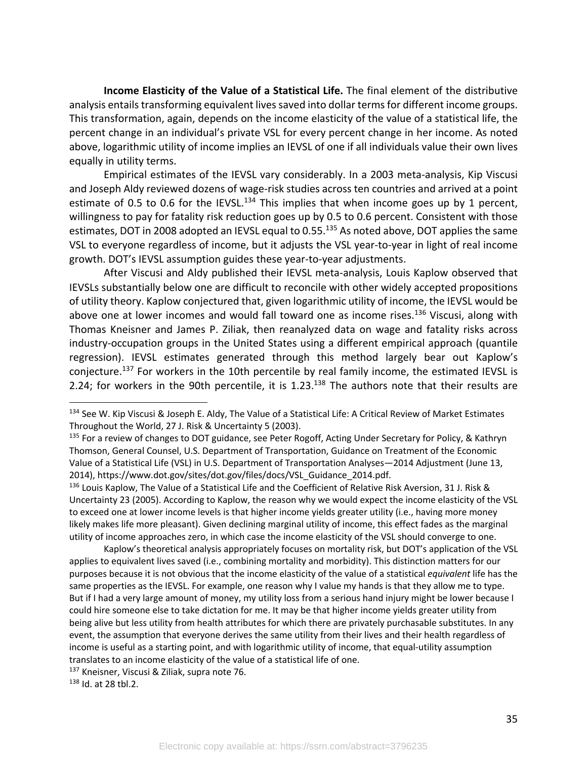**Income Elasticity of the Value of a Statistical Life.** The final element of the distributive analysis entails transforming equivalent lives saved into dollar terms for different income groups. This transformation, again, depends on the income elasticity of the value of a statistical life, the percent change in an individual's private VSL for every percent change in her income. As noted above, logarithmic utility of income implies an IEVSL of one if all individuals value their own lives equally in utility terms.

Empirical estimates of the IEVSL vary considerably. In a 2003 meta-analysis, Kip Viscusi and Joseph Aldy reviewed dozens of wage-risk studies across ten countries and arrived at a point estimate of 0.5 to 0.6 for the IEVSL.[134] This implies that when income goes up by 1 percent, willingness to pay for fatality risk reduction goes up by 0.5 to 0.6 percent. Consistent with those estimates, DOT in 2008 adopted an IEVSL equal to 0.55.[135] As noted above, DOT applies the same VSL to everyone regardless of income, but it adjusts the VSL year-to-year in light of real income growth. DOT's IEVSL assumption guides these year-to-year adjustments.

After Viscusi and Aldy published their IEVSL meta-analysis, Louis Kaplow observed that IEVSLs substantially below one are difficult to reconcile with other widely accepted propositions of utility theory. Kaplow conjectured that, given logarithmic utility of income, the IEVSL would be above one at lower incomes and would fall toward one as income rises.[136] Viscusi, along with Thomas Kneisner and James P. Ziliak, then reanalyzed data on wage and fatality risks across industry-occupation groups in the United States using a different empirical approach (quantile regression). IEVSL estimates generated through this method largely bear out Kaplow's conjecture.[137] For workers in the 10th percentile by real family income, the estimated IEVSL is 2.24; for workers in the 90th percentile, it is 1.23.[138] The authors note that their results are

---

[134] See W. Kip Viscusi & Joseph E. Aldy, The Value of a Statistical Life: A Critical Review of Market Estimates Throughout the World, 27 J. Risk & Uncertainty 5 (2003).

[135] For a review of changes to DOT guidance, see Peter Rogoff, Acting Under Secretary for Policy, & Kathryn Thomson, General Counsel, U.S. Department of Transportation, Guidance on Treatment of the Economic Value of a Statistical Life (VSL) in U.S. Department of Transportation Analyses—2014 Adjustment (June 13, 2014), https://www.dot.gov/sites/dot.gov/files/docs/VSL_Guidance_2014.pdf.

[136] Louis Kaplow, The Value of a Statistical Life and the Coefficient of Relative Risk Aversion, 31 J. Risk & Uncertainty 23 (2005). According to Kaplow, the reason why we would expect the income elasticity of the VSL to exceed one at lower income levels is that higher income yields greater utility (i.e., having more money likely makes life more pleasant). Given declining marginal utility of income, this effect fades as the marginal utility of income approaches zero, in which case the income elasticity of the VSL should converge to one.

Kaplow's theoretical analysis appropriately focuses on mortality risk, but DOT's application of the VSL applies to equivalent lives saved (i.e., combining mortality and morbidity). This distinction matters for our purposes because it is not obvious that the income elasticity of the value of a statistical *equivalent* life has the same properties as the IEVSL. For example, one reason why I value my hands is that they allow me to type. But if I had a very large amount of money, my utility loss from a serious hand injury might be lower because I could hire someone else to take dictation for me. It may be that higher income yields greater utility from being alive but less utility from health attributes for which there are privately purchasable substitutes. In any event, the assumption that everyone derives the same utility from their lives and their health regardless of income is useful as a starting point, and with logarithmic utility of income, that equal-utility assumption translates to an income elasticity of the value of a statistical life of one.

[137] Kneisner, Viscusi & Ziliak, supra note 76.

[138] Id. at 28 tbl.2.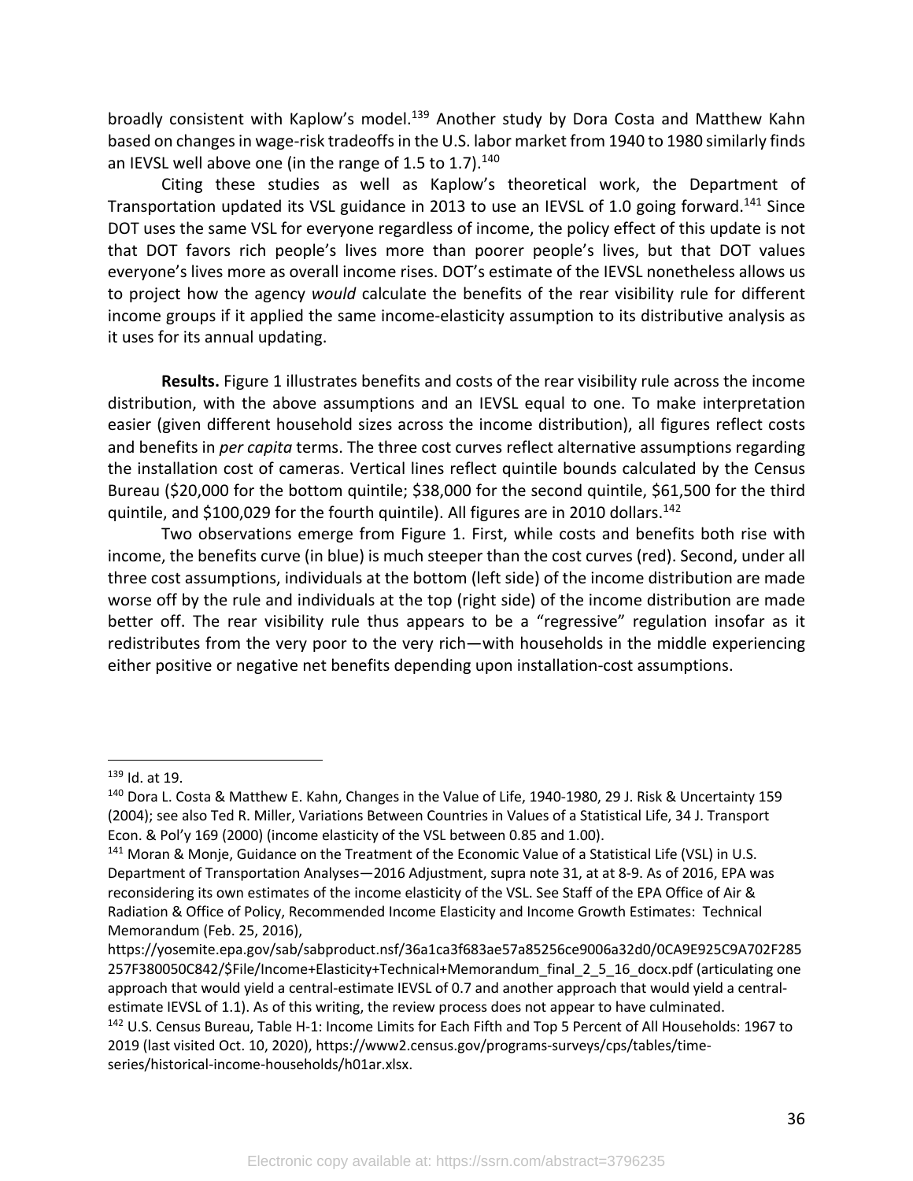broadly consistent with Kaplow's model.[139] Another study by Dora Costa and Matthew Kahn based on changes in wage-risk tradeoffs in the U.S. labor market from 1940 to 1980 similarly finds an IEVSL well above one (in the range of 1.5 to 1.7).[140]

Citing these studies as well as Kaplow's theoretical work, the Department of Transportation updated its VSL guidance in 2013 to use an IEVSL of 1.0 going forward.[141] Since DOT uses the same VSL for everyone regardless of income, the policy effect of this update is not that DOT favors rich people's lives more than poorer people's lives, but that DOT values everyone's lives more as overall income rises. DOT's estimate of the IEVSL nonetheless allows us to project how the agency *would* calculate the benefits of the rear visibility rule for different income groups if it applied the same income-elasticity assumption to its distributive analysis as it uses for its annual updating.

**Results.** Figure 1 illustrates benefits and costs of the rear visibility rule across the income distribution, with the above assumptions and an IEVSL equal to one. To make interpretation easier (given different household sizes across the income distribution), all figures reflect costs and benefits in *per capita* terms. The three cost curves reflect alternative assumptions regarding the installation cost of cameras. Vertical lines reflect quintile bounds calculated by the Census Bureau ($20,000 for the bottom quintile; $38,000 for the second quintile, $61,500 for the third quintile, and $100,029 for the fourth quintile). All figures are in 2010 dollars.[142]

Two observations emerge from Figure 1. First, while costs and benefits both rise with income, the benefits curve (in blue) is much steeper than the cost curves (red). Second, under all three cost assumptions, individuals at the bottom (left side) of the income distribution are made worse off by the rule and individuals at the top (right side) of the income distribution are made better off. The rear visibility rule thus appears to be a "regressive" regulation insofar as it redistributes from the very poor to the very rich—with households in the middle experiencing either positive or negative net benefits depending upon installation-cost assumptions.

---

[139] Id. at 19.

[140] Dora L. Costa & Matthew E. Kahn, Changes in the Value of Life, 1940-1980, 29 J. Risk & Uncertainty 159 (2004); see also Ted R. Miller, Variations Between Countries in Values of a Statistical Life, 34 J. Transport Econ. & Pol'y 169 (2000) (income elasticity of the VSL between 0.85 and 1.00).

[141] Moran & Monje, Guidance on the Treatment of the Economic Value of a Statistical Life (VSL) in U.S. Department of Transportation Analyses—2016 Adjustment, supra note 31, at at 8-9. As of 2016, EPA was reconsidering its own estimates of the income elasticity of the VSL. See Staff of the EPA Office of Air & Radiation & Office of Policy, Recommended Income Elasticity and Income Growth Estimates: Technical Memorandum (Feb. 25, 2016), https://yosemite.epa.gov/sab/sabproduct.nsf/36a1ca3f683ae57a85256ce9006a32d0/0CA9E925C9A702F285257F380050C842/$File/Income+Elasticity+Technical+Memorandum_final_2_5_16_docx.pdf (articulating one approach that would yield a central-estimate IEVSL of 0.7 and another approach that would yield a central-estimate IEVSL of 1.1). As of this writing, the review process does not appear to have culminated.

[142] U.S. Census Bureau, Table H-1: Income Limits for Each Fifth and Top 5 Percent of All Households: 1967 to 2019 (last visited Oct. 10, 2020), https://www2.census.gov/programs-surveys/cps/tables/time-series/historical-income-households/h01ar.xlsx.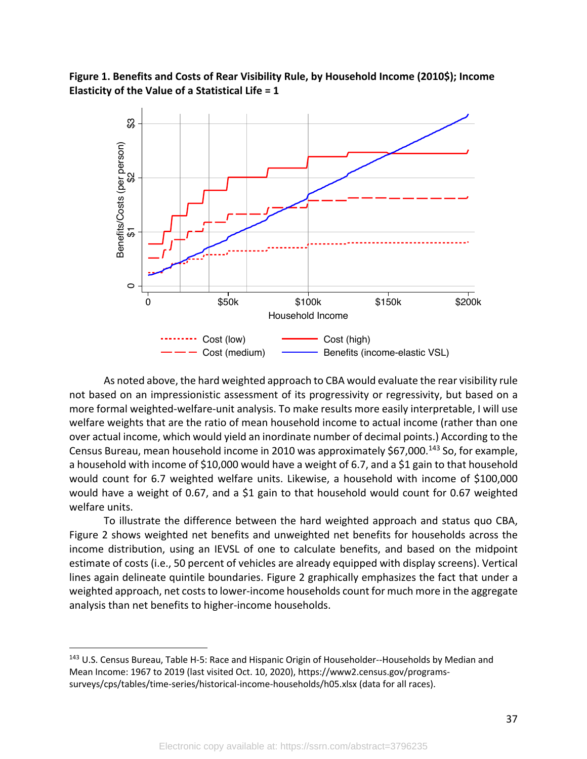**Figure 1. Benefits and Costs of Rear Visibility Rule, by Household Income (2010$); Income Elasticity of the Value of a Statistical Life = 1**

As noted above, the hard weighted approach to CBA would evaluate the rear visibility rule not based on an impressionistic assessment of its progressivity or regressivity, but based on a more formal weighted-welfare-unit analysis. To make results more easily interpretable, I will use welfare weights that are the ratio of mean household income to actual income (rather than one over actual income, which would yield an inordinate number of decimal points.) According to the Census Bureau, mean household income in 2010 was approximately $67,000.[143] So, for example, a household with income of $10,000 would have a weight of 6.7, and a $1 gain to that household would count for 6.7 weighted welfare units. Likewise, a household with income of $100,000 would have a weight of 0.67, and a $1 gain to that household would count for 0.67 weighted welfare units.

To illustrate the difference between the hard weighted approach and status quo CBA, Figure 2 shows weighted net benefits and unweighted net benefits for households across the income distribution, using an IEVSL of one to calculate benefits, and based on the midpoint estimate of costs (i.e., 50 percent of vehicles are already equipped with display screens). Vertical lines again delineate quintile boundaries. Figure 2 graphically emphasizes the fact that under a weighted approach, net costs to lower-income households count for much more in the aggregate analysis than net benefits to higher-income households.

---

[143] U.S. Census Bureau, Table H-5: Race and Hispanic Origin of Householder--Households by Median and Mean Income: 1967 to 2019 (last visited Oct. 10, 2020), https://www2.census.gov/programs-surveys/cps/tables/time-series/historical-income-households/h05.xlsx (data for all races).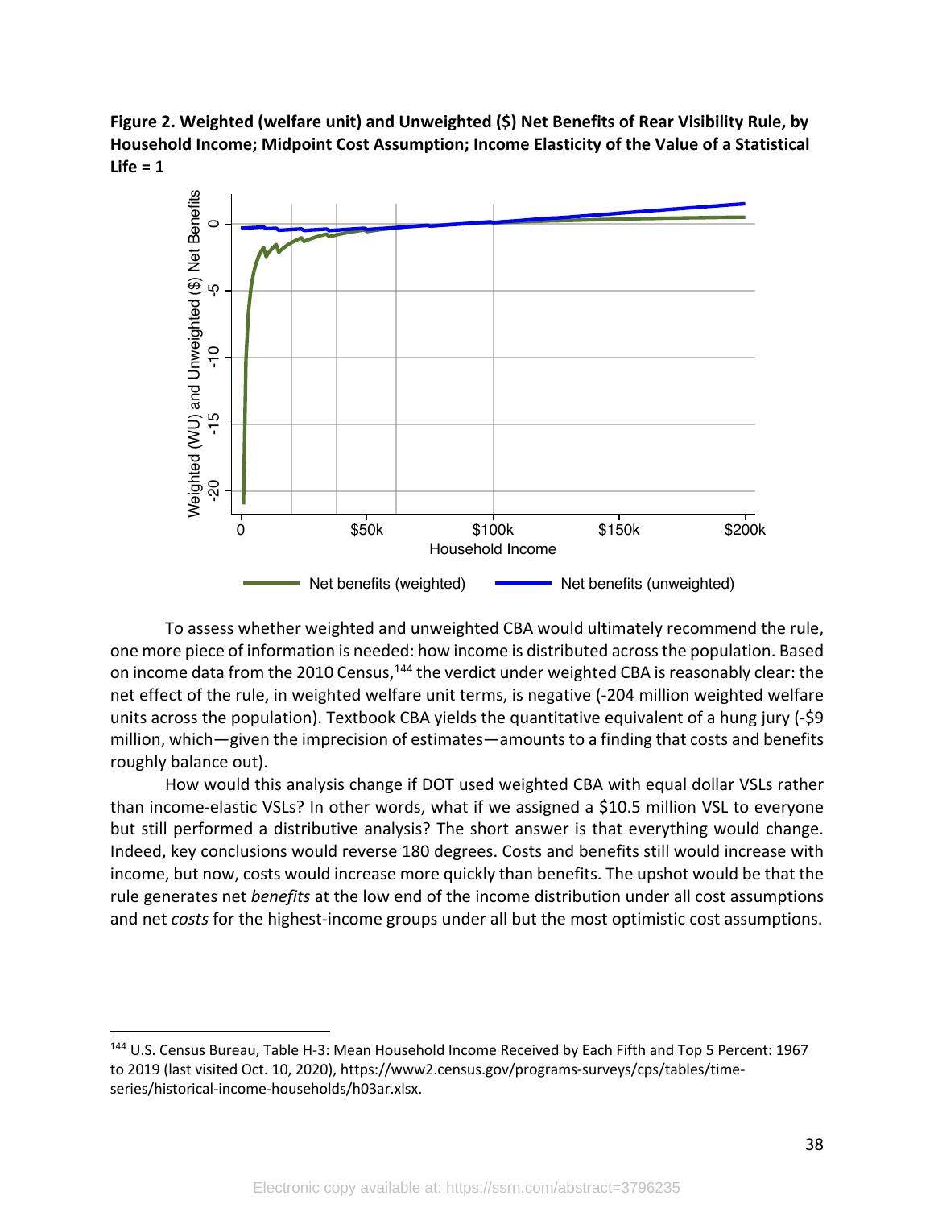**Figure 2. Weighted (welfare unit) and Unweighted ($) Net Benefits of Rear Visibility Rule, by Household Income; Midpoint Cost Assumption; Income Elasticity of the Value of a Statistical Life = 1**

To assess whether weighted and unweighted CBA would ultimately recommend the rule, one more piece of information is needed: how income is distributed across the population. Based on income data from the 2010 Census,[144] the verdict under weighted CBA is reasonably clear: the net effect of the rule, in weighted welfare unit terms, is negative (-204 million weighted welfare units across the population). Textbook CBA yields the quantitative equivalent of a hung jury (-$9 million, which—given the imprecision of estimates—amounts to a finding that costs and benefits roughly balance out).

How would this analysis change if DOT used weighted CBA with equal dollar VSLs rather than income-elastic VSLs? In other words, what if we assigned a $10.5 million VSL to everyone but still performed a distributive analysis? The short answer is that everything would change. Indeed, key conclusions would reverse 180 degrees. Costs and benefits still would increase with income, but now, costs would increase more quickly than benefits. The upshot would be that the rule generates net *benefits* at the low end of the income distribution under all cost assumptions and net *costs* for the highest-income groups under all but the most optimistic cost assumptions.

---

[144] U.S. Census Bureau, Table H-3: Mean Household Income Received by Each Fifth and Top 5 Percent: 1967 to 2019 (last visited Oct. 10, 2020), https://www2.census.gov/programs-surveys/cps/tables/time-series/historical-income-households/h03ar.xlsx.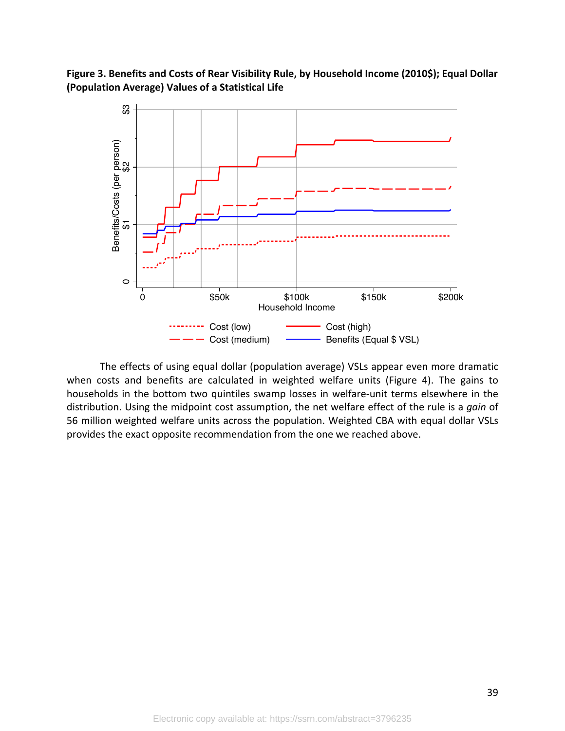**Figure 3. Benefits and Costs of Rear Visibility Rule, by Household Income (2010$); Equal Dollar (Population Average) Values of a Statistical Life**

The effects of using equal dollar (population average) VSLs appear even more dramatic when costs and benefits are calculated in weighted welfare units (Figure 4). The gains to households in the bottom two quintiles swamp losses in welfare-unit terms elsewhere in the distribution. Using the midpoint cost assumption, the net welfare effect of the rule is a *gain* of 56 million weighted welfare units across the population. Weighted CBA with equal dollar VSLs provides the exact opposite recommendation from the one we reached above.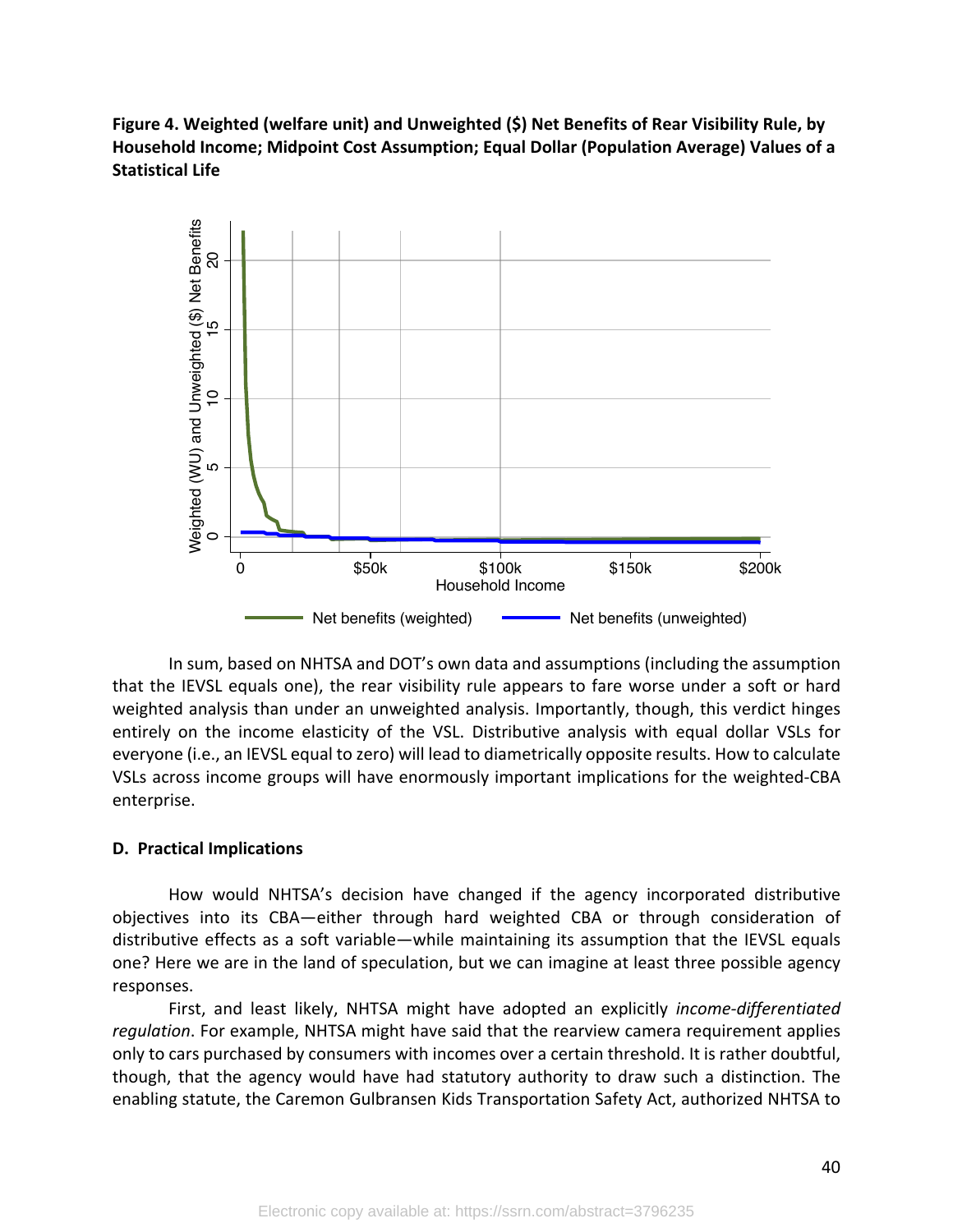**Figure 4. Weighted (welfare unit) and Unweighted ($) Net Benefits of Rear Visibility Rule, by Household Income; Midpoint Cost Assumption; Equal Dollar (Population Average) Values of a Statistical Life**

In sum, based on NHTSA and DOT's own data and assumptions (including the assumption that the IEVSL equals one), the rear visibility rule appears to fare worse under a soft or hard weighted analysis than under an unweighted analysis. Importantly, though, this verdict hinges entirely on the income elasticity of the VSL. Distributive analysis with equal dollar VSLs for everyone (i.e., an IEVSL equal to zero) will lead to diametrically opposite results. How to calculate VSLs across income groups will have enormously important implications for the weighted-CBA enterprise.

### D. Practical Implications

How would NHTSA's decision have changed if the agency incorporated distributive objectives into its CBA—either through hard weighted CBA or through consideration of distributive effects as a soft variable—while maintaining its assumption that the IEVSL equals one? Here we are in the land of speculation, but we can imagine at least three possible agency responses.

First, and least likely, NHTSA might have adopted an explicitly *income-differentiated regulation*. For example, NHTSA might have said that the rearview camera requirement applies only to cars purchased by consumers with incomes over a certain threshold. It is rather doubtful, though, that the agency would have had statutory authority to draw such a distinction. The enabling statute, the Caremon Gulbransen Kids Transportation Safety Act, authorized NHTSA to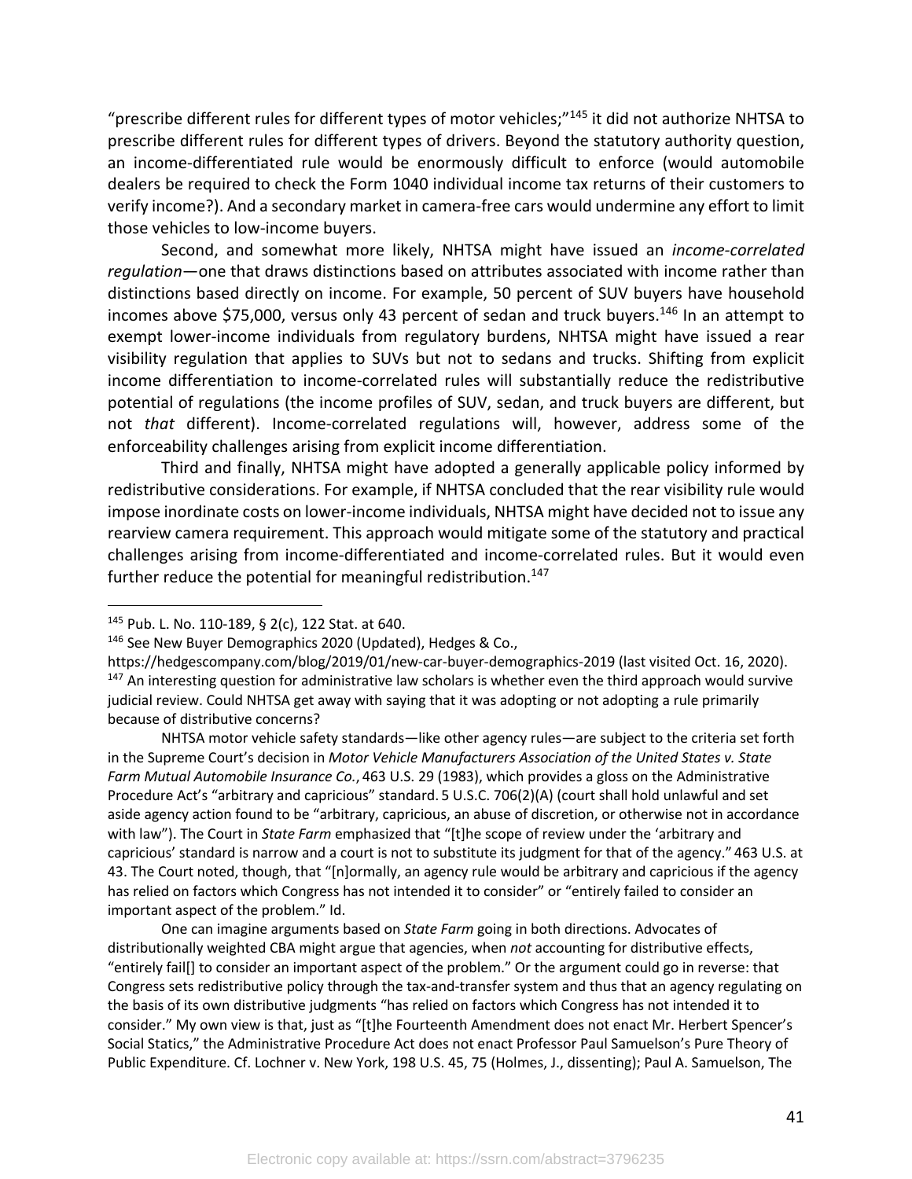"prescribe different rules for different types of motor vehicles;"[145] it did not authorize NHTSA to prescribe different rules for different types of drivers. Beyond the statutory authority question, an income-differentiated rule would be enormously difficult to enforce (would automobile dealers be required to check the Form 1040 individual income tax returns of their customers to verify income?). And a secondary market in camera-free cars would undermine any effort to limit those vehicles to low-income buyers.

Second, and somewhat more likely, NHTSA might have issued an *income-correlated regulation*—one that draws distinctions based on attributes associated with income rather than distinctions based directly on income. For example, 50 percent of SUV buyers have household incomes above $75,000, versus only 43 percent of sedan and truck buyers.[146] In an attempt to exempt lower-income individuals from regulatory burdens, NHTSA might have issued a rear visibility regulation that applies to SUVs but not to sedans and trucks. Shifting from explicit income differentiation to income-correlated rules will substantially reduce the redistributive potential of regulations (the income profiles of SUV, sedan, and truck buyers are different, but not *that* different). Income-correlated regulations will, however, address some of the enforceability challenges arising from explicit income differentiation.

Third and finally, NHTSA might have adopted a generally applicable policy informed by redistributive considerations. For example, if NHTSA concluded that the rear visibility rule would impose inordinate costs on lower-income individuals, NHTSA might have decided not to issue any rearview camera requirement. This approach would mitigate some of the statutory and practical challenges arising from income-differentiated and income-correlated rules. But it would even further reduce the potential for meaningful redistribution.[147]

---

[145] Pub. L. No. 110-189, § 2(c), 122 Stat. at 640.

[146] See New Buyer Demographics 2020 (Updated), Hedges & Co., https://hedgescompany.com/blog/2019/01/new-car-buyer-demographics-2019 (last visited Oct. 16, 2020).

[147] An interesting question for administrative law scholars is whether even the third approach would survive judicial review. Could NHTSA get away with saying that it was adopting or not adopting a rule primarily because of distributive concerns?

NHTSA motor vehicle safety standards—like other agency rules—are subject to the criteria set forth in the Supreme Court's decision in *Motor Vehicle Manufacturers Association of the United States v. State Farm Mutual Automobile Insurance Co.*, 463 U.S. 29 (1983), which provides a gloss on the Administrative Procedure Act's "arbitrary and capricious" standard. 5 U.S.C. 706(2)(A) (court shall hold unlawful and set aside agency action found to be "arbitrary, capricious, an abuse of discretion, or otherwise not in accordance with law"). The Court in *State Farm* emphasized that "[t]he scope of review under the 'arbitrary and capricious' standard is narrow and a court is not to substitute its judgment for that of the agency." 463 U.S. at 43. The Court noted, though, that "[n]ormally, an agency rule would be arbitrary and capricious if the agency has relied on factors which Congress has not intended it to consider" or "entirely failed to consider an important aspect of the problem." Id.

One can imagine arguments based on *State Farm* going in both directions. Advocates of distributionally weighted CBA might argue that agencies, when *not* accounting for distributive effects, "entirely fail[] to consider an important aspect of the problem." Or the argument could go in reverse: that Congress sets redistributive policy through the tax-and-transfer system and thus that an agency regulating on the basis of its own distributive judgments "has relied on factors which Congress has not intended it to consider." My own view is that, just as "[t]he Fourteenth Amendment does not enact Mr. Herbert Spencer's Social Statics," the Administrative Procedure Act does not enact Professor Paul Samuelson's Pure Theory of Public Expenditure. Cf. Lochner v. New York, 198 U.S. 45, 75 (Holmes, J., dissenting); Paul A. Samuelson, The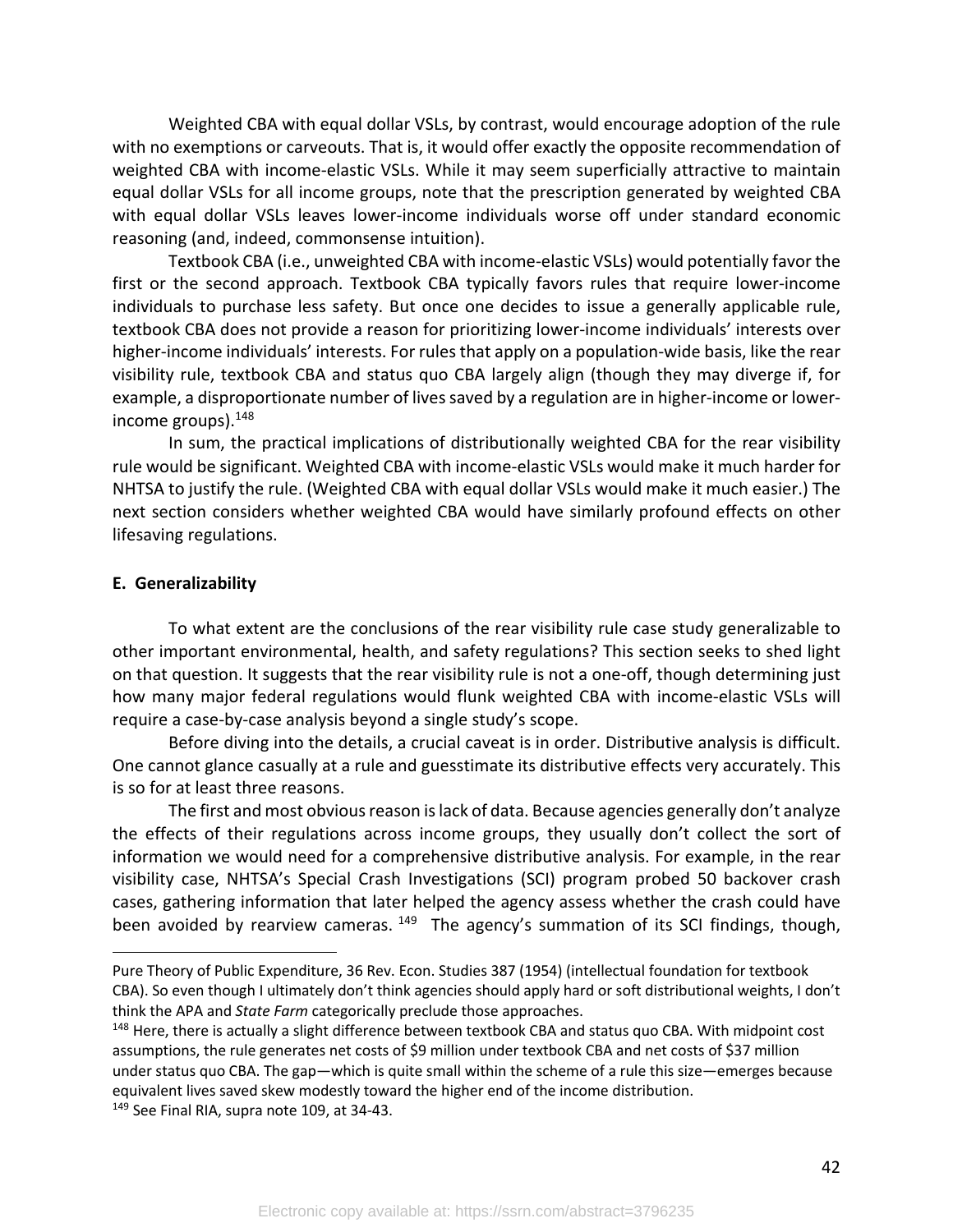Weighted CBA with equal dollar VSLs, by contrast, would encourage adoption of the rule with no exemptions or carveouts. That is, it would offer exactly the opposite recommendation of weighted CBA with income-elastic VSLs. While it may seem superficially attractive to maintain equal dollar VSLs for all income groups, note that the prescription generated by weighted CBA with equal dollar VSLs leaves lower-income individuals worse off under standard economic reasoning (and, indeed, commonsense intuition).

Textbook CBA (i.e., unweighted CBA with income-elastic VSLs) would potentially favor the first or the second approach. Textbook CBA typically favors rules that require lower-income individuals to purchase less safety. But once one decides to issue a generally applicable rule, textbook CBA does not provide a reason for prioritizing lower-income individuals' interests over higher-income individuals' interests. For rules that apply on a population-wide basis, like the rear visibility rule, textbook CBA and status quo CBA largely align (though they may diverge if, for example, a disproportionate number of lives saved by a regulation are in higher-income or lower-income groups).[148]

In sum, the practical implications of distributionally weighted CBA for the rear visibility rule would be significant. Weighted CBA with income-elastic VSLs would make it much harder for NHTSA to justify the rule. (Weighted CBA with equal dollar VSLs would make it much easier.) The next section considers whether weighted CBA would have similarly profound effects on other lifesaving regulations.

**E. Generalizability**

To what extent are the conclusions of the rear visibility rule case study generalizable to other important environmental, health, and safety regulations? This section seeks to shed light on that question. It suggests that the rear visibility rule is not a one-off, though determining just how many major federal regulations would flunk weighted CBA with income-elastic VSLs will require a case-by-case analysis beyond a single study's scope.

Before diving into the details, a crucial caveat is in order. Distributive analysis is difficult. One cannot glance casually at a rule and guesstimate its distributive effects very accurately. This is so for at least three reasons.

The first and most obvious reason is lack of data. Because agencies generally don't analyze the effects of their regulations across income groups, they usually don't collect the sort of information we would need for a comprehensive distributive analysis. For example, in the rear visibility case, NHTSA's Special Crash Investigations (SCI) program probed 50 backover crash cases, gathering information that later helped the agency assess whether the crash could have been avoided by rearview cameras.[149] The agency's summation of its SCI findings, though,

---

Pure Theory of Public Expenditure, 36 Rev. Econ. Studies 387 (1954) (intellectual foundation for textbook CBA). So even though I ultimately don't think agencies should apply hard or soft distributional weights, I don't think the APA and *State Farm* categorically preclude those approaches.

[148] Here, there is actually a slight difference between textbook CBA and status quo CBA. With midpoint cost assumptions, the rule generates net costs of $9 million under textbook CBA and net costs of $37 million under status quo CBA. The gap—which is quite small within the scheme of a rule this size—emerges because equivalent lives saved skew modestly toward the higher end of the income distribution.

[149] See Final RIA, supra note 109, at 34-43.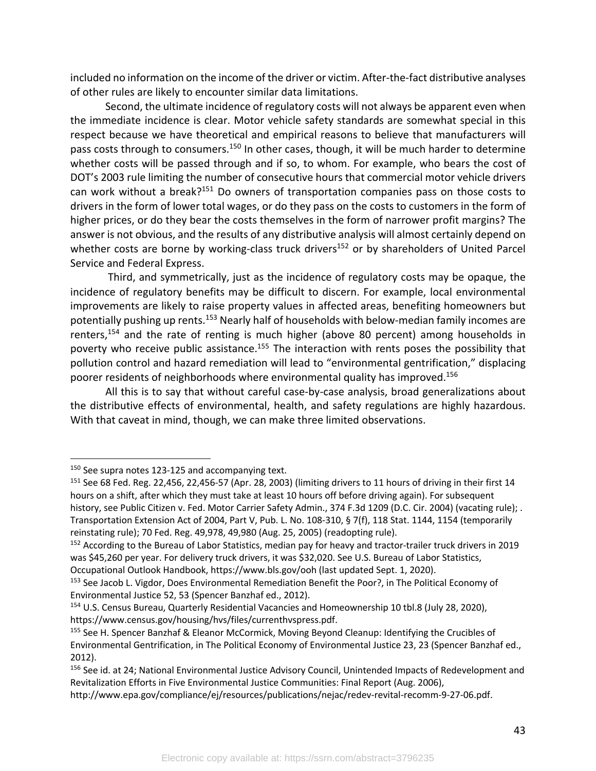included no information on the income of the driver or victim. After-the-fact distributive analyses of other rules are likely to encounter similar data limitations.

Second, the ultimate incidence of regulatory costs will not always be apparent even when the immediate incidence is clear. Motor vehicle safety standards are somewhat special in this respect because we have theoretical and empirical reasons to believe that manufacturers will pass costs through to consumers.[150] In other cases, though, it will be much harder to determine whether costs will be passed through and if so, to whom. For example, who bears the cost of DOT's 2003 rule limiting the number of consecutive hours that commercial motor vehicle drivers can work without a break?[151] Do owners of transportation companies pass on those costs to drivers in the form of lower total wages, or do they pass on the costs to customers in the form of higher prices, or do they bear the costs themselves in the form of narrower profit margins? The answer is not obvious, and the results of any distributive analysis will almost certainly depend on whether costs are borne by working-class truck drivers[152] or by shareholders of United Parcel Service and Federal Express.

Third, and symmetrically, just as the incidence of regulatory costs may be opaque, the incidence of regulatory benefits may be difficult to discern. For example, local environmental improvements are likely to raise property values in affected areas, benefiting homeowners but potentially pushing up rents.[153] Nearly half of households with below-median family incomes are renters,[154] and the rate of renting is much higher (above 80 percent) among households in poverty who receive public assistance.[155] The interaction with rents poses the possibility that pollution control and hazard remediation will lead to "environmental gentrification," displacing poorer residents of neighborhoods where environmental quality has improved.[156]

All this is to say that without careful case-by-case analysis, broad generalizations about the distributive effects of environmental, health, and safety regulations are highly hazardous. With that caveat in mind, though, we can make three limited observations.

---

[150] See supra notes 123-125 and accompanying text.

[151] See 68 Fed. Reg. 22,456, 22,456-57 (Apr. 28, 2003) (limiting drivers to 11 hours of driving in their first 14 hours on a shift, after which they must take at least 10 hours off before driving again). For subsequent history, see Public Citizen v. Fed. Motor Carrier Safety Admin., 374 F.3d 1209 (D.C. Cir. 2004) (vacating rule); . Transportation Extension Act of 2004, Part V, Pub. L. No. 108-310, § 7(f), 118 Stat. 1144, 1154 (temporarily reinstating rule); 70 Fed. Reg. 49,978, 49,980 (Aug. 25, 2005) (readopting rule).

[152] According to the Bureau of Labor Statistics, median pay for heavy and tractor-trailer truck drivers in 2019 was $45,260 per year. For delivery truck drivers, it was $32,020. See U.S. Bureau of Labor Statistics, Occupational Outlook Handbook, https://www.bls.gov/ooh (last updated Sept. 1, 2020).

[153] See Jacob L. Vigdor, Does Environmental Remediation Benefit the Poor?, in The Political Economy of Environmental Justice 52, 53 (Spencer Banzhaf ed., 2012).

[154] U.S. Census Bureau, Quarterly Residential Vacancies and Homeownership 10 tbl.8 (July 28, 2020), https://www.census.gov/housing/hvs/files/currenthvspress.pdf.

[155] See H. Spencer Banzhaf & Eleanor McCormick, Moving Beyond Cleanup: Identifying the Crucibles of Environmental Gentrification, in The Political Economy of Environmental Justice 23, 23 (Spencer Banzhaf ed., 2012).

[156] See id. at 24; National Environmental Justice Advisory Council, Unintended Impacts of Redevelopment and Revitalization Efforts in Five Environmental Justice Communities: Final Report (Aug. 2006), http://www.epa.gov/compliance/ej/resources/publications/nejac/redev-revital-recomm-9-27-06.pdf.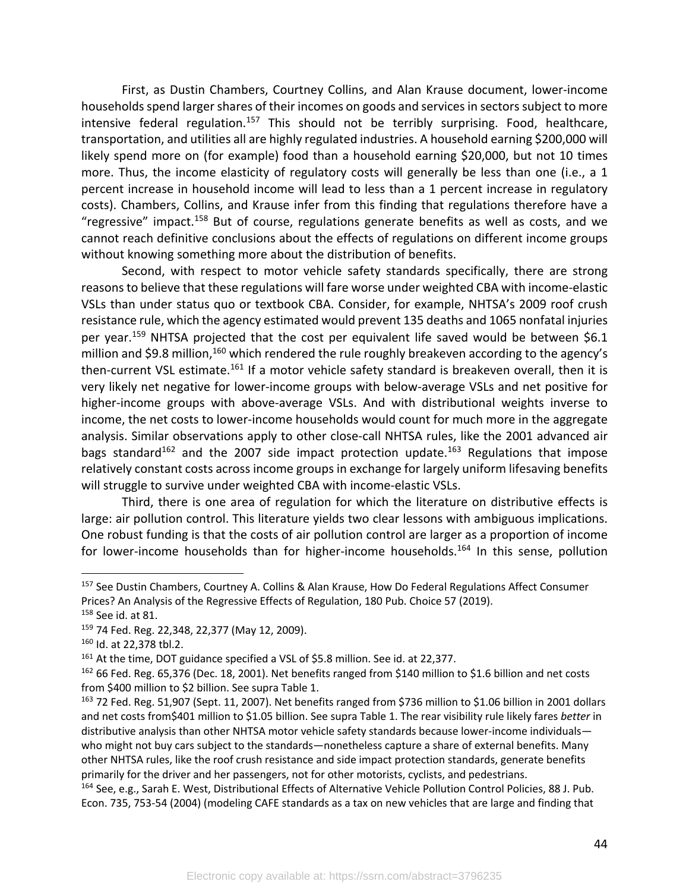First, as Dustin Chambers, Courtney Collins, and Alan Krause document, lower-income households spend larger shares of their incomes on goods and services in sectors subject to more intensive federal regulation.[157] This should not be terribly surprising. Food, healthcare, transportation, and utilities all are highly regulated industries. A household earning $200,000 will likely spend more on (for example) food than a household earning $20,000, but not 10 times more. Thus, the income elasticity of regulatory costs will generally be less than one (i.e., a 1 percent increase in household income will lead to less than a 1 percent increase in regulatory costs). Chambers, Collins, and Krause infer from this finding that regulations therefore have a "regressive" impact.[158] But of course, regulations generate benefits as well as costs, and we cannot reach definitive conclusions about the effects of regulations on different income groups without knowing something more about the distribution of benefits.

Second, with respect to motor vehicle safety standards specifically, there are strong reasons to believe that these regulations will fare worse under weighted CBA with income-elastic VSLs than under status quo or textbook CBA. Consider, for example, NHTSA's 2009 roof crush resistance rule, which the agency estimated would prevent 135 deaths and 1065 nonfatal injuries per year.[159] NHTSA projected that the cost per equivalent life saved would be between $6.1 million and $9.8 million,[160] which rendered the rule roughly breakeven according to the agency's then-current VSL estimate.[161] If a motor vehicle safety standard is breakeven overall, then it is very likely net negative for lower-income groups with below-average VSLs and net positive for higher-income groups with above-average VSLs. And with distributional weights inverse to income, the net costs to lower-income households would count for much more in the aggregate analysis. Similar observations apply to other close-call NHTSA rules, like the 2001 advanced air bags standard[162] and the 2007 side impact protection update.[163] Regulations that impose relatively constant costs across income groups in exchange for largely uniform lifesaving benefits will struggle to survive under weighted CBA with income-elastic VSLs.

Third, there is one area of regulation for which the literature on distributive effects is large: air pollution control. This literature yields two clear lessons with ambiguous implications. One robust funding is that the costs of air pollution control are larger as a proportion of income for lower-income households than for higher-income households.[164] In this sense, pollution

---

[157] See Dustin Chambers, Courtney A. Collins & Alan Krause, How Do Federal Regulations Affect Consumer Prices? An Analysis of the Regressive Effects of Regulation, 180 Pub. Choice 57 (2019).

[158] See id. at 81.

[159] 74 Fed. Reg. 22,348, 22,377 (May 12, 2009).

[160] Id. at 22,378 tbl.2.

[161] At the time, DOT guidance specified a VSL of $5.8 million. See id. at 22,377.

[162] 66 Fed. Reg. 65,376 (Dec. 18, 2001). Net benefits ranged from $140 million to $1.6 billion and net costs from $400 million to $2 billion. See supra Table 1.

[163] 72 Fed. Reg. 51,907 (Sept. 11, 2007). Net benefits ranged from $736 million to $1.06 billion in 2001 dollars and net costs from$401 million to $1.05 billion. See supra Table 1. The rear visibility rule likely fares *better* in distributive analysis than other NHTSA motor vehicle safety standards because lower-income individuals—who might not buy cars subject to the standards—nonetheless capture a share of external benefits. Many other NHTSA rules, like the roof crush resistance and side impact protection standards, generate benefits primarily for the driver and her passengers, not for other motorists, cyclists, and pedestrians.

[164] See, e.g., Sarah E. West, Distributional Effects of Alternative Vehicle Pollution Control Policies, 88 J. Pub. Econ. 735, 753-54 (2004) (modeling CAFE standards as a tax on new vehicles that are large and finding that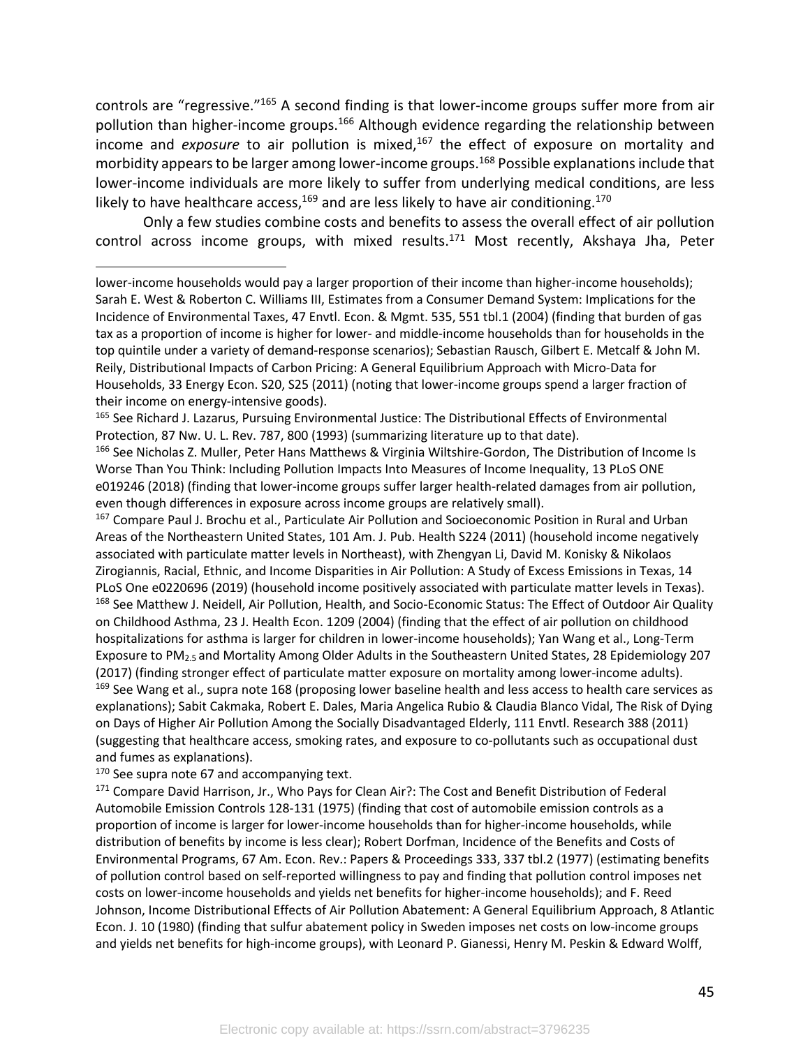controls are "regressive."[165] A second finding is that lower-income groups suffer more from air pollution than higher-income groups.[166] Although evidence regarding the relationship between income and *exposure* to air pollution is mixed,[167] the effect of exposure on mortality and morbidity appears to be larger among lower-income groups.[168] Possible explanations include that lower-income individuals are more likely to suffer from underlying medical conditions, are less likely to have healthcare access,[169] and are less likely to have air conditioning.[170]

Only a few studies combine costs and benefits to assess the overall effect of air pollution control across income groups, with mixed results.[171] Most recently, Akshaya Jha, Peter

---

lower-income households would pay a larger proportion of their income than higher-income households); Sarah E. West & Roberton C. Williams III, Estimates from a Consumer Demand System: Implications for the Incidence of Environmental Taxes, 47 Envtl. Econ. & Mgmt. 535, 551 tbl.1 (2004) (finding that burden of gas tax as a proportion of income is higher for lower- and middle-income households than for households in the top quintile under a variety of demand-response scenarios); Sebastian Rausch, Gilbert E. Metcalf & John M. Reily, Distributional Impacts of Carbon Pricing: A General Equilibrium Approach with Micro-Data for Households, 33 Energy Econ. S20, S25 (2011) (noting that lower-income groups spend a larger fraction of their income on energy-intensive goods).

[165] See Richard J. Lazarus, Pursuing Environmental Justice: The Distributional Effects of Environmental Protection, 87 Nw. U. L. Rev. 787, 800 (1993) (summarizing literature up to that date).

[166] See Nicholas Z. Muller, Peter Hans Matthews & Virginia Wiltshire-Gordon, The Distribution of Income Is Worse Than You Think: Including Pollution Impacts Into Measures of Income Inequality, 13 PLoS ONE e019246 (2018) (finding that lower-income groups suffer larger health-related damages from air pollution, even though differences in exposure across income groups are relatively small).

[167] Compare Paul J. Brochu et al., Particulate Air Pollution and Socioeconomic Position in Rural and Urban Areas of the Northeastern United States, 101 Am. J. Pub. Health S224 (2011) (household income negatively associated with particulate matter levels in Northeast), with Zhengyan Li, David M. Konisky & Nikolaos Zirogiannis, Racial, Ethnic, and Income Disparities in Air Pollution: A Study of Excess Emissions in Texas, 14 PLoS One e0220696 (2019) (household income positively associated with particulate matter levels in Texas).

[168] See Matthew J. Neidell, Air Pollution, Health, and Socio-Economic Status: The Effect of Outdoor Air Quality on Childhood Asthma, 23 J. Health Econ. 1209 (2004) (finding that the effect of air pollution on childhood hospitalizations for asthma is larger for children in lower-income households); Yan Wang et al., Long-Term Exposure to $PM_{2.5}$ and Mortality Among Older Adults in the Southeastern United States, 28 Epidemiology 207 (2017) (finding stronger effect of particulate matter exposure on mortality among lower-income adults).

[169] See Wang et al., supra note 168 (proposing lower baseline health and less access to health care services as explanations); Sabit Cakmaka, Robert E. Dales, Maria Angelica Rubio & Claudia Blanco Vidal, The Risk of Dying on Days of Higher Air Pollution Among the Socially Disadvantaged Elderly, 111 Envtl. Research 388 (2011) (suggesting that healthcare access, smoking rates, and exposure to co-pollutants such as occupational dust and fumes as explanations).

[170] See supra note 67 and accompanying text.

[171] Compare David Harrison, Jr., Who Pays for Clean Air?: The Cost and Benefit Distribution of Federal Automobile Emission Controls 128-131 (1975) (finding that cost of automobile emission controls as a proportion of income is larger for lower-income households than for higher-income households, while distribution of benefits by income is less clear); Robert Dorfman, Incidence of the Benefits and Costs of Environmental Programs, 67 Am. Econ. Rev.: Papers & Proceedings 333, 337 tbl.2 (1977) (estimating benefits of pollution control based on self-reported willingness to pay and finding that pollution control imposes net costs on lower-income households and yields net benefits for higher-income households); and F. Reed Johnson, Income Distributional Effects of Air Pollution Abatement: A General Equilibrium Approach, 8 Atlantic Econ. J. 10 (1980) (finding that sulfur abatement policy in Sweden imposes net costs on low-income groups and yields net benefits for high-income groups), with Leonard P. Gianessi, Henry M. Peskin & Edward Wolff,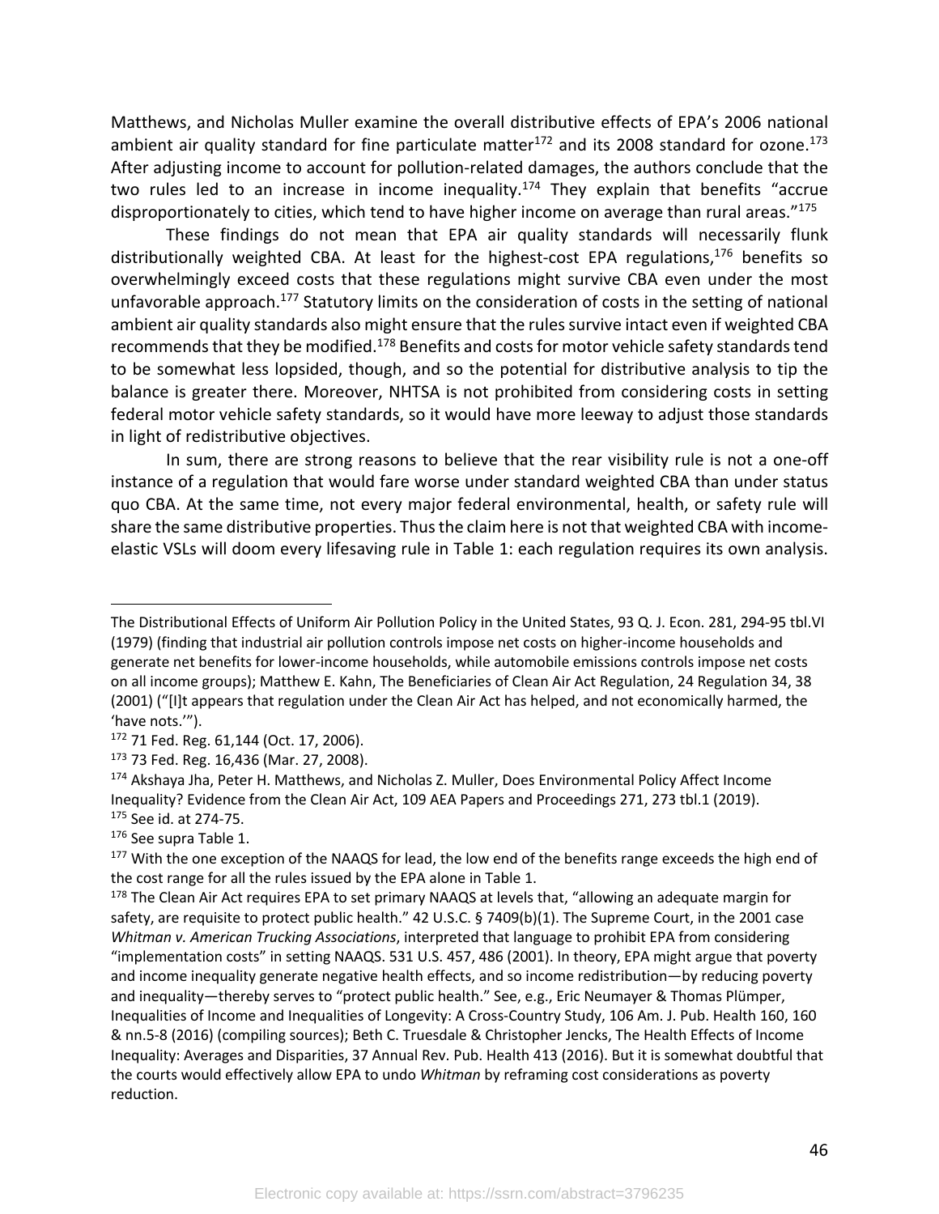Matthews, and Nicholas Muller examine the overall distributive effects of EPA's 2006 national ambient air quality standard for fine particulate matter[172] and its 2008 standard for ozone.[173] After adjusting income to account for pollution-related damages, the authors conclude that the two rules led to an increase in income inequality.[174] They explain that benefits "accrue disproportionately to cities, which tend to have higher income on average than rural areas."[175]

These findings do not mean that EPA air quality standards will necessarily flunk distributionally weighted CBA. At least for the highest-cost EPA regulations,[176] benefits so overwhelmingly exceed costs that these regulations might survive CBA even under the most unfavorable approach.[177] Statutory limits on the consideration of costs in the setting of national ambient air quality standards also might ensure that the rules survive intact even if weighted CBA recommends that they be modified.[178] Benefits and costs for motor vehicle safety standards tend to be somewhat less lopsided, though, and so the potential for distributive analysis to tip the balance is greater there. Moreover, NHTSA is not prohibited from considering costs in setting federal motor vehicle safety standards, so it would have more leeway to adjust those standards in light of redistributive objectives.

In sum, there are strong reasons to believe that the rear visibility rule is not a one-off instance of a regulation that would fare worse under standard weighted CBA than under status quo CBA. At the same time, not every major federal environmental, health, or safety rule will share the same distributive properties. Thus the claim here is not that weighted CBA with income-elastic VSLs will doom every lifesaving rule in Table 1: each regulation requires its own analysis.

---

The Distributional Effects of Uniform Air Pollution Policy in the United States, 93 Q. J. Econ. 281, 294-95 tbl.VI (1979) (finding that industrial air pollution controls impose net costs on higher-income households and generate net benefits for lower-income households, while automobile emissions controls impose net costs on all income groups); Matthew E. Kahn, The Beneficiaries of Clean Air Act Regulation, 24 Regulation 34, 38 (2001) ("[I]t appears that regulation under the Clean Air Act has helped, and not economically harmed, the 'have nots.'").

[172] 71 Fed. Reg. 61,144 (Oct. 17, 2006).

[173] 73 Fed. Reg. 16,436 (Mar. 27, 2008).

[174] Akshaya Jha, Peter H. Matthews, and Nicholas Z. Muller, Does Environmental Policy Affect Income Inequality? Evidence from the Clean Air Act, 109 AEA Papers and Proceedings 271, 273 tbl.1 (2019).

[175] See id. at 274-75.

[176] See supra Table 1.

[177] With the one exception of the NAAQS for lead, the low end of the benefits range exceeds the high end of the cost range for all the rules issued by the EPA alone in Table 1.

[178] The Clean Air Act requires EPA to set primary NAAQS at levels that, "allowing an adequate margin for safety, are requisite to protect public health." 42 U.S.C. § 7409(b)(1). The Supreme Court, in the 2001 case *Whitman v. American Trucking Associations*, interpreted that language to prohibit EPA from considering "implementation costs" in setting NAAQS. 531 U.S. 457, 486 (2001). In theory, EPA might argue that poverty and income inequality generate negative health effects, and so income redistribution—by reducing poverty and inequality—thereby serves to "protect public health." See, e.g., Eric Neumayer & Thomas Plümper, Inequalities of Income and Inequalities of Longevity: A Cross-Country Study, 106 Am. J. Pub. Health 160, 160 & nn.5-8 (2016) (compiling sources); Beth C. Truesdale & Christopher Jencks, The Health Effects of Income Inequality: Averages and Disparities, 37 Annual Rev. Pub. Health 413 (2016). But it is somewhat doubtful that the courts would effectively allow EPA to undo *Whitman* by reframing cost considerations as poverty reduction.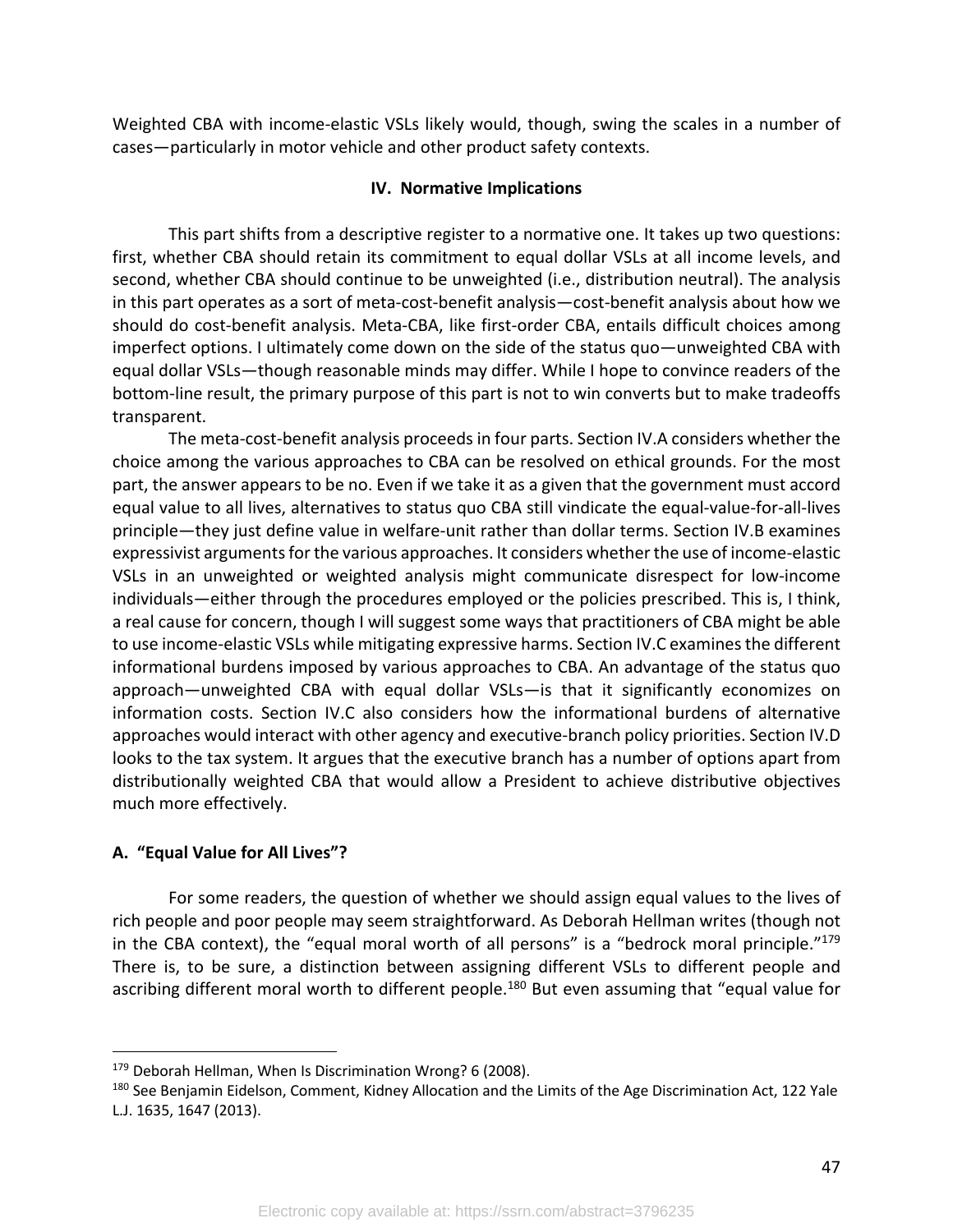Weighted CBA with income-elastic VSLs likely would, though, swing the scales in a number of cases—particularly in motor vehicle and other product safety contexts.

## IV. Normative Implications

This part shifts from a descriptive register to a normative one. It takes up two questions: first, whether CBA should retain its commitment to equal dollar VSLs at all income levels, and second, whether CBA should continue to be unweighted (i.e., distribution neutral). The analysis in this part operates as a sort of meta-cost-benefit analysis—cost-benefit analysis about how we should do cost-benefit analysis. Meta-CBA, like first-order CBA, entails difficult choices among imperfect options. I ultimately come down on the side of the status quo—unweighted CBA with equal dollar VSLs—though reasonable minds may differ. While I hope to convince readers of the bottom-line result, the primary purpose of this part is not to win converts but to make tradeoffs transparent.

The meta-cost-benefit analysis proceeds in four parts. Section IV.A considers whether the choice among the various approaches to CBA can be resolved on ethical grounds. For the most part, the answer appears to be no. Even if we take it as a given that the government must accord equal value to all lives, alternatives to status quo CBA still vindicate the equal-value-for-all-lives principle—they just define value in welfare-unit rather than dollar terms. Section IV.B examines expressivist arguments for the various approaches. It considers whether the use of income-elastic VSLs in an unweighted or weighted analysis might communicate disrespect for low-income individuals—either through the procedures employed or the policies prescribed. This is, I think, a real cause for concern, though I will suggest some ways that practitioners of CBA might be able to use income-elastic VSLs while mitigating expressive harms. Section IV.C examines the different informational burdens imposed by various approaches to CBA. An advantage of the status quo approach—unweighted CBA with equal dollar VSLs—is that it significantly economizes on information costs. Section IV.C also considers how the informational burdens of alternative approaches would interact with other agency and executive-branch policy priorities. Section IV.D looks to the tax system. It argues that the executive branch has a number of options apart from distributionally weighted CBA that would allow a President to achieve distributive objectives much more effectively.

### A. "Equal Value for All Lives"?

For some readers, the question of whether we should assign equal values to the lives of rich people and poor people may seem straightforward. As Deborah Hellman writes (though not in the CBA context), the "equal moral worth of all persons" is a "bedrock moral principle."[179] There is, to be sure, a distinction between assigning different VSLs to different people and ascribing different moral worth to different people.[180] But even assuming that "equal value for

---

[179] Deborah Hellman, When Is Discrimination Wrong? 6 (2008).

[180] See Benjamin Eidelson, Comment, Kidney Allocation and the Limits of the Age Discrimination Act, 122 Yale L.J. 1635, 1647 (2013).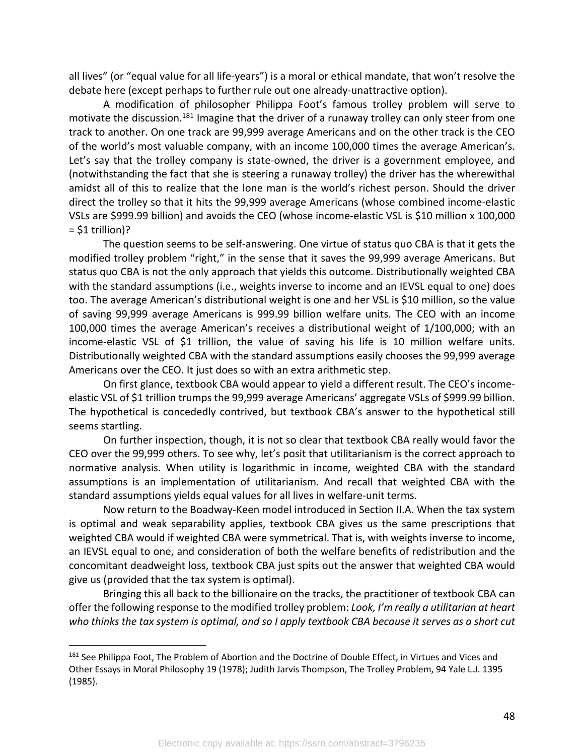all lives" (or "equal value for all life-years") is a moral or ethical mandate, that won't resolve the debate here (except perhaps to further rule out one already-unattractive option).

A modification of philosopher Philippa Foot's famous trolley problem will serve to motivate the discussion.[181] Imagine that the driver of a runaway trolley can only steer from one track to another. On one track are 99,999 average Americans and on the other track is the CEO of the world's most valuable company, with an income 100,000 times the average American's. Let's say that the trolley company is state-owned, the driver is a government employee, and (notwithstanding the fact that she is steering a runaway trolley) the driver has the wherewithal amidst all of this to realize that the lone man is the world's richest person. Should the driver direct the trolley so that it hits the 99,999 average Americans (whose combined income-elastic VSLs are $999.99 billion) and avoids the CEO (whose income-elastic VSL is $10 million x 100,000 = $1 trillion)?

The question seems to be self-answering. One virtue of status quo CBA is that it gets the modified trolley problem "right," in the sense that it saves the 99,999 average Americans. But status quo CBA is not the only approach that yields this outcome. Distributionally weighted CBA with the standard assumptions (i.e., weights inverse to income and an IEVSL equal to one) does too. The average American's distributional weight is one and her VSL is $10 million, so the value of saving 99,999 average Americans is 999.99 billion welfare units. The CEO with an income 100,000 times the average American's receives a distributional weight of 1/100,000; with an income-elastic VSL of $1 trillion, the value of saving his life is 10 million welfare units. Distributionally weighted CBA with the standard assumptions easily chooses the 99,999 average Americans over the CEO. It just does so with an extra arithmetic step.

On first glance, textbook CBA would appear to yield a different result. The CEO's income-elastic VSL of $1 trillion trumps the 99,999 average Americans' aggregate VSLs of $999.99 billion. The hypothetical is concededly contrived, but textbook CBA's answer to the hypothetical still seems startling.

On further inspection, though, it is not so clear that textbook CBA really would favor the CEO over the 99,999 others. To see why, let's posit that utilitarianism is the correct approach to normative analysis. When utility is logarithmic in income, weighted CBA with the standard assumptions is an implementation of utilitarianism. And recall that weighted CBA with the standard assumptions yields equal values for all lives in welfare-unit terms.

Now return to the Boadway-Keen model introduced in Section II.A. When the tax system is optimal and weak separability applies, textbook CBA gives us the same prescriptions that weighted CBA would if weighted CBA were symmetrical. That is, with weights inverse to income, an IEVSL equal to one, and consideration of both the welfare benefits of redistribution and the concomitant deadweight loss, textbook CBA just spits out the answer that weighted CBA would give us (provided that the tax system is optimal).

Bringing this all back to the billionaire on the tracks, the practitioner of textbook CBA can offer the following response to the modified trolley problem: *Look, I'm really a utilitarian at heart who thinks the tax system is optimal, and so I apply textbook CBA because it serves as a short cut*

---

[181] See Philippa Foot, The Problem of Abortion and the Doctrine of Double Effect, in Virtues and Vices and Other Essays in Moral Philosophy 19 (1978); Judith Jarvis Thompson, The Trolley Problem, 94 Yale L.J. 1395 (1985).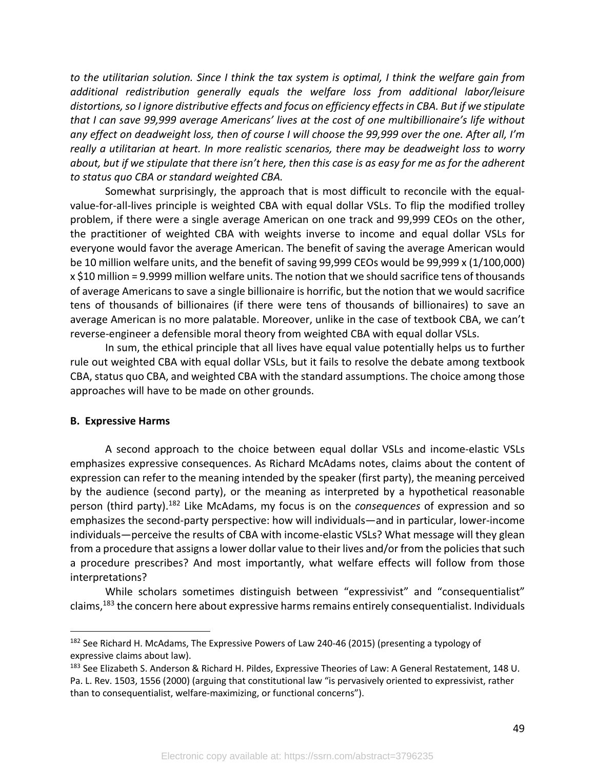*to the utilitarian solution. Since I think the tax system is optimal, I think the welfare gain from additional redistribution generally equals the welfare loss from additional labor/leisure distortions, so I ignore distributive effects and focus on efficiency effects in CBA. But if we stipulate that I can save 99,999 average Americans' lives at the cost of one multibillionaire's life without any effect on deadweight loss, then of course I will choose the 99,999 over the one. After all, I'm really a utilitarian at heart. In more realistic scenarios, there may be deadweight loss to worry about, but if we stipulate that there isn't here, then this case is as easy for me as for the adherent to status quo CBA or standard weighted CBA.*

Somewhat surprisingly, the approach that is most difficult to reconcile with the equal-value-for-all-lives principle is weighted CBA with equal dollar VSLs. To flip the modified trolley problem, if there were a single average American on one track and 99,999 CEOs on the other, the practitioner of weighted CBA with weights inverse to income and equal dollar VSLs for everyone would favor the average American. The benefit of saving the average American would be 10 million welfare units, and the benefit of saving 99,999 CEOs would be 99,999 x (1/100,000) x $10 million = 9.9999 million welfare units. The notion that we should sacrifice tens of thousands of average Americans to save a single billionaire is horrific, but the notion that we would sacrifice tens of thousands of billionaires (if there were tens of thousands of billionaires) to save an average American is no more palatable. Moreover, unlike in the case of textbook CBA, we can't reverse-engineer a defensible moral theory from weighted CBA with equal dollar VSLs.

In sum, the ethical principle that all lives have equal value potentially helps us to further rule out weighted CBA with equal dollar VSLs, but it fails to resolve the debate among textbook CBA, status quo CBA, and weighted CBA with the standard assumptions. The choice among those approaches will have to be made on other grounds.

### B. Expressive Harms

A second approach to the choice between equal dollar VSLs and income-elastic VSLs emphasizes expressive consequences. As Richard McAdams notes, claims about the content of expression can refer to the meaning intended by the speaker (first party), the meaning perceived by the audience (second party), or the meaning as interpreted by a hypothetical reasonable person (third party).[182] Like McAdams, my focus is on the *consequences* of expression and so emphasizes the second-party perspective: how will individuals—and in particular, lower-income individuals—perceive the results of CBA with income-elastic VSLs? What message will they glean from a procedure that assigns a lower dollar value to their lives and/or from the policies that such a procedure prescribes? And most importantly, what welfare effects will follow from those interpretations?

While scholars sometimes distinguish between "expressivist" and "consequentialist" claims,[183] the concern here about expressive harms remains entirely consequentialist. Individuals

[182] See Richard H. McAdams, The Expressive Powers of Law 240-46 (2015) (presenting a typology of expressive claims about law).

[183] See Elizabeth S. Anderson & Richard H. Pildes, Expressive Theories of Law: A General Restatement, 148 U. Pa. L. Rev. 1503, 1556 (2000) (arguing that constitutional law "is pervasively oriented to expressivist, rather than to consequentialist, welfare-maximizing, or functional concerns").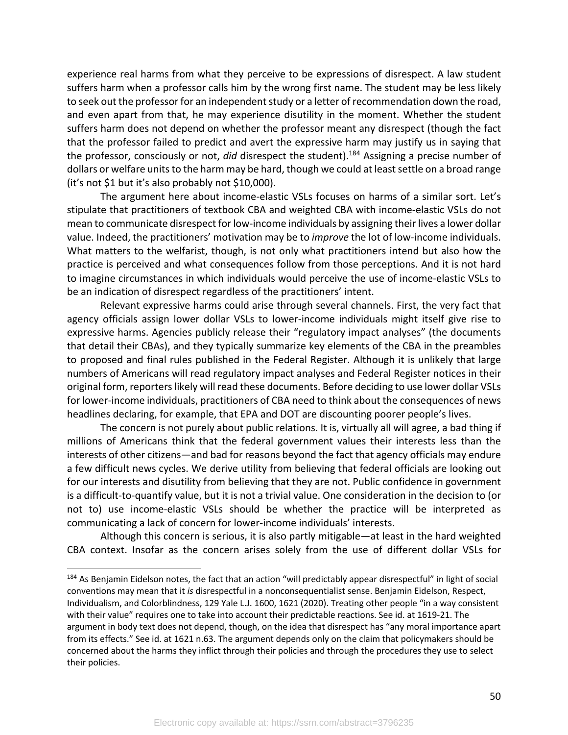experience real harms from what they perceive to be expressions of disrespect. A law student suffers harm when a professor calls him by the wrong first name. The student may be less likely to seek out the professor for an independent study or a letter of recommendation down the road, and even apart from that, he may experience disutility in the moment. Whether the student suffers harm does not depend on whether the professor meant any disrespect (though the fact that the professor failed to predict and avert the expressive harm may justify us in saying that the professor, consciously or not, *did* disrespect the student).[184] Assigning a precise number of dollars or welfare units to the harm may be hard, though we could at least settle on a broad range (it's not $1 but it's also probably not $10,000).

The argument here about income-elastic VSLs focuses on harms of a similar sort. Let's stipulate that practitioners of textbook CBA and weighted CBA with income-elastic VSLs do not mean to communicate disrespect for low-income individuals by assigning their lives a lower dollar value. Indeed, the practitioners' motivation may be to *improve* the lot of low-income individuals. What matters to the welfarist, though, is not only what practitioners intend but also how the practice is perceived and what consequences follow from those perceptions. And it is not hard to imagine circumstances in which individuals would perceive the use of income-elastic VSLs to be an indication of disrespect regardless of the practitioners' intent.

Relevant expressive harms could arise through several channels. First, the very fact that agency officials assign lower dollar VSLs to lower-income individuals might itself give rise to expressive harms. Agencies publicly release their "regulatory impact analyses" (the documents that detail their CBAs), and they typically summarize key elements of the CBA in the preambles to proposed and final rules published in the Federal Register. Although it is unlikely that large numbers of Americans will read regulatory impact analyses and Federal Register notices in their original form, reporters likely will read these documents. Before deciding to use lower dollar VSLs for lower-income individuals, practitioners of CBA need to think about the consequences of news headlines declaring, for example, that EPA and DOT are discounting poorer people's lives.

The concern is not purely about public relations. It is, virtually all will agree, a bad thing if millions of Americans think that the federal government values their interests less than the interests of other citizens—and bad for reasons beyond the fact that agency officials may endure a few difficult news cycles. We derive utility from believing that federal officials are looking out for our interests and disutility from believing that they are not. Public confidence in government is a difficult-to-quantify value, but it is not a trivial value. One consideration in the decision to (or not to) use income-elastic VSLs should be whether the practice will be interpreted as communicating a lack of concern for lower-income individuals' interests.

Although this concern is serious, it is also partly mitigable—at least in the hard weighted CBA context. Insofar as the concern arises solely from the use of different dollar VSLs for

---

[184] As Benjamin Eidelson notes, the fact that an action "will predictably appear disrespectful" in light of social conventions may mean that it *is* disrespectful in a nonconsequentialist sense. Benjamin Eidelson, Respect, Individualism, and Colorblindness, 129 Yale L.J. 1600, 1621 (2020). Treating other people "in a way consistent with their value" requires one to take into account their predictable reactions. See id. at 1619-21. The argument in body text does not depend, though, on the idea that disrespect has "any moral importance apart from its effects." See id. at 1621 n.63. The argument depends only on the claim that policymakers should be concerned about the harms they inflict through their policies and through the procedures they use to select their policies.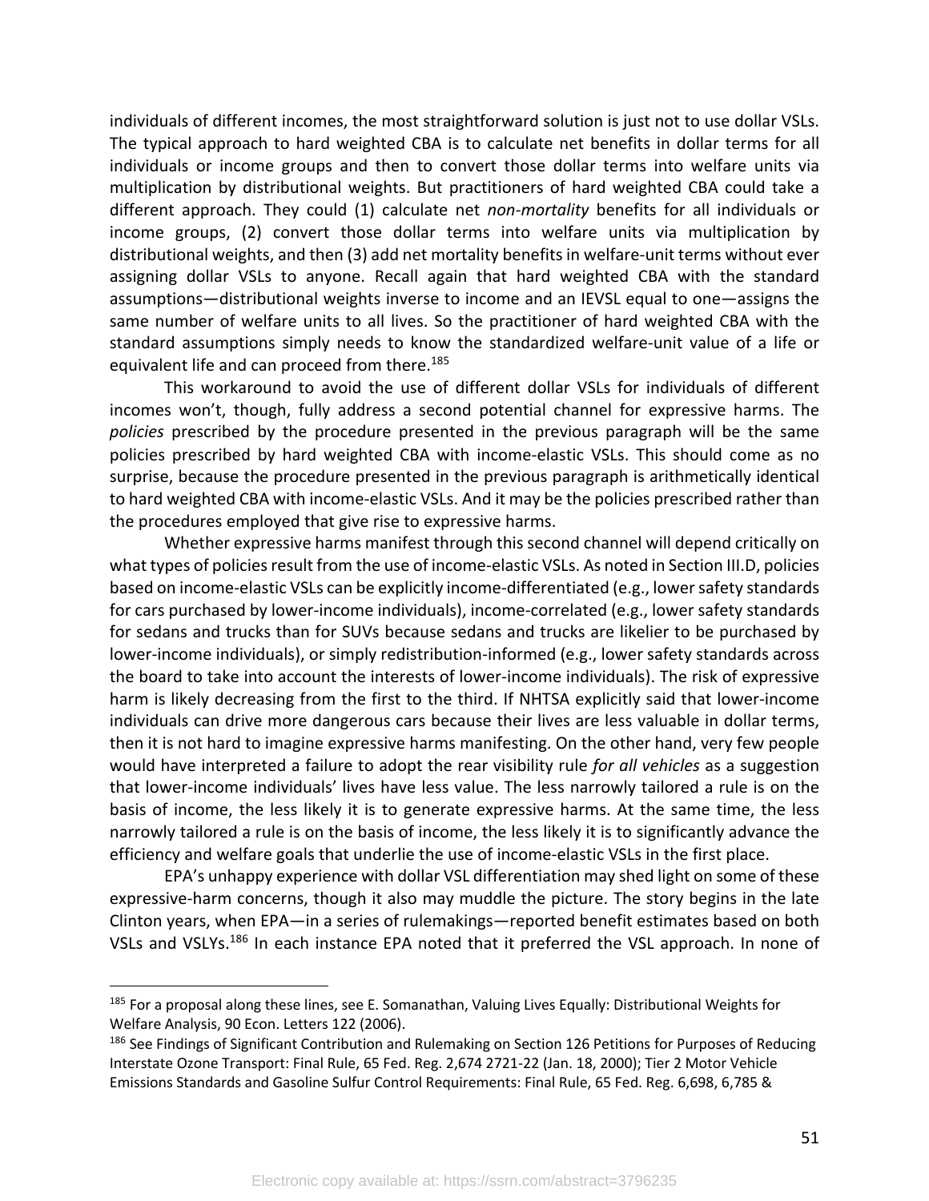individuals of different incomes, the most straightforward solution is just not to use dollar VSLs. The typical approach to hard weighted CBA is to calculate net benefits in dollar terms for all individuals or income groups and then to convert those dollar terms into welfare units via multiplication by distributional weights. But practitioners of hard weighted CBA could take a different approach. They could (1) calculate net *non-mortality* benefits for all individuals or income groups, (2) convert those dollar terms into welfare units via multiplication by distributional weights, and then (3) add net mortality benefits in welfare-unit terms without ever assigning dollar VSLs to anyone. Recall again that hard weighted CBA with the standard assumptions—distributional weights inverse to income and an IEVSL equal to one—assigns the same number of welfare units to all lives. So the practitioner of hard weighted CBA with the standard assumptions simply needs to know the standardized welfare-unit value of a life or equivalent life and can proceed from there.[185]

This workaround to avoid the use of different dollar VSLs for individuals of different incomes won't, though, fully address a second potential channel for expressive harms. The *policies* prescribed by the procedure presented in the previous paragraph will be the same policies prescribed by hard weighted CBA with income-elastic VSLs. This should come as no surprise, because the procedure presented in the previous paragraph is arithmetically identical to hard weighted CBA with income-elastic VSLs. And it may be the policies prescribed rather than the procedures employed that give rise to expressive harms.

Whether expressive harms manifest through this second channel will depend critically on what types of policies result from the use of income-elastic VSLs. As noted in Section III.D, policies based on income-elastic VSLs can be explicitly income-differentiated (e.g., lower safety standards for cars purchased by lower-income individuals), income-correlated (e.g., lower safety standards for sedans and trucks than for SUVs because sedans and trucks are likelier to be purchased by lower-income individuals), or simply redistribution-informed (e.g., lower safety standards across the board to take into account the interests of lower-income individuals). The risk of expressive harm is likely decreasing from the first to the third. If NHTSA explicitly said that lower-income individuals can drive more dangerous cars because their lives are less valuable in dollar terms, then it is not hard to imagine expressive harms manifesting. On the other hand, very few people would have interpreted a failure to adopt the rear visibility rule *for all vehicles* as a suggestion that lower-income individuals' lives have less value. The less narrowly tailored a rule is on the basis of income, the less likely it is to generate expressive harms. At the same time, the less narrowly tailored a rule is on the basis of income, the less likely it is to significantly advance the efficiency and welfare goals that underlie the use of income-elastic VSLs in the first place.

EPA's unhappy experience with dollar VSL differentiation may shed light on some of these expressive-harm concerns, though it also may muddle the picture. The story begins in the late Clinton years, when EPA—in a series of rulemakings—reported benefit estimates based on both VSLs and VSLYs.[186] In each instance EPA noted that it preferred the VSL approach. In none of

---

[185] For a proposal along these lines, see E. Somanathan, Valuing Lives Equally: Distributional Weights for Welfare Analysis, 90 Econ. Letters 122 (2006).

[186] See Findings of Significant Contribution and Rulemaking on Section 126 Petitions for Purposes of Reducing Interstate Ozone Transport: Final Rule, 65 Fed. Reg. 2,674 2721-22 (Jan. 18, 2000); Tier 2 Motor Vehicle Emissions Standards and Gasoline Sulfur Control Requirements: Final Rule, 65 Fed. Reg. 6,698, 6,785 &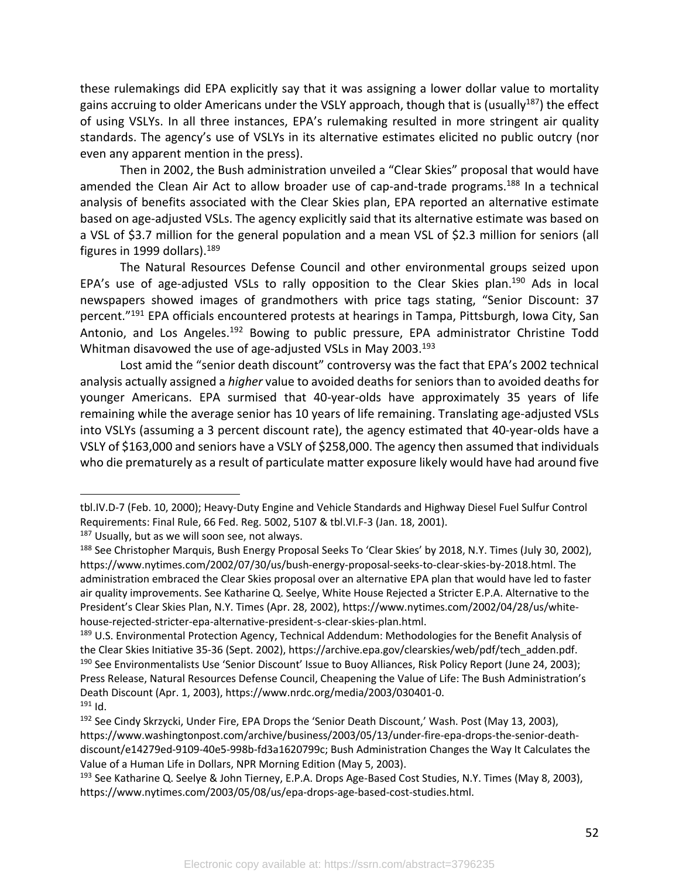these rulemakings did EPA explicitly say that it was assigning a lower dollar value to mortality gains accruing to older Americans under the VSLY approach, though that is (usually[187]) the effect of using VSLYs. In all three instances, EPA's rulemaking resulted in more stringent air quality standards. The agency's use of VSLYs in its alternative estimates elicited no public outcry (nor even any apparent mention in the press).

Then in 2002, the Bush administration unveiled a "Clear Skies" proposal that would have amended the Clean Air Act to allow broader use of cap-and-trade programs.[188] In a technical analysis of benefits associated with the Clear Skies plan, EPA reported an alternative estimate based on age-adjusted VSLs. The agency explicitly said that its alternative estimate was based on a VSL of $3.7 million for the general population and a mean VSL of $2.3 million for seniors (all figures in 1999 dollars).[189]

The Natural Resources Defense Council and other environmental groups seized upon EPA's use of age-adjusted VSLs to rally opposition to the Clear Skies plan.[190] Ads in local newspapers showed images of grandmothers with price tags stating, "Senior Discount: 37 percent."[191] EPA officials encountered protests at hearings in Tampa, Pittsburgh, Iowa City, San Antonio, and Los Angeles.[192] Bowing to public pressure, EPA administrator Christine Todd Whitman disavowed the use of age-adjusted VSLs in May 2003.[193]

Lost amid the "senior death discount" controversy was the fact that EPA's 2002 technical analysis actually assigned a *higher* value to avoided deaths for seniors than to avoided deaths for younger Americans. EPA surmised that 40-year-olds have approximately 35 years of life remaining while the average senior has 10 years of life remaining. Translating age-adjusted VSLs into VSLYs (assuming a 3 percent discount rate), the agency estimated that 40-year-olds have a VSLY of $163,000 and seniors have a VSLY of $258,000. The agency then assumed that individuals who die prematurely as a result of particulate matter exposure likely would have had around five

---

tbl.IV.D-7 (Feb. 10, 2000); Heavy-Duty Engine and Vehicle Standards and Highway Diesel Fuel Sulfur Control Requirements: Final Rule, 66 Fed. Reg. 5002, 5107 & tbl.VI.F-3 (Jan. 18, 2001).

[187] Usually, but as we will soon see, not always.

[188] See Christopher Marquis, Bush Energy Proposal Seeks To 'Clear Skies' by 2018, N.Y. Times (July 30, 2002), https://www.nytimes.com/2002/07/30/us/bush-energy-proposal-seeks-to-clear-skies-by-2018.html. The administration embraced the Clear Skies proposal over an alternative EPA plan that would have led to faster air quality improvements. See Katharine Q. Seelye, White House Rejected a Stricter E.P.A. Alternative to the President's Clear Skies Plan, N.Y. Times (Apr. 28, 2002), https://www.nytimes.com/2002/04/28/us/white-house-rejected-stricter-epa-alternative-president-s-clear-skies-plan.html.

[189] U.S. Environmental Protection Agency, Technical Addendum: Methodologies for the Benefit Analysis of the Clear Skies Initiative 35-36 (Sept. 2002), https://archive.epa.gov/clearskies/web/pdf/tech_adden.pdf.

[190] See Environmentalists Use 'Senior Discount' Issue to Buoy Alliances, Risk Policy Report (June 24, 2003); Press Release, Natural Resources Defense Council, Cheapening the Value of Life: The Bush Administration's Death Discount (Apr. 1, 2003), https://www.nrdc.org/media/2003/030401-0.

[191] Id.

[192] See Cindy Skrzycki, Under Fire, EPA Drops the 'Senior Death Discount,' Wash. Post (May 13, 2003), https://www.washingtonpost.com/archive/business/2003/05/13/under-fire-epa-drops-the-senior-death-discount/e14279ed-9109-40e5-998b-fd3a1620799c; Bush Administration Changes the Way It Calculates the Value of a Human Life in Dollars, NPR Morning Edition (May 5, 2003).

[193] See Katharine Q. Seelye & John Tierney, E.P.A. Drops Age-Based Cost Studies, N.Y. Times (May 8, 2003), https://www.nytimes.com/2003/05/08/us/epa-drops-age-based-cost-studies.html.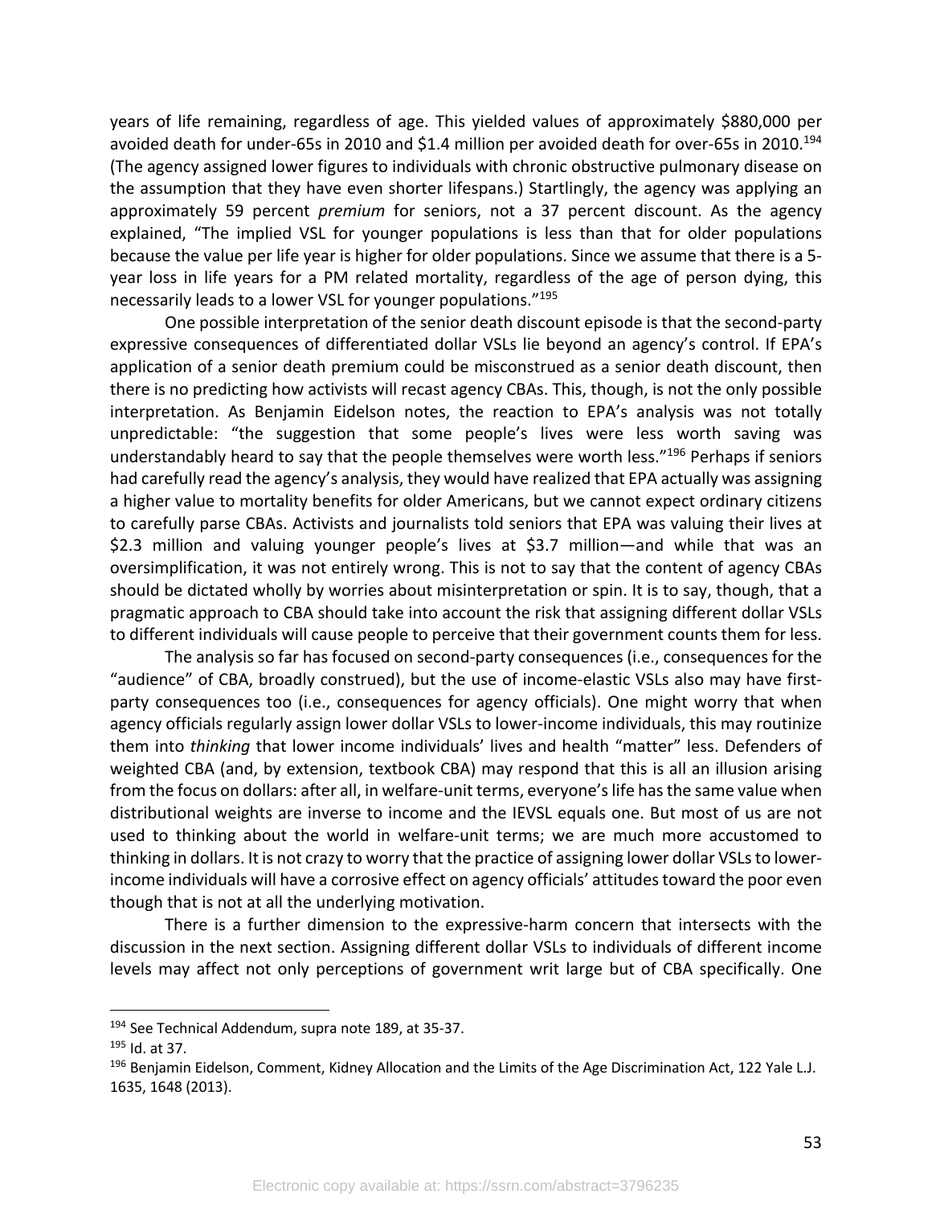years of life remaining, regardless of age. This yielded values of approximately $880,000 per avoided death for under-65s in 2010 and $1.4 million per avoided death for over-65s in 2010.[194] (The agency assigned lower figures to individuals with chronic obstructive pulmonary disease on the assumption that they have even shorter lifespans.) Startlingly, the agency was applying an approximately 59 percent *premium* for seniors, not a 37 percent discount. As the agency explained, "The implied VSL for younger populations is less than that for older populations because the value per life year is higher for older populations. Since we assume that there is a 5-year loss in life years for a PM related mortality, regardless of the age of person dying, this necessarily leads to a lower VSL for younger populations."[195]

One possible interpretation of the senior death discount episode is that the second-party expressive consequences of differentiated dollar VSLs lie beyond an agency's control. If EPA's application of a senior death premium could be misconstrued as a senior death discount, then there is no predicting how activists will recast agency CBAs. This, though, is not the only possible interpretation. As Benjamin Eidelson notes, the reaction to EPA's analysis was not totally unpredictable: "the suggestion that some people's lives were less worth saving was understandably heard to say that the people themselves were worth less."[196] Perhaps if seniors had carefully read the agency's analysis, they would have realized that EPA actually was assigning a higher value to mortality benefits for older Americans, but we cannot expect ordinary citizens to carefully parse CBAs. Activists and journalists told seniors that EPA was valuing their lives at $2.3 million and valuing younger people's lives at $3.7 million—and while that was an oversimplification, it was not entirely wrong. This is not to say that the content of agency CBAs should be dictated wholly by worries about misinterpretation or spin. It is to say, though, that a pragmatic approach to CBA should take into account the risk that assigning different dollar VSLs to different individuals will cause people to perceive that their government counts them for less.

The analysis so far has focused on second-party consequences (i.e., consequences for the "audience" of CBA, broadly construed), but the use of income-elastic VSLs also may have first-party consequences too (i.e., consequences for agency officials). One might worry that when agency officials regularly assign lower dollar VSLs to lower-income individuals, this may routinize them into *thinking* that lower income individuals' lives and health "matter" less. Defenders of weighted CBA (and, by extension, textbook CBA) may respond that this is all an illusion arising from the focus on dollars: after all, in welfare-unit terms, everyone's life has the same value when distributional weights are inverse to income and the IEVSL equals one. But most of us are not used to thinking about the world in welfare-unit terms; we are much more accustomed to thinking in dollars. It is not crazy to worry that the practice of assigning lower dollar VSLs to lower-income individuals will have a corrosive effect on agency officials' attitudes toward the poor even though that is not at all the underlying motivation.

There is a further dimension to the expressive-harm concern that intersects with the discussion in the next section. Assigning different dollar VSLs to individuals of different income levels may affect not only perceptions of government writ large but of CBA specifically. One

---

[194] See Technical Addendum, supra note 189, at 35-37.

[195] Id. at 37.

[196] Benjamin Eidelson, Comment, Kidney Allocation and the Limits of the Age Discrimination Act, 122 Yale L.J. 1635, 1648 (2013).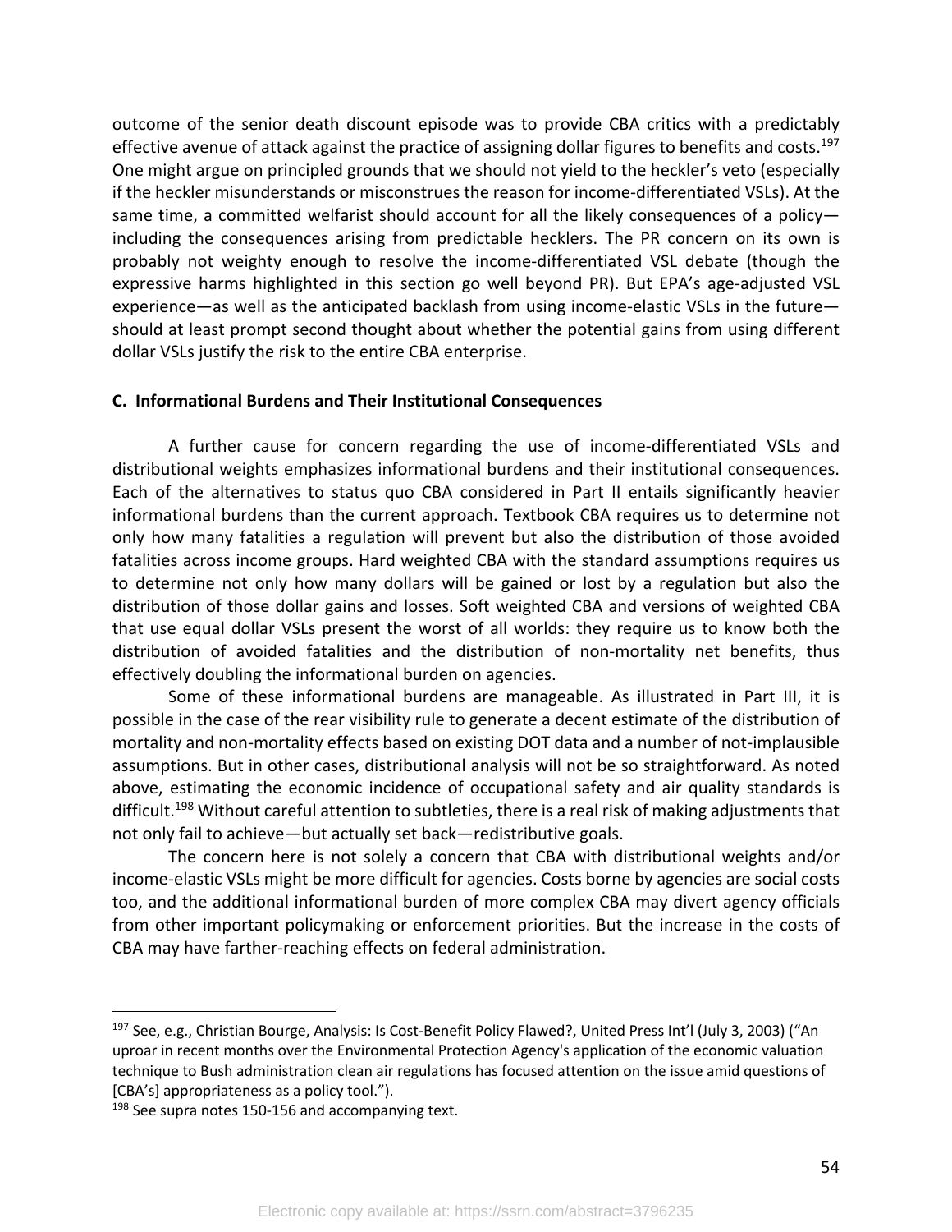outcome of the senior death discount episode was to provide CBA critics with a predictably effective avenue of attack against the practice of assigning dollar figures to benefits and costs.[197] One might argue on principled grounds that we should not yield to the heckler's veto (especially if the heckler misunderstands or misconstrues the reason for income-differentiated VSLs). At the same time, a committed welfarist should account for all the likely consequences of a policy—including the consequences arising from predictable hecklers. The PR concern on its own is probably not weighty enough to resolve the income-differentiated VSL debate (though the expressive harms highlighted in this section go well beyond PR). But EPA's age-adjusted VSL experience—as well as the anticipated backlash from using income-elastic VSLs in the future—should at least prompt second thought about whether the potential gains from using different dollar VSLs justify the risk to the entire CBA enterprise.

### C. Informational Burdens and Their Institutional Consequences

A further cause for concern regarding the use of income-differentiated VSLs and distributional weights emphasizes informational burdens and their institutional consequences. Each of the alternatives to status quo CBA considered in Part II entails significantly heavier informational burdens than the current approach. Textbook CBA requires us to determine not only how many fatalities a regulation will prevent but also the distribution of those avoided fatalities across income groups. Hard weighted CBA with the standard assumptions requires us to determine not only how many dollars will be gained or lost by a regulation but also the distribution of those dollar gains and losses. Soft weighted CBA and versions of weighted CBA that use equal dollar VSLs present the worst of all worlds: they require us to know both the distribution of avoided fatalities and the distribution of non-mortality net benefits, thus effectively doubling the informational burden on agencies.

Some of these informational burdens are manageable. As illustrated in Part III, it is possible in the case of the rear visibility rule to generate a decent estimate of the distribution of mortality and non-mortality effects based on existing DOT data and a number of not-implausible assumptions. But in other cases, distributional analysis will not be so straightforward. As noted above, estimating the economic incidence of occupational safety and air quality standards is difficult.[198] Without careful attention to subtleties, there is a real risk of making adjustments that not only fail to achieve—but actually set back—redistributive goals.

The concern here is not solely a concern that CBA with distributional weights and/or income-elastic VSLs might be more difficult for agencies. Costs borne by agencies are social costs too, and the additional informational burden of more complex CBA may divert agency officials from other important policymaking or enforcement priorities. But the increase in the costs of CBA may have farther-reaching effects on federal administration.

---

[197] See, e.g., Christian Bourge, Analysis: Is Cost-Benefit Policy Flawed?, United Press Int'l (July 3, 2003) ("An uproar in recent months over the Environmental Protection Agency's application of the economic valuation technique to Bush administration clean air regulations has focused attention on the issue amid questions of [CBA's] appropriateness as a policy tool.").

[198] See supra notes 150-156 and accompanying text.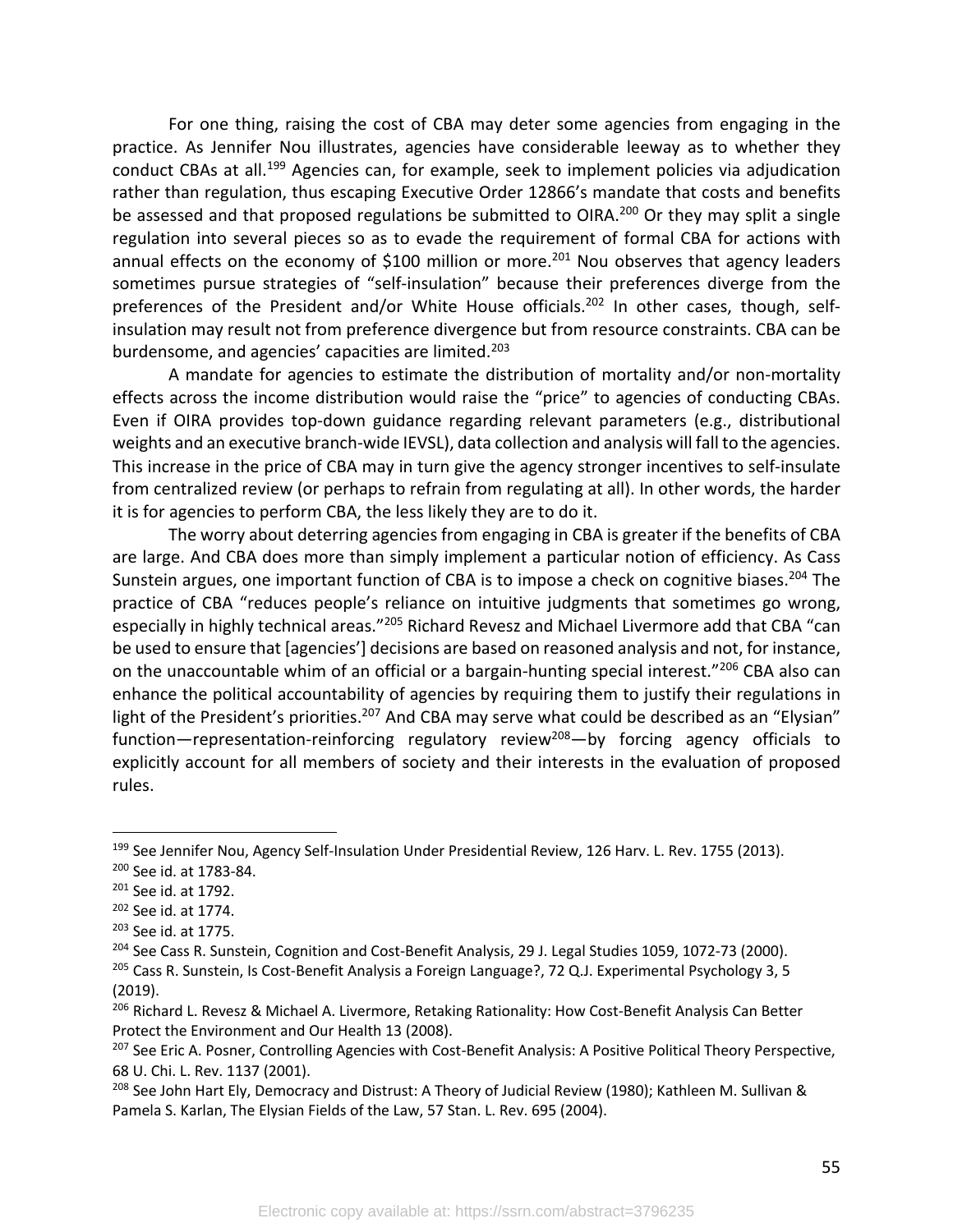For one thing, raising the cost of CBA may deter some agencies from engaging in the practice. As Jennifer Nou illustrates, agencies have considerable leeway as to whether they conduct CBAs at all.[199] Agencies can, for example, seek to implement policies via adjudication rather than regulation, thus escaping Executive Order 12866's mandate that costs and benefits be assessed and that proposed regulations be submitted to OIRA.[200] Or they may split a single regulation into several pieces so as to evade the requirement of formal CBA for actions with annual effects on the economy of $100 million or more.[201] Nou observes that agency leaders sometimes pursue strategies of "self-insulation" because their preferences diverge from the preferences of the President and/or White House officials.[202] In other cases, though, self-insulation may result not from preference divergence but from resource constraints. CBA can be burdensome, and agencies' capacities are limited.[203]

A mandate for agencies to estimate the distribution of mortality and/or non-mortality effects across the income distribution would raise the "price" to agencies of conducting CBAs. Even if OIRA provides top-down guidance regarding relevant parameters (e.g., distributional weights and an executive branch-wide IEVSL), data collection and analysis will fall to the agencies. This increase in the price of CBA may in turn give the agency stronger incentives to self-insulate from centralized review (or perhaps to refrain from regulating at all). In other words, the harder it is for agencies to perform CBA, the less likely they are to do it.

The worry about deterring agencies from engaging in CBA is greater if the benefits of CBA are large. And CBA does more than simply implement a particular notion of efficiency. As Cass Sunstein argues, one important function of CBA is to impose a check on cognitive biases.[204] The practice of CBA "reduces people's reliance on intuitive judgments that sometimes go wrong, especially in highly technical areas."[205] Richard Revesz and Michael Livermore add that CBA "can be used to ensure that [agencies'] decisions are based on reasoned analysis and not, for instance, on the unaccountable whim of an official or a bargain-hunting special interest."[206] CBA also can enhance the political accountability of agencies by requiring them to justify their regulations in light of the President's priorities.[207] And CBA may serve what could be described as an "Elysian" function—representation-reinforcing regulatory review[208]—by forcing agency officials to explicitly account for all members of society and their interests in the evaluation of proposed rules.

---

[199] See Jennifer Nou, Agency Self-Insulation Under Presidential Review, 126 Harv. L. Rev. 1755 (2013).

[200] See id. at 1783-84.

[201] See id. at 1792.

[202] See id. at 1774.

[203] See id. at 1775.

[204] See Cass R. Sunstein, Cognition and Cost-Benefit Analysis, 29 J. Legal Studies 1059, 1072-73 (2000).

[205] Cass R. Sunstein, Is Cost-Benefit Analysis a Foreign Language?, 72 Q.J. Experimental Psychology 3, 5 (2019).

[206] Richard L. Revesz & Michael A. Livermore, Retaking Rationality: How Cost-Benefit Analysis Can Better Protect the Environment and Our Health 13 (2008).

[207] See Eric A. Posner, Controlling Agencies with Cost-Benefit Analysis: A Positive Political Theory Perspective, 68 U. Chi. L. Rev. 1137 (2001).

[208] See John Hart Ely, Democracy and Distrust: A Theory of Judicial Review (1980); Kathleen M. Sullivan & Pamela S. Karlan, The Elysian Fields of the Law, 57 Stan. L. Rev. 695 (2004).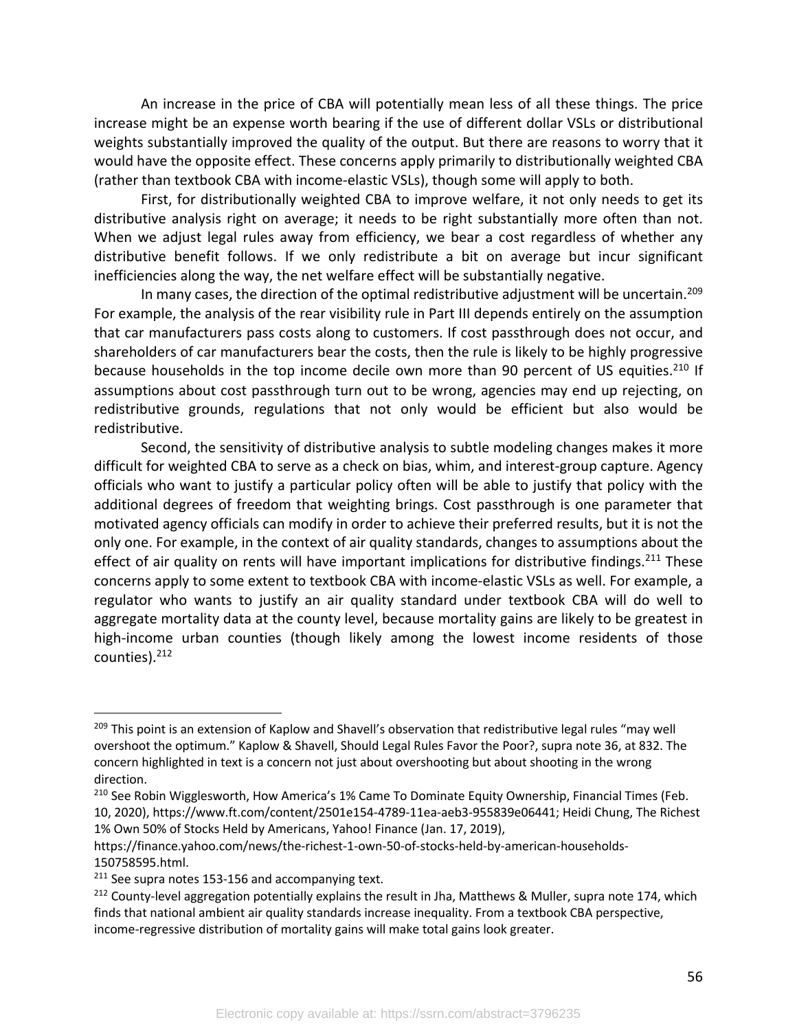An increase in the price of CBA will potentially mean less of all these things. The price increase might be an expense worth bearing if the use of different dollar VSLs or distributional weights substantially improved the quality of the output. But there are reasons to worry that it would have the opposite effect. These concerns apply primarily to distributionally weighted CBA (rather than textbook CBA with income-elastic VSLs), though some will apply to both.

First, for distributionally weighted CBA to improve welfare, it not only needs to get its distributive analysis right on average; it needs to be right substantially more often than not. When we adjust legal rules away from efficiency, we bear a cost regardless of whether any distributive benefit follows. If we only redistribute a bit on average but incur significant inefficiencies along the way, the net welfare effect will be substantially negative.

In many cases, the direction of the optimal redistributive adjustment will be uncertain.[209] For example, the analysis of the rear visibility rule in Part III depends entirely on the assumption that car manufacturers pass costs along to customers. If cost passthrough does not occur, and shareholders of car manufacturers bear the costs, then the rule is likely to be highly progressive because households in the top income decile own more than 90 percent of US equities.[210] If assumptions about cost passthrough turn out to be wrong, agencies may end up rejecting, on redistributive grounds, regulations that not only would be efficient but also would be redistributive.

Second, the sensitivity of distributive analysis to subtle modeling changes makes it more difficult for weighted CBA to serve as a check on bias, whim, and interest-group capture. Agency officials who want to justify a particular policy often will be able to justify that policy with the additional degrees of freedom that weighting brings. Cost passthrough is one parameter that motivated agency officials can modify in order to achieve their preferred results, but it is not the only one. For example, in the context of air quality standards, changes to assumptions about the effect of air quality on rents will have important implications for distributive findings.[211] These concerns apply to some extent to textbook CBA with income-elastic VSLs as well. For example, a regulator who wants to justify an air quality standard under textbook CBA will do well to aggregate mortality data at the county level, because mortality gains are likely to be greatest in high-income urban counties (though likely among the lowest income residents of those counties).[212]

---

[209] This point is an extension of Kaplow and Shavell's observation that redistributive legal rules "may well overshoot the optimum." Kaplow & Shavell, Should Legal Rules Favor the Poor?, supra note 36, at 832. The concern highlighted in text is a concern not just about overshooting but about shooting in the wrong direction.

[210] See Robin Wigglesworth, How America's 1% Came To Dominate Equity Ownership, Financial Times (Feb. 10, 2020), https://www.ft.com/content/2501e154-4789-11ea-aeb3-955839e06441; Heidi Chung, The Richest 1% Own 50% of Stocks Held by Americans, Yahoo! Finance (Jan. 17, 2019), https://finance.yahoo.com/news/the-richest-1-own-50-of-stocks-held-by-american-households-150758595.html.

[211] See supra notes 153-156 and accompanying text.

[212] County-level aggregation potentially explains the result in Jha, Matthews & Muller, supra note 174, which finds that national ambient air quality standards increase inequality. From a textbook CBA perspective, income-regressive distribution of mortality gains will make total gains look greater.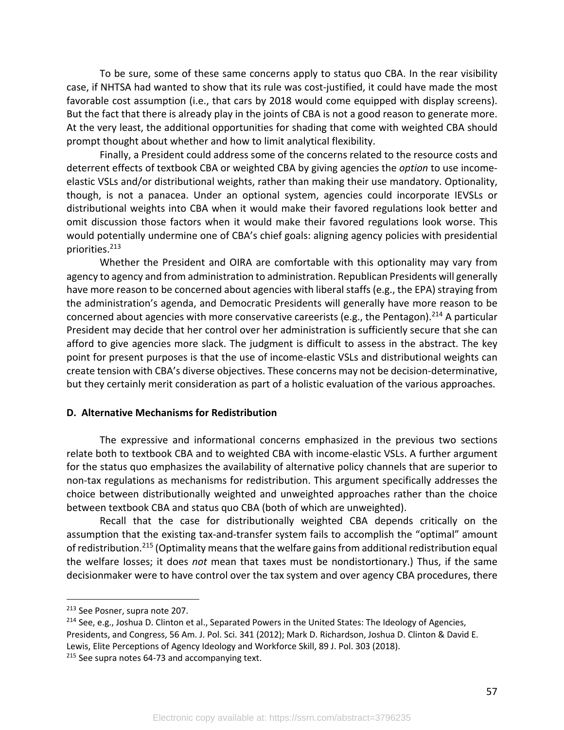To be sure, some of these same concerns apply to status quo CBA. In the rear visibility case, if NHTSA had wanted to show that its rule was cost-justified, it could have made the most favorable cost assumption (i.e., that cars by 2018 would come equipped with display screens). But the fact that there is already play in the joints of CBA is not a good reason to generate more. At the very least, the additional opportunities for shading that come with weighted CBA should prompt thought about whether and how to limit analytical flexibility.

Finally, a President could address some of the concerns related to the resource costs and deterrent effects of textbook CBA or weighted CBA by giving agencies the *option* to use income-elastic VSLs and/or distributional weights, rather than making their use mandatory. Optionality, though, is not a panacea. Under an optional system, agencies could incorporate IEVSLs or distributional weights into CBA when it would make their favored regulations look better and omit discussion those factors when it would make their favored regulations look worse. This would potentially undermine one of CBA's chief goals: aligning agency policies with presidential priorities.[213]

Whether the President and OIRA are comfortable with this optionality may vary from agency to agency and from administration to administration. Republican Presidents will generally have more reason to be concerned about agencies with liberal staffs (e.g., the EPA) straying from the administration's agenda, and Democratic Presidents will generally have more reason to be concerned about agencies with more conservative careerists (e.g., the Pentagon).[214] A particular President may decide that her control over her administration is sufficiently secure that she can afford to give agencies more slack. The judgment is difficult to assess in the abstract. The key point for present purposes is that the use of income-elastic VSLs and distributional weights can create tension with CBA's diverse objectives. These concerns may not be decision-determinative, but they certainly merit consideration as part of a holistic evaluation of the various approaches.

### D. Alternative Mechanisms for Redistribution

The expressive and informational concerns emphasized in the previous two sections relate both to textbook CBA and to weighted CBA with income-elastic VSLs. A further argument for the status quo emphasizes the availability of alternative policy channels that are superior to non-tax regulations as mechanisms for redistribution. This argument specifically addresses the choice between distributionally weighted and unweighted approaches rather than the choice between textbook CBA and status quo CBA (both of which are unweighted).

Recall that the case for distributionally weighted CBA depends critically on the assumption that the existing tax-and-transfer system fails to accomplish the "optimal" amount of redistribution.[215] (Optimality means that the welfare gains from additional redistribution equal the welfare losses; it does *not* mean that taxes must be nondistortionary.) Thus, if the same decisionmaker were to have control over the tax system and over agency CBA procedures, there

---

[213] See Posner, supra note 207.

[214] See, e.g., Joshua D. Clinton et al., Separated Powers in the United States: The Ideology of Agencies, Presidents, and Congress, 56 Am. J. Pol. Sci. 341 (2012); Mark D. Richardson, Joshua D. Clinton & David E. Lewis, Elite Perceptions of Agency Ideology and Workforce Skill, 89 J. Pol. 303 (2018).

[215] See supra notes 64-73 and accompanying text.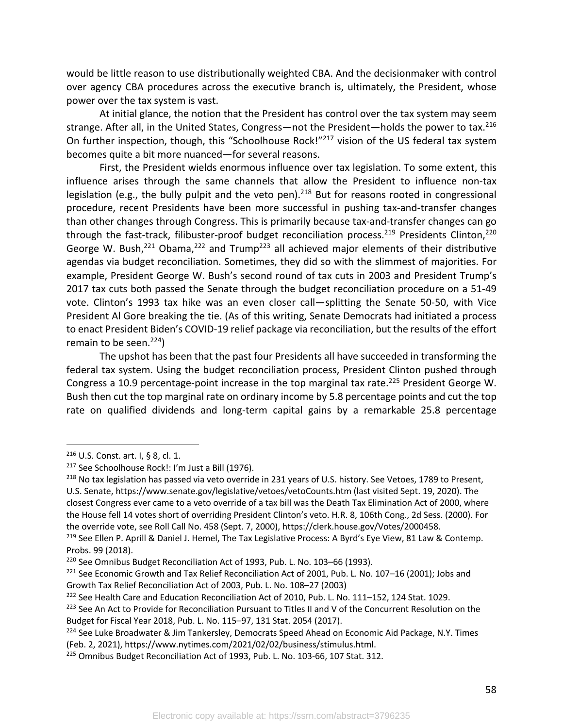would be little reason to use distributionally weighted CBA. And the decisionmaker with control over agency CBA procedures across the executive branch is, ultimately, the President, whose power over the tax system is vast.

At initial glance, the notion that the President has control over the tax system may seem strange. After all, in the United States, Congress—not the President—holds the power to tax.[216] On further inspection, though, this "Schoolhouse Rock!"[217] vision of the US federal tax system becomes quite a bit more nuanced—for several reasons.

First, the President wields enormous influence over tax legislation. To some extent, this influence arises through the same channels that allow the President to influence non-tax legislation (e.g., the bully pulpit and the veto pen).[218] But for reasons rooted in congressional procedure, recent Presidents have been more successful in pushing tax-and-transfer changes than other changes through Congress. This is primarily because tax-and-transfer changes can go through the fast-track, filibuster-proof budget reconciliation process.[219] Presidents Clinton,[220] George W. Bush,[221] Obama,[222] and Trump[223] all achieved major elements of their distributive agendas via budget reconciliation. Sometimes, they did so with the slimmest of majorities. For example, President George W. Bush's second round of tax cuts in 2003 and President Trump's 2017 tax cuts both passed the Senate through the budget reconciliation procedure on a 51-49 vote. Clinton's 1993 tax hike was an even closer call—splitting the Senate 50-50, with Vice President Al Gore breaking the tie. (As of this writing, Senate Democrats had initiated a process to enact President Biden's COVID-19 relief package via reconciliation, but the results of the effort remain to be seen.[224])

The upshot has been that the past four Presidents all have succeeded in transforming the federal tax system. Using the budget reconciliation process, President Clinton pushed through Congress a 10.9 percentage-point increase in the top marginal tax rate.[225] President George W. Bush then cut the top marginal rate on ordinary income by 5.8 percentage points and cut the top rate on qualified dividends and long-term capital gains by a remarkable 25.8 percentage

---

[216] U.S. Const. art. I, § 8, cl. 1.

[217] See Schoolhouse Rock!: I'm Just a Bill (1976).

[218] No tax legislation has passed via veto override in 231 years of U.S. history. See Vetoes, 1789 to Present, U.S. Senate, https://www.senate.gov/legislative/vetoes/vetoCounts.htm (last visited Sept. 19, 2020). The closest Congress ever came to a veto override of a tax bill was the Death Tax Elimination Act of 2000, where the House fell 14 votes short of overriding President Clinton's veto. H.R. 8, 106th Cong., 2d Sess. (2000). For the override vote, see Roll Call No. 458 (Sept. 7, 2000), https://clerk.house.gov/Votes/2000458.

[219] See Ellen P. Aprill & Daniel J. Hemel, The Tax Legislative Process: A Byrd's Eye View, 81 Law & Contemp. Probs. 99 (2018).

[220] See Omnibus Budget Reconciliation Act of 1993, Pub. L. No. 103–66 (1993).

[221] See Economic Growth and Tax Relief Reconciliation Act of 2001, Pub. L. No. 107–16 (2001); Jobs and Growth Tax Relief Reconciliation Act of 2003, Pub. L. No. 108–27 (2003)

[222] See Health Care and Education Reconciliation Act of 2010, Pub. L. No. 111–152, 124 Stat. 1029.

[223] See An Act to Provide for Reconciliation Pursuant to Titles II and V of the Concurrent Resolution on the Budget for Fiscal Year 2018, Pub. L. No. 115–97, 131 Stat. 2054 (2017).

[224] See Luke Broadwater & Jim Tankersley, Democrats Speed Ahead on Economic Aid Package, N.Y. Times (Feb. 2, 2021), https://www.nytimes.com/2021/02/02/business/stimulus.html.

[225] Omnibus Budget Reconciliation Act of 1993, Pub. L. No. 103-66, 107 Stat. 312.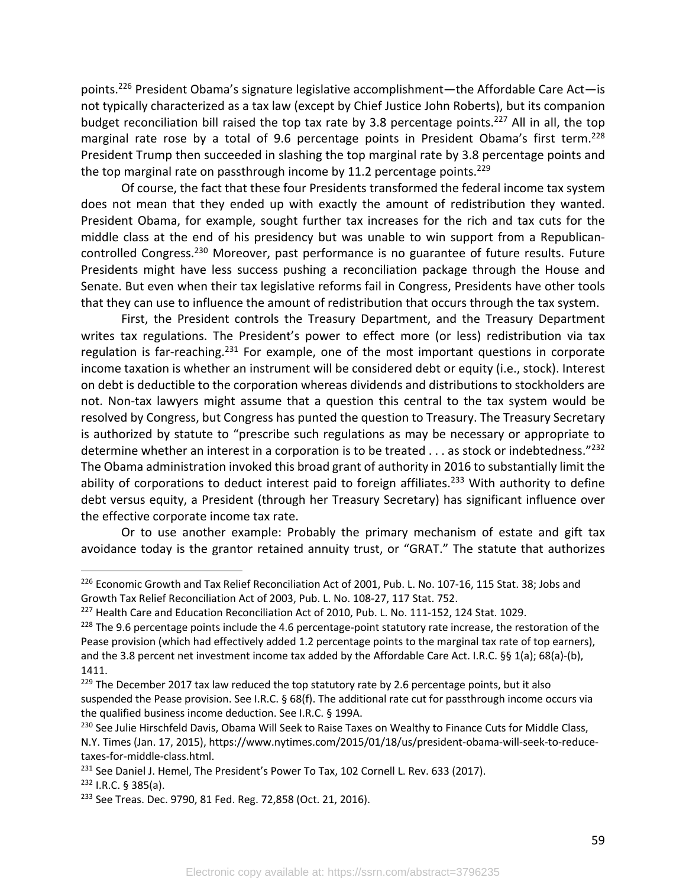points.[226] President Obama's signature legislative accomplishment—the Affordable Care Act—is not typically characterized as a tax law (except by Chief Justice John Roberts), but its companion budget reconciliation bill raised the top tax rate by 3.8 percentage points.[227] All in all, the top marginal rate rose by a total of 9.6 percentage points in President Obama's first term.[228] President Trump then succeeded in slashing the top marginal rate by 3.8 percentage points and the top marginal rate on passthrough income by 11.2 percentage points.[229]

Of course, the fact that these four Presidents transformed the federal income tax system does not mean that they ended up with exactly the amount of redistribution they wanted. President Obama, for example, sought further tax increases for the rich and tax cuts for the middle class at the end of his presidency but was unable to win support from a Republican-controlled Congress.[230] Moreover, past performance is no guarantee of future results. Future Presidents might have less success pushing a reconciliation package through the House and Senate. But even when their tax legislative reforms fail in Congress, Presidents have other tools that they can use to influence the amount of redistribution that occurs through the tax system.

First, the President controls the Treasury Department, and the Treasury Department writes tax regulations. The President's power to effect more (or less) redistribution via tax regulation is far-reaching.[231] For example, one of the most important questions in corporate income taxation is whether an instrument will be considered debt or equity (i.e., stock). Interest on debt is deductible to the corporation whereas dividends and distributions to stockholders are not. Non-tax lawyers might assume that a question this central to the tax system would be resolved by Congress, but Congress has punted the question to Treasury. The Treasury Secretary is authorized by statute to "prescribe such regulations as may be necessary or appropriate to determine whether an interest in a corporation is to be treated . . . as stock or indebtedness."[232] The Obama administration invoked this broad grant of authority in 2016 to substantially limit the ability of corporations to deduct interest paid to foreign affiliates.[233] With authority to define debt versus equity, a President (through her Treasury Secretary) has significant influence over the effective corporate income tax rate.

Or to use another example: Probably the primary mechanism of estate and gift tax avoidance today is the grantor retained annuity trust, or "GRAT." The statute that authorizes

---

[226] Economic Growth and Tax Relief Reconciliation Act of 2001, Pub. L. No. 107-16, 115 Stat. 38; Jobs and Growth Tax Relief Reconciliation Act of 2003, Pub. L. No. 108-27, 117 Stat. 752.

[227] Health Care and Education Reconciliation Act of 2010, Pub. L. No. 111-152, 124 Stat. 1029.

[228] The 9.6 percentage points include the 4.6 percentage-point statutory rate increase, the restoration of the Pease provision (which had effectively added 1.2 percentage points to the marginal tax rate of top earners), and the 3.8 percent net investment income tax added by the Affordable Care Act. I.R.C. §§ 1(a); 68(a)-(b), 1411.

[229] The December 2017 tax law reduced the top statutory rate by 2.6 percentage points, but it also suspended the Pease provision. See I.R.C. § 68(f). The additional rate cut for passthrough income occurs via the qualified business income deduction. See I.R.C. § 199A.

[230] See Julie Hirschfeld Davis, Obama Will Seek to Raise Taxes on Wealthy to Finance Cuts for Middle Class, N.Y. Times (Jan. 17, 2015), https://www.nytimes.com/2015/01/18/us/president-obama-will-seek-to-reduce-taxes-for-middle-class.html.

[231] See Daniel J. Hemel, The President's Power To Tax, 102 Cornell L. Rev. 633 (2017).

[232] I.R.C. § 385(a).

[233] See Treas. Dec. 9790, 81 Fed. Reg. 72,858 (Oct. 21, 2016).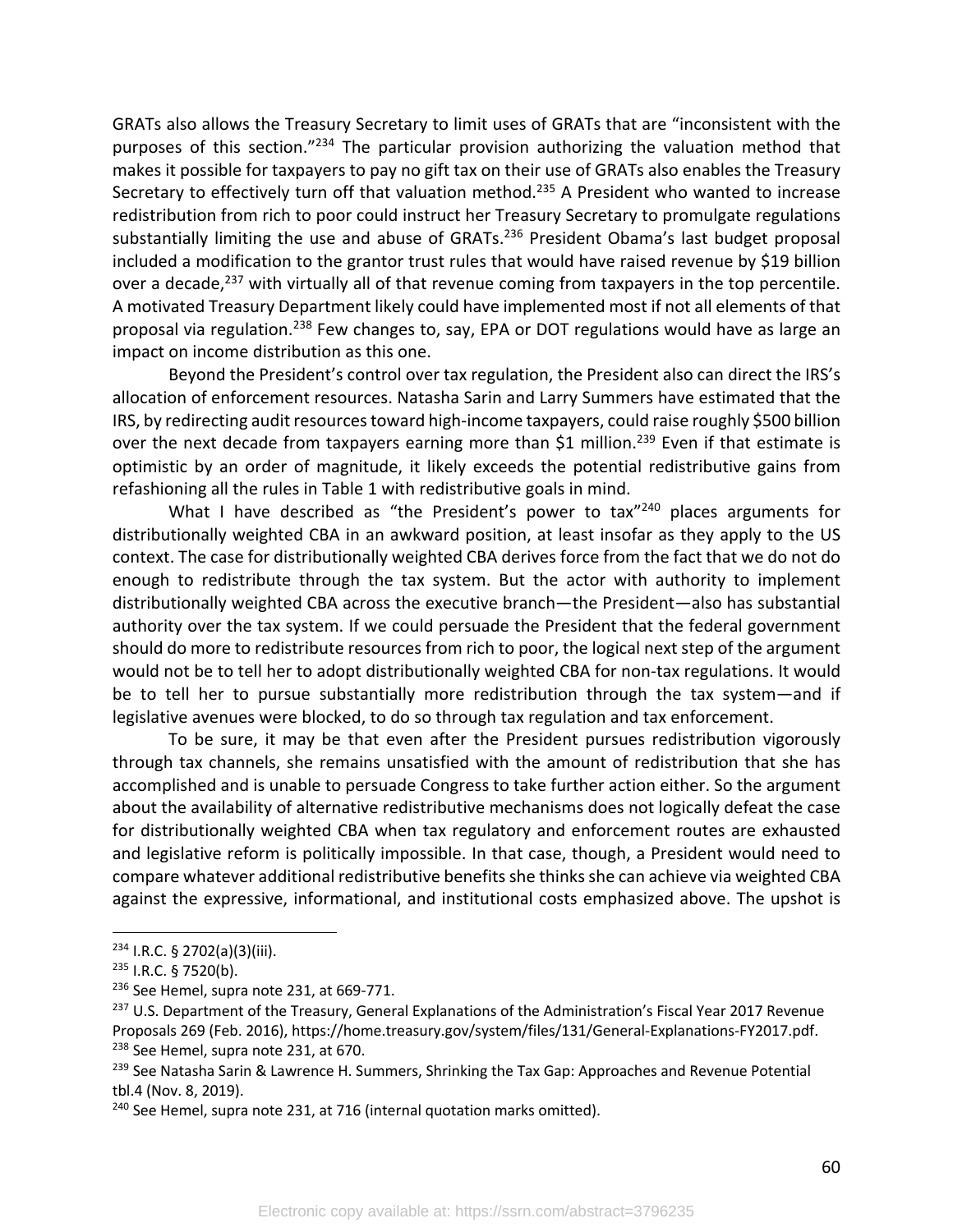GRATs also allows the Treasury Secretary to limit uses of GRATs that are "inconsistent with the purposes of this section."[234] The particular provision authorizing the valuation method that makes it possible for taxpayers to pay no gift tax on their use of GRATs also enables the Treasury Secretary to effectively turn off that valuation method.[235] A President who wanted to increase redistribution from rich to poor could instruct her Treasury Secretary to promulgate regulations substantially limiting the use and abuse of GRATs.[236] President Obama's last budget proposal included a modification to the grantor trust rules that would have raised revenue by $19 billion over a decade,[237] with virtually all of that revenue coming from taxpayers in the top percentile. A motivated Treasury Department likely could have implemented most if not all elements of that proposal via regulation.[238] Few changes to, say, EPA or DOT regulations would have as large an impact on income distribution as this one.

Beyond the President's control over tax regulation, the President also can direct the IRS's allocation of enforcement resources. Natasha Sarin and Larry Summers have estimated that the IRS, by redirecting audit resources toward high-income taxpayers, could raise roughly $500 billion over the next decade from taxpayers earning more than $1 million.[239] Even if that estimate is optimistic by an order of magnitude, it likely exceeds the potential redistributive gains from refashioning all the rules in Table 1 with redistributive goals in mind.

What I have described as "the President's power to tax"[240] places arguments for distributionally weighted CBA in an awkward position, at least insofar as they apply to the US context. The case for distributionally weighted CBA derives force from the fact that we do not do enough to redistribute through the tax system. But the actor with authority to implement distributionally weighted CBA across the executive branch—the President—also has substantial authority over the tax system. If we could persuade the President that the federal government should do more to redistribute resources from rich to poor, the logical next step of the argument would not be to tell her to adopt distributionally weighted CBA for non-tax regulations. It would be to tell her to pursue substantially more redistribution through the tax system—and if legislative avenues were blocked, to do so through tax regulation and tax enforcement.

To be sure, it may be that even after the President pursues redistribution vigorously through tax channels, she remains unsatisfied with the amount of redistribution that she has accomplished and is unable to persuade Congress to take further action either. So the argument about the availability of alternative redistributive mechanisms does not logically defeat the case for distributionally weighted CBA when tax regulatory and enforcement routes are exhausted and legislative reform is politically impossible. In that case, though, a President would need to compare whatever additional redistributive benefits she thinks she can achieve via weighted CBA against the expressive, informational, and institutional costs emphasized above. The upshot is

---

[234] I.R.C. § 2702(a)(3)(iii).

[235] I.R.C. § 7520(b).

[236] See Hemel, supra note 231, at 669-771.

[237] U.S. Department of the Treasury, General Explanations of the Administration's Fiscal Year 2017 Revenue Proposals 269 (Feb. 2016), https://home.treasury.gov/system/files/131/General-Explanations-FY2017.pdf.

[238] See Hemel, supra note 231, at 670.

[239] See Natasha Sarin & Lawrence H. Summers, Shrinking the Tax Gap: Approaches and Revenue Potential tbl.4 (Nov. 8, 2019).

[240] See Hemel, supra note 231, at 716 (internal quotation marks omitted).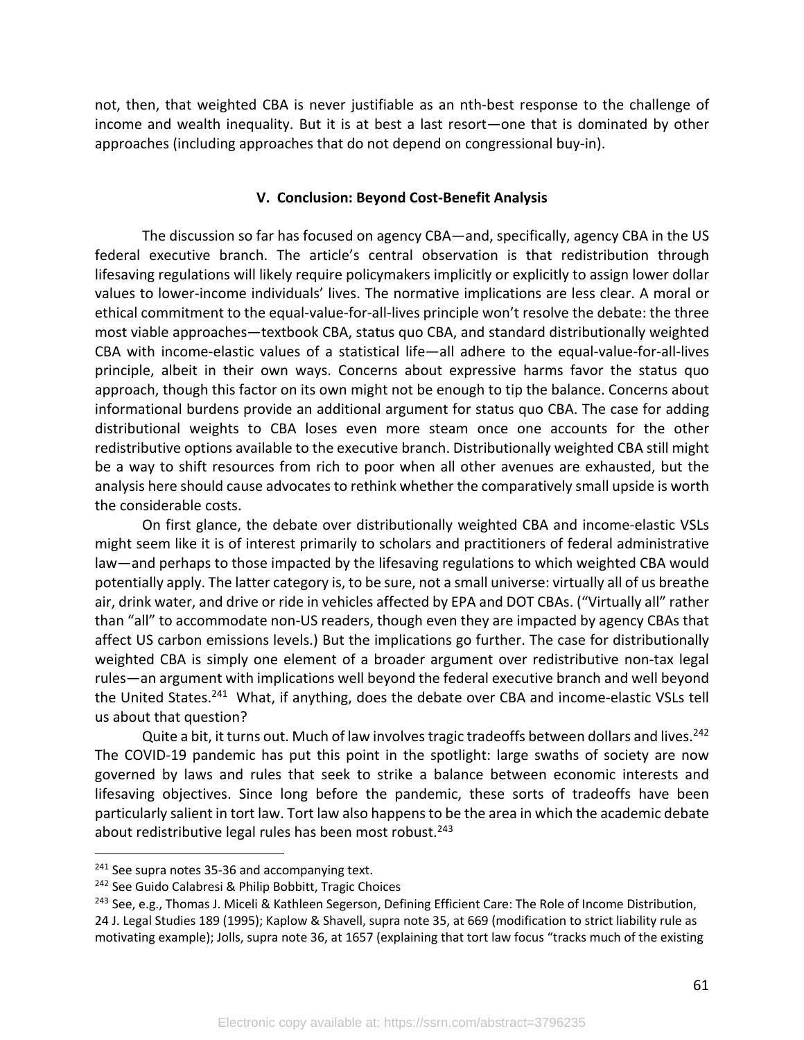not, then, that weighted CBA is never justifiable as an nth-best response to the challenge of income and wealth inequality. But it is at best a last resort—one that is dominated by other approaches (including approaches that do not depend on congressional buy-in).

## V. Conclusion: Beyond Cost-Benefit Analysis

The discussion so far has focused on agency CBA—and, specifically, agency CBA in the US federal executive branch. The article's central observation is that redistribution through lifesaving regulations will likely require policymakers implicitly or explicitly to assign lower dollar values to lower-income individuals' lives. The normative implications are less clear. A moral or ethical commitment to the equal-value-for-all-lives principle won't resolve the debate: the three most viable approaches—textbook CBA, status quo CBA, and standard distributionally weighted CBA with income-elastic values of a statistical life—all adhere to the equal-value-for-all-lives principle, albeit in their own ways. Concerns about expressive harms favor the status quo approach, though this factor on its own might not be enough to tip the balance. Concerns about informational burdens provide an additional argument for status quo CBA. The case for adding distributional weights to CBA loses even more steam once one accounts for the other redistributive options available to the executive branch. Distributionally weighted CBA still might be a way to shift resources from rich to poor when all other avenues are exhausted, but the analysis here should cause advocates to rethink whether the comparatively small upside is worth the considerable costs.

On first glance, the debate over distributionally weighted CBA and income-elastic VSLs might seem like it is of interest primarily to scholars and practitioners of federal administrative law—and perhaps to those impacted by the lifesaving regulations to which weighted CBA would potentially apply. The latter category is, to be sure, not a small universe: virtually all of us breathe air, drink water, and drive or ride in vehicles affected by EPA and DOT CBAs. ("Virtually all" rather than "all" to accommodate non-US readers, though even they are impacted by agency CBAs that affect US carbon emissions levels.) But the implications go further. The case for distributionally weighted CBA is simply one element of a broader argument over redistributive non-tax legal rules—an argument with implications well beyond the federal executive branch and well beyond the United States.[241] What, if anything, does the debate over CBA and income-elastic VSLs tell us about that question?

Quite a bit, it turns out. Much of law involves tragic tradeoffs between dollars and lives.[242] The COVID-19 pandemic has put this point in the spotlight: large swaths of society are now governed by laws and rules that seek to strike a balance between economic interests and lifesaving objectives. Since long before the pandemic, these sorts of tradeoffs have been particularly salient in tort law. Tort law also happens to be the area in which the academic debate about redistributive legal rules has been most robust.[243]

---

[241] See supra notes 35-36 and accompanying text.

[242] See Guido Calabresi & Philip Bobbitt, Tragic Choices

[243] See, e.g., Thomas J. Miceli & Kathleen Segerson, Defining Efficient Care: The Role of Income Distribution, 24 J. Legal Studies 189 (1995); Kaplow & Shavell, supra note 35, at 669 (modification to strict liability rule as motivating example); Jolls, supra note 36, at 1657 (explaining that tort law focus "tracks much of the existing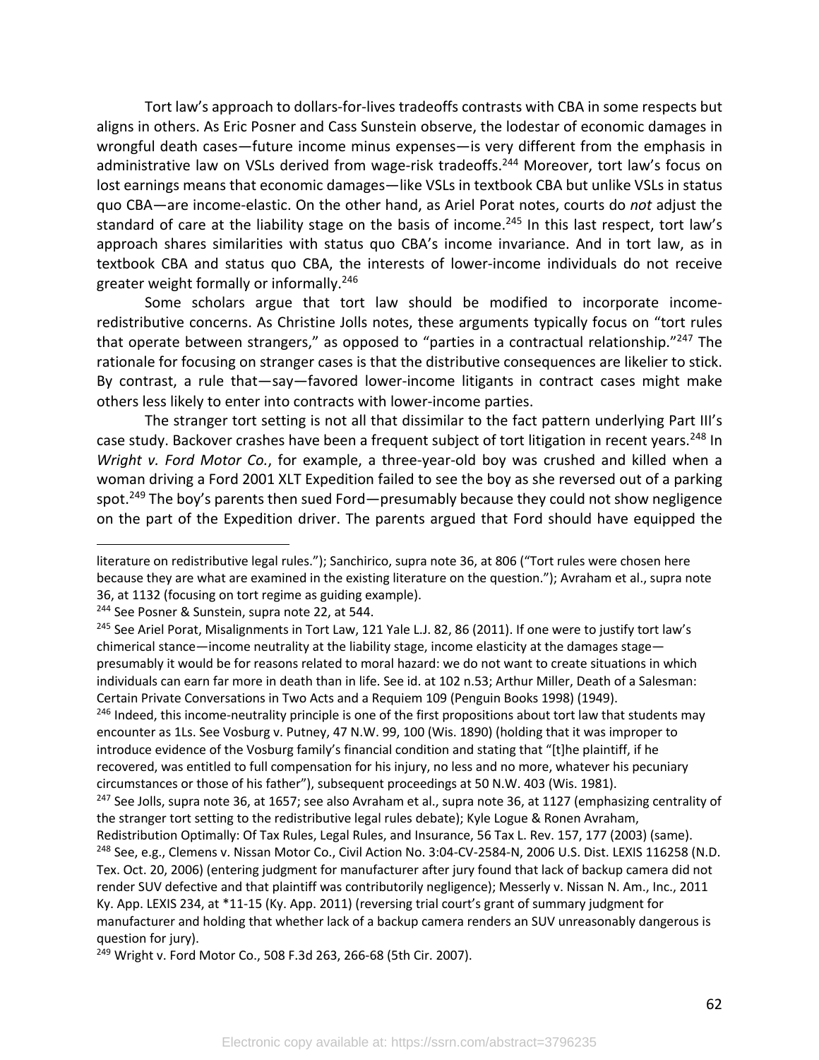Tort law's approach to dollars-for-lives tradeoffs contrasts with CBA in some respects but aligns in others. As Eric Posner and Cass Sunstein observe, the lodestar of economic damages in wrongful death cases—future income minus expenses—is very different from the emphasis in administrative law on VSLs derived from wage-risk tradeoffs.[244] Moreover, tort law's focus on lost earnings means that economic damages—like VSLs in textbook CBA but unlike VSLs in status quo CBA—are income-elastic. On the other hand, as Ariel Porat notes, courts do *not* adjust the standard of care at the liability stage on the basis of income.[245] In this last respect, tort law's approach shares similarities with status quo CBA's income invariance. And in tort law, as in textbook CBA and status quo CBA, the interests of lower-income individuals do not receive greater weight formally or informally.[246]

Some scholars argue that tort law should be modified to incorporate income-redistributive concerns. As Christine Jolls notes, these arguments typically focus on "tort rules that operate between strangers," as opposed to "parties in a contractual relationship."[247] The rationale for focusing on stranger cases is that the distributive consequences are likelier to stick. By contrast, a rule that—say—favored lower-income litigants in contract cases might make others less likely to enter into contracts with lower-income parties.

The stranger tort setting is not all that dissimilar to the fact pattern underlying Part III's case study. Backover crashes have been a frequent subject of tort litigation in recent years.[248] In *Wright v. Ford Motor Co.*, for example, a three-year-old boy was crushed and killed when a woman driving a Ford 2001 XLT Expedition failed to see the boy as she reversed out of a parking spot.[249] The boy's parents then sued Ford—presumably because they could not show negligence on the part of the Expedition driver. The parents argued that Ford should have equipped the

---

literature on redistributive legal rules."); Sanchirico, supra note 36, at 806 ("Tort rules were chosen here because they are what are examined in the existing literature on the question."); Avraham et al., supra note 36, at 1132 (focusing on tort regime as guiding example).

[244] See Posner & Sunstein, supra note 22, at 544.

[245] See Ariel Porat, Misalignments in Tort Law, 121 Yale L.J. 82, 86 (2011). If one were to justify tort law's chimerical stance—income neutrality at the liability stage, income elasticity at the damages stage—presumably it would be for reasons related to moral hazard: we do not want to create situations in which individuals can earn far more in death than in life. See id. at 102 n.53; Arthur Miller, Death of a Salesman: Certain Private Conversations in Two Acts and a Requiem 109 (Penguin Books 1998) (1949).

[246] Indeed, this income-neutrality principle is one of the first propositions about tort law that students may encounter as 1Ls. See Vosburg v. Putney, 47 N.W. 99, 100 (Wis. 1890) (holding that it was improper to introduce evidence of the Vosburg family's financial condition and stating that "[t]he plaintiff, if he recovered, was entitled to full compensation for his injury, no less and no more, whatever his pecuniary circumstances or those of his father"), subsequent proceedings at 50 N.W. 403 (Wis. 1981).

[247] See Jolls, supra note 36, at 1657; see also Avraham et al., supra note 36, at 1127 (emphasizing centrality of the stranger tort setting to the redistributive legal rules debate); Kyle Logue & Ronen Avraham, Redistribution Optimally: Of Tax Rules, Legal Rules, and Insurance, 56 Tax L. Rev. 157, 177 (2003) (same).

[248] See, e.g., Clemens v. Nissan Motor Co., Civil Action No. 3:04-CV-2584-N, 2006 U.S. Dist. LEXIS 116258 (N.D. Tex. Oct. 20, 2006) (entering judgment for manufacturer after jury found that lack of backup camera did not render SUV defective and that plaintiff was contributorily negligence); Messerly v. Nissan N. Am., Inc., 2011 Ky. App. LEXIS 234, at *11-15 (Ky. App. 2011) (reversing trial court's grant of summary judgment for manufacturer and holding that whether lack of a backup camera renders an SUV unreasonably dangerous is question for jury).

[249] Wright v. Ford Motor Co., 508 F.3d 263, 266-68 (5th Cir. 2007).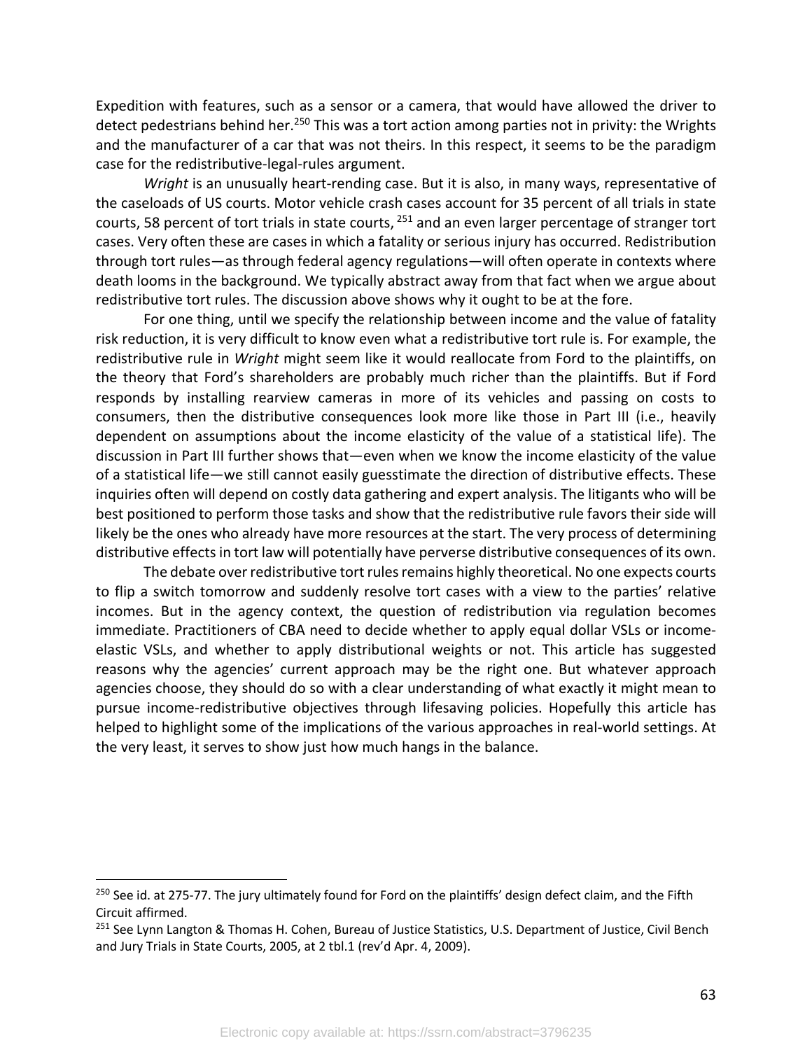Expedition with features, such as a sensor or a camera, that would have allowed the driver to detect pedestrians behind her.[250] This was a tort action among parties not in privity: the Wrights and the manufacturer of a car that was not theirs. In this respect, it seems to be the paradigm case for the redistributive-legal-rules argument.

*Wright* is an unusually heart-rending case. But it is also, in many ways, representative of the caseloads of US courts. Motor vehicle crash cases account for 35 percent of all trials in state courts, 58 percent of tort trials in state courts, [251] and an even larger percentage of stranger tort cases. Very often these are cases in which a fatality or serious injury has occurred. Redistribution through tort rules—as through federal agency regulations—will often operate in contexts where death looms in the background. We typically abstract away from that fact when we argue about redistributive tort rules. The discussion above shows why it ought to be at the fore.

For one thing, until we specify the relationship between income and the value of fatality risk reduction, it is very difficult to know even what a redistributive tort rule is. For example, the redistributive rule in *Wright* might seem like it would reallocate from Ford to the plaintiffs, on the theory that Ford's shareholders are probably much richer than the plaintiffs. But if Ford responds by installing rearview cameras in more of its vehicles and passing on costs to consumers, then the distributive consequences look more like those in Part III (i.e., heavily dependent on assumptions about the income elasticity of the value of a statistical life). The discussion in Part III further shows that—even when we know the income elasticity of the value of a statistical life—we still cannot easily guesstimate the direction of distributive effects. These inquiries often will depend on costly data gathering and expert analysis. The litigants who will be best positioned to perform those tasks and show that the redistributive rule favors their side will likely be the ones who already have more resources at the start. The very process of determining distributive effects in tort law will potentially have perverse distributive consequences of its own.

The debate over redistributive tort rules remains highly theoretical. No one expects courts to flip a switch tomorrow and suddenly resolve tort cases with a view to the parties' relative incomes. But in the agency context, the question of redistribution via regulation becomes immediate. Practitioners of CBA need to decide whether to apply equal dollar VSLs or income-elastic VSLs, and whether to apply distributional weights or not. This article has suggested reasons why the agencies' current approach may be the right one. But whatever approach agencies choose, they should do so with a clear understanding of what exactly it might mean to pursue income-redistributive objectives through lifesaving policies. Hopefully this article has helped to highlight some of the implications of the various approaches in real-world settings. At the very least, it serves to show just how much hangs in the balance.

---

[250] See id. at 275-77. The jury ultimately found for Ford on the plaintiffs' design defect claim, and the Fifth Circuit affirmed.

[251] See Lynn Langton & Thomas H. Cohen, Bureau of Justice Statistics, U.S. Department of Justice, Civil Bench and Jury Trials in State Courts, 2005, at 2 tbl.1 (rev'd Apr. 4, 2009).